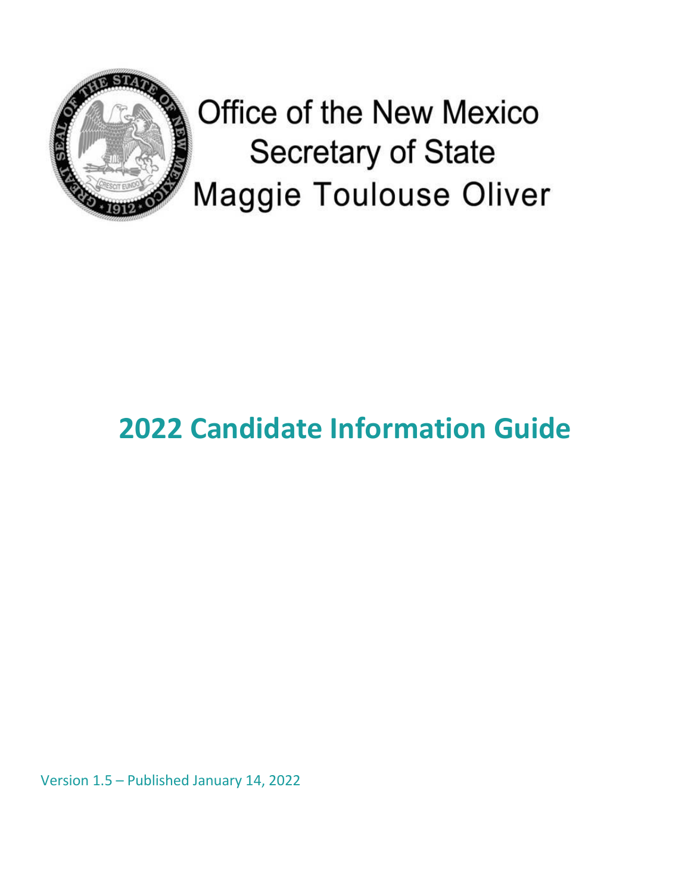Office of the New Mexico Secretary of State Maggie Toulouse Oliver

# 2022 Candidate Information Guide

Version 1.5 – Published January 14, 2022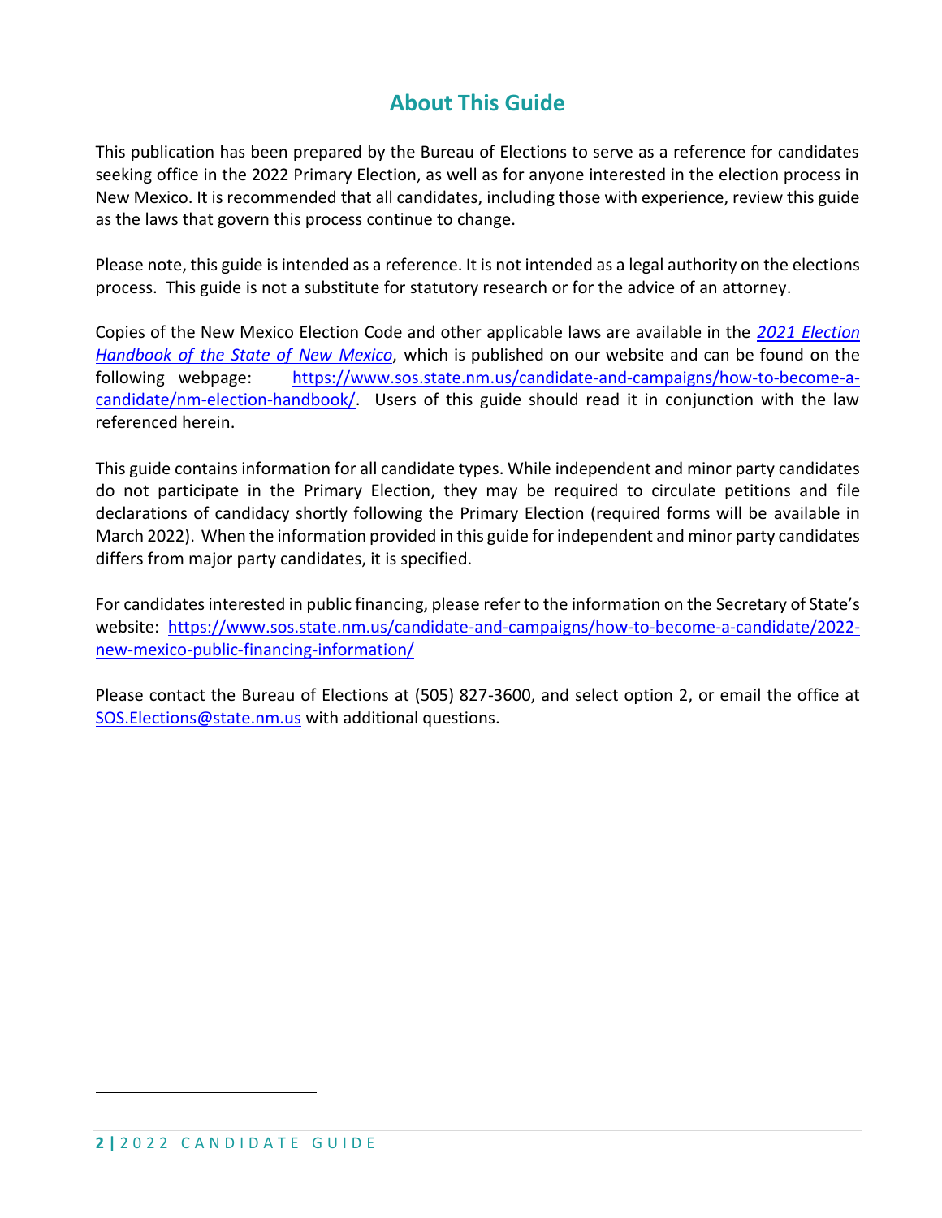# About This Guide

This publication has been prepared by the Bureau of Elections to serve as a reference for candidates seeking office in the 2022 Primary Election, as well as for anyone interested in the election process in New Mexico. It is recommended that all candidates, including those with experience, review this guide as the laws that govern this process continue to change.

Please note, this guide is intended as a reference. It is not intended as a legal authority on the elections process. This guide is not a substitute for statutory research or for the advice of an attorney.

Copies of the New Mexico Election Code and other applicable laws are available in the *2021 Election Handbook of the State of New Mexico*, which is published on our website and can be found on the following webpage: https://www.sos.state.nm.us/candidate-and-campaigns/how-to-become-a-candidate/nm-election-handbook/. Users of this guide should read it in conjunction with the law referenced herein.

This guide contains information for all candidate types. While independent and minor party candidates do not participate in the Primary Election, they may be required to circulate petitions and file declarations of candidacy shortly following the Primary Election (required forms will be available in March 2022). When the information provided in this guide for independent and minor party candidates differs from major party candidates, it is specified.

For candidates interested in public financing, please refer to the information on the Secretary of State's website: https://www.sos.state.nm.us/candidate-and-campaigns/how-to-become-a-candidate/2022-new-mexico-public-financing-information/

Please contact the Bureau of Elections at (505) 827-3600, and select option 2, or email the office at SOS.Elections@state.nm.us with additional questions.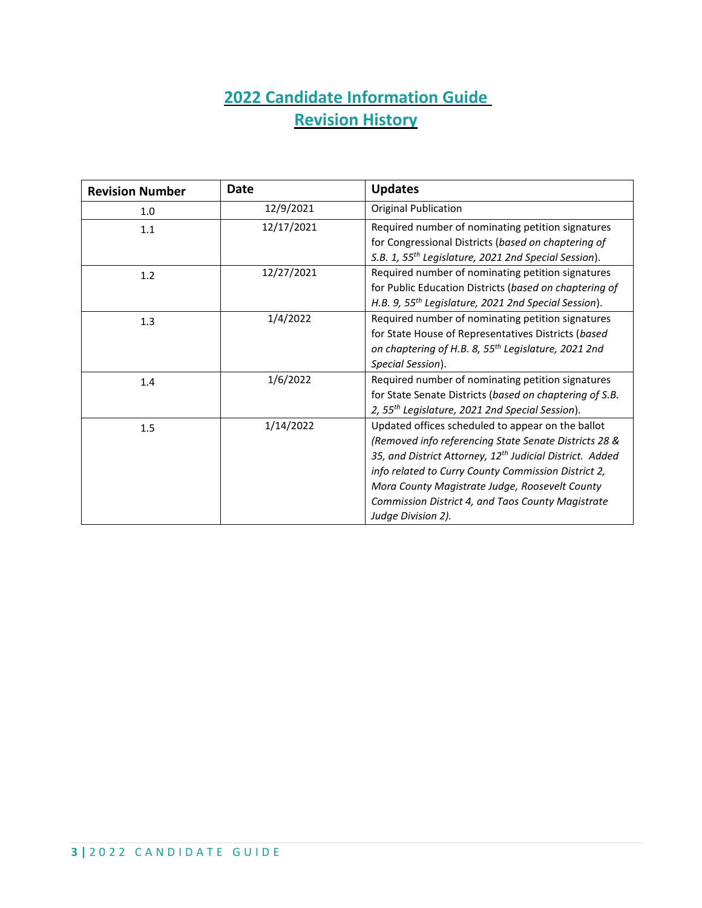# 2022 Candidate Information Guide
## Revision History

| Revision Number | Date | Updates |
|---|---|---|
| 1.0 | 12/9/2021 | Original Publication |
| 1.1 | 12/17/2021 | Required number of nominating petition signatures for Congressional Districts (*based on chaptering of S.B. 1, 55th Legislature, 2021 2nd Special Session*). |
| 1.2 | 12/27/2021 | Required number of nominating petition signatures for Public Education Districts (*based on chaptering of H.B. 9, 55th Legislature, 2021 2nd Special Session*). |
| 1.3 | 1/4/2022 | Required number of nominating petition signatures for State House of Representatives Districts (*based on chaptering of H.B. 8, 55th Legislature, 2021 2nd Special Session*). |
| 1.4 | 1/6/2022 | Required number of nominating petition signatures for State Senate Districts (*based on chaptering of S.B. 2, 55th Legislature, 2021 2nd Special Session*). |
| 1.5 | 1/14/2022 | Updated offices scheduled to appear on the ballot *(Removed info referencing State Senate Districts 28 & 35, and District Attorney, 12th Judicial District. Added info related to Curry County Commission District 2, Mora County Magistrate Judge, Roosevelt County Commission District 4, and Taos County Magistrate Judge Division 2).* |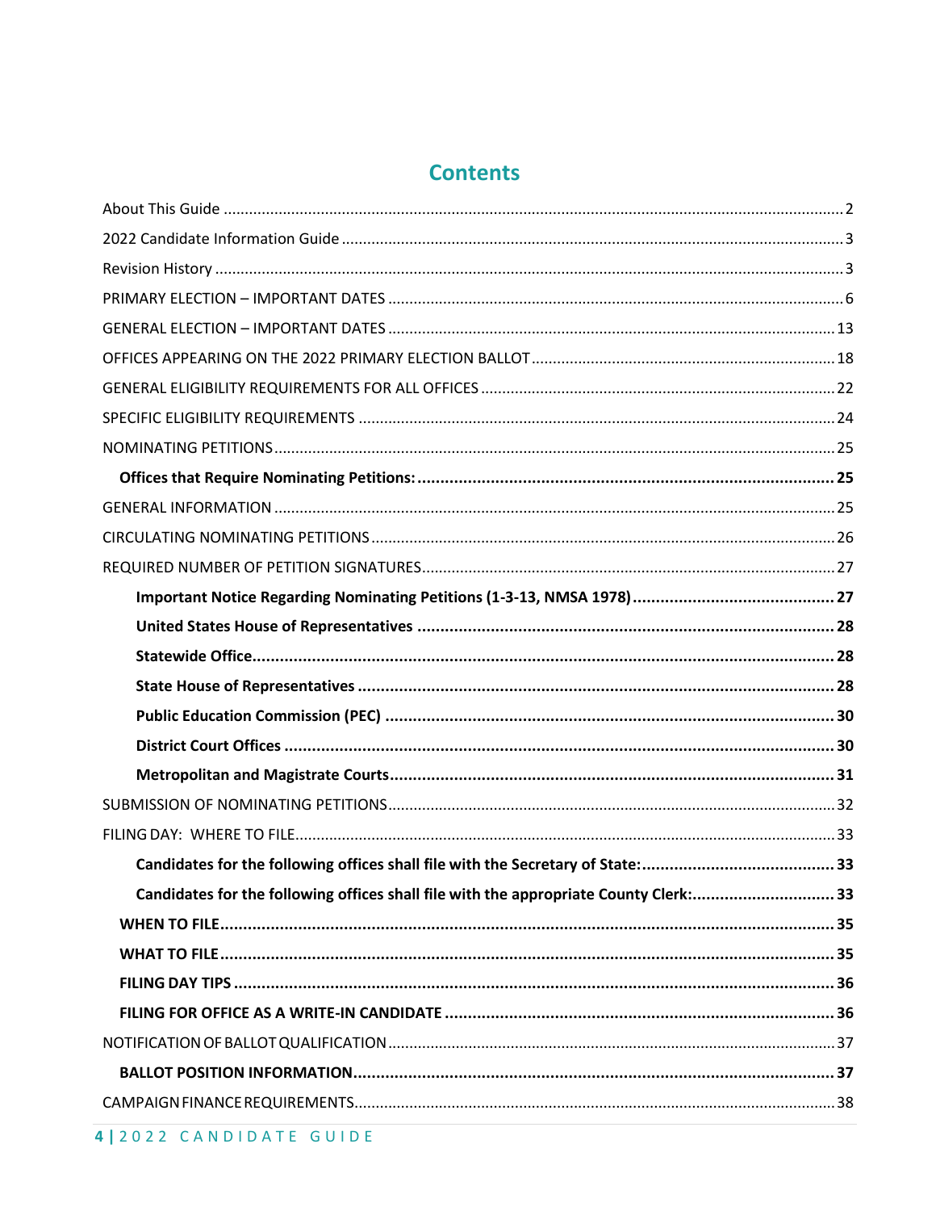# Contents

About This Guide ..... 2

2022 Candidate Information Guide ..... 3

Revision History ..... 3

PRIMARY ELECTION – IMPORTANT DATES ..... 6

GENERAL ELECTION – IMPORTANT DATES ..... 13

OFFICES APPEARING ON THE 2022 PRIMARY ELECTION BALLOT ..... 18

GENERAL ELIGIBILITY REQUIREMENTS FOR ALL OFFICES ..... 22

SPECIFIC ELIGIBILITY REQUIREMENTS ..... 24

NOMINATING PETITIONS ..... 25

- **Offices that Require Nominating Petitions: ..... 25**

GENERAL INFORMATION ..... 25

CIRCULATING NOMINATING PETITIONS ..... 26

REQUIRED NUMBER OF PETITION SIGNATURES ..... 27

- **Important Notice Regarding Nominating Petitions (1-3-13, NMSA 1978) ..... 27**
- **United States House of Representatives ..... 28**
- **Statewide Office ..... 28**
- **State House of Representatives ..... 28**
- **Public Education Commission (PEC) ..... 30**
- **District Court Offices ..... 30**
- **Metropolitan and Magistrate Courts ..... 31**

SUBMISSION OF NOMINATING PETITIONS ..... 32

FILING DAY: WHERE TO FILE ..... 33

- **Candidates for the following offices shall file with the Secretary of State: ..... 33**
- **Candidates for the following offices shall file with the appropriate County Clerk: ..... 33**
- **WHEN TO FILE ..... 35**
- **WHAT TO FILE ..... 35**
- **FILING DAY TIPS ..... 36**
- **FILING FOR OFFICE AS A WRITE-IN CANDIDATE ..... 36**

NOTIFICATION OF BALLOT QUALIFICATION ..... 37

- **BALLOT POSITION INFORMATION ..... 37**

CAMPAIGN FINANCE REQUIREMENTS ..... 38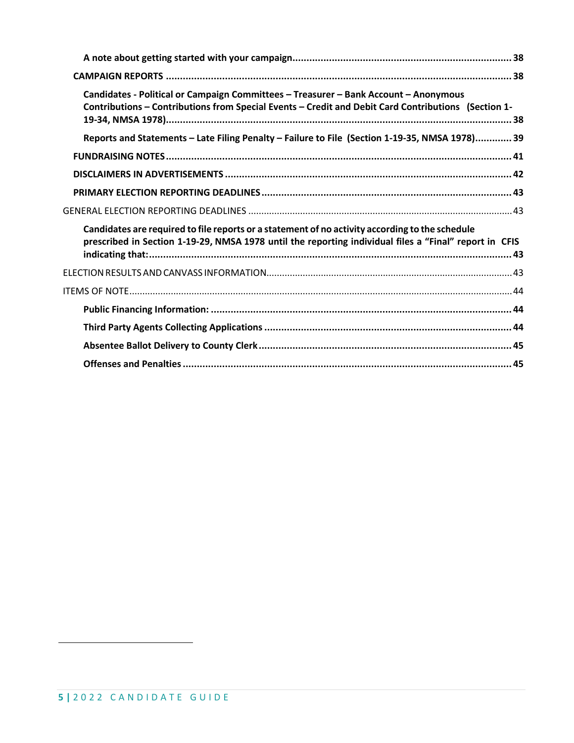**A note about getting started with your campaign..................................................................................38**

**CAMPAIGN REPORTS ..........................................................................................................................38**

**Candidates - Political or Campaign Committees – Treasurer – Bank Account – Anonymous Contributions – Contributions from Special Events – Credit and Debit Card Contributions (Section 1-19-34, NMSA 1978).........................................................................................................................38**

**Reports and Statements – Late Filing Penalty – Failure to File (Section 1-19-35, NMSA 1978).............39**

**FUNDRAISING NOTES..........................................................................................................................41**

**DISCLAIMERS IN ADVERTISEMENTS ....................................................................................................42**

**PRIMARY ELECTION REPORTING DEADLINES.........................................................................................43**

GENERAL ELECTION REPORTING DEADLINES ....................................................................................................43

**Candidates are required to file reports or a statement of no activity according to the schedule prescribed in Section 1-19-29, NMSA 1978 until the reporting individual files a "Final" report in CFIS indicating that:.................................................................................................................................43**

ELECTION RESULTS AND CANVASS INFORMATION.............................................................................................43

ITEMS OF NOTE.................................................................................................................................................44

**Public Financing Information: ...........................................................................................................44**

**Third Party Agents Collecting Applications .......................................................................................44**

**Absentee Ballot Delivery to County Clerk..........................................................................................45**

**Offenses and Penalties .....................................................................................................................45**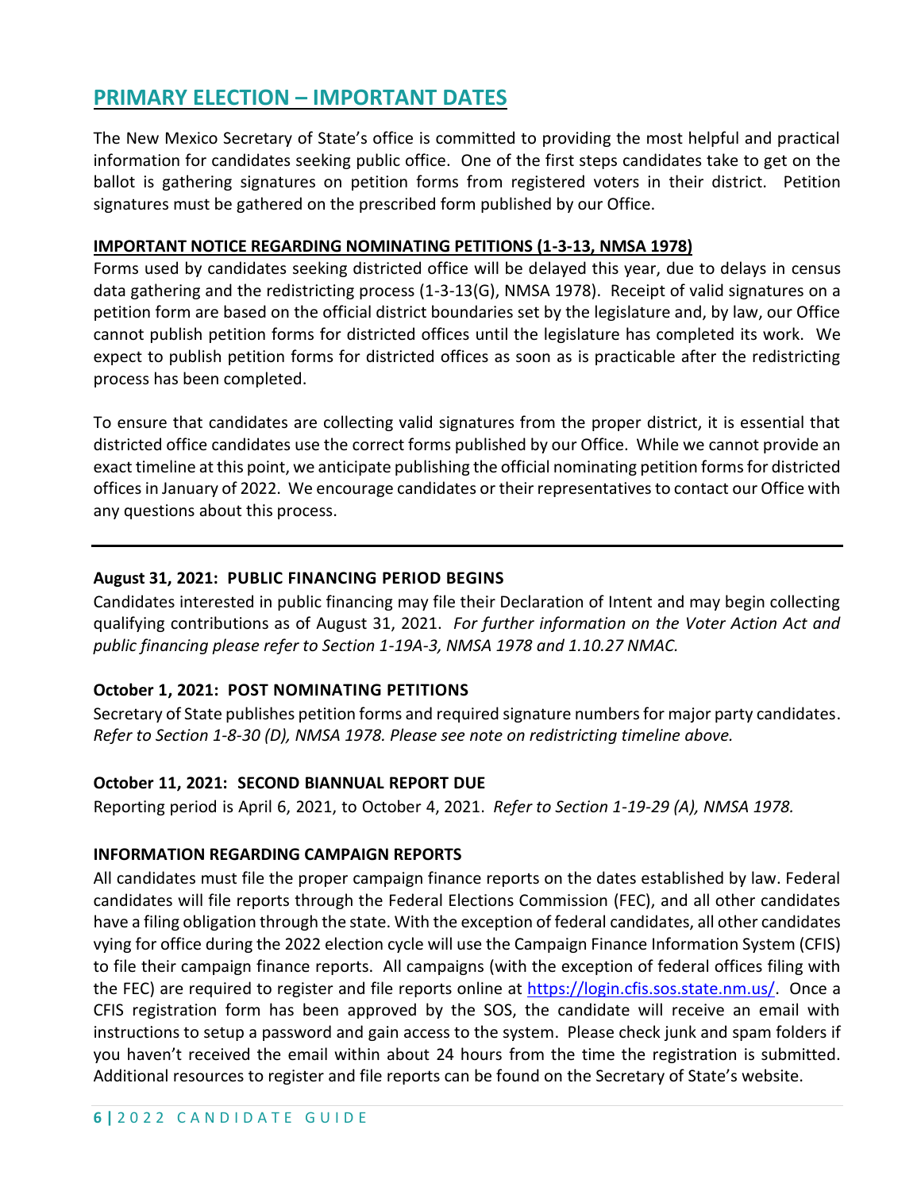## PRIMARY ELECTION – IMPORTANT DATES

The New Mexico Secretary of State's office is committed to providing the most helpful and practical information for candidates seeking public office. One of the first steps candidates take to get on the ballot is gathering signatures on petition forms from registered voters in their district. Petition signatures must be gathered on the prescribed form published by our Office.

**IMPORTANT NOTICE REGARDING NOMINATING PETITIONS (1-3-13, NMSA 1978)**

Forms used by candidates seeking districted office will be delayed this year, due to delays in census data gathering and the redistricting process (1-3-13(G), NMSA 1978). Receipt of valid signatures on a petition form are based on the official district boundaries set by the legislature and, by law, our Office cannot publish petition forms for districted offices until the legislature has completed its work. We expect to publish petition forms for districted offices as soon as is practicable after the redistricting process has been completed.

To ensure that candidates are collecting valid signatures from the proper district, it is essential that districted office candidates use the correct forms published by our Office. While we cannot provide an exact timeline at this point, we anticipate publishing the official nominating petition forms for districted offices in January of 2022. We encourage candidates or their representatives to contact our Office with any questions about this process.

---

**August 31, 2021: PUBLIC FINANCING PERIOD BEGINS**

Candidates interested in public financing may file their Declaration of Intent and may begin collecting qualifying contributions as of August 31, 2021. *For further information on the Voter Action Act and public financing please refer to Section 1-19A-3, NMSA 1978 and 1.10.27 NMAC.*

**October 1, 2021: POST NOMINATING PETITIONS**

Secretary of State publishes petition forms and required signature numbers for major party candidates. *Refer to Section 1-8-30 (D), NMSA 1978. Please see note on redistricting timeline above.*

**October 11, 2021: SECOND BIANNUAL REPORT DUE**

Reporting period is April 6, 2021, to October 4, 2021. *Refer to Section 1-19-29 (A), NMSA 1978.*

**INFORMATION REGARDING CAMPAIGN REPORTS**

All candidates must file the proper campaign finance reports on the dates established by law. Federal candidates will file reports through the Federal Elections Commission (FEC), and all other candidates have a filing obligation through the state. With the exception of federal candidates, all other candidates vying for office during the 2022 election cycle will use the Campaign Finance Information System (CFIS) to file their campaign finance reports. All campaigns (with the exception of federal offices filing with the FEC) are required to register and file reports online at https://login.cfis.sos.state.nm.us/. Once a CFIS registration form has been approved by the SOS, the candidate will receive an email with instructions to setup a password and gain access to the system. Please check junk and spam folders if you haven't received the email within about 24 hours from the time the registration is submitted. Additional resources to register and file reports can be found on the Secretary of State's website.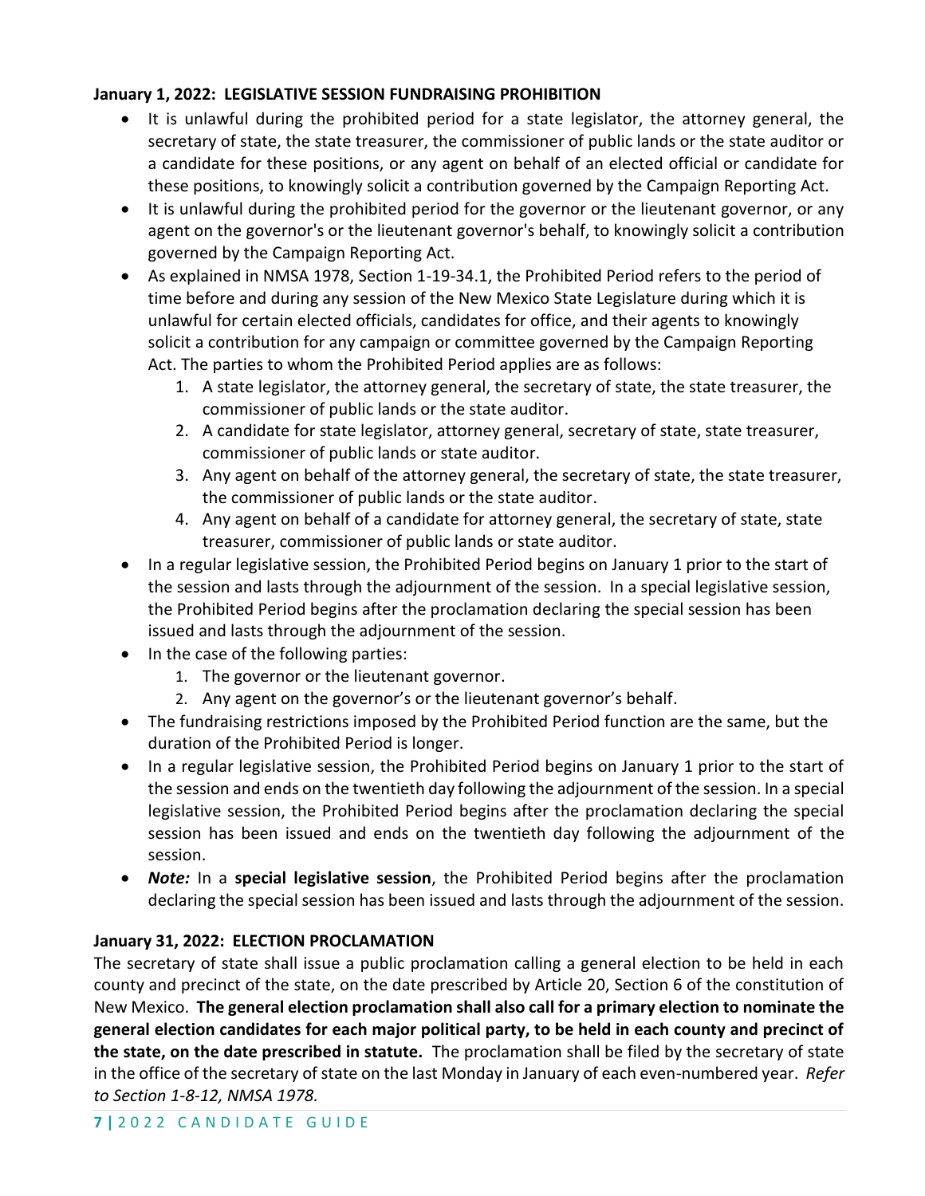**January 1, 2022: LEGISLATIVE SESSION FUNDRAISING PROHIBITION**

- It is unlawful during the prohibited period for a state legislator, the attorney general, the secretary of state, the state treasurer, the commissioner of public lands or the state auditor or a candidate for these positions, or any agent on behalf of an elected official or candidate for these positions, to knowingly solicit a contribution governed by the Campaign Reporting Act.
- It is unlawful during the prohibited period for the governor or the lieutenant governor, or any agent on the governor's or the lieutenant governor's behalf, to knowingly solicit a contribution governed by the Campaign Reporting Act.
- As explained in NMSA 1978, Section 1-19-34.1, the Prohibited Period refers to the period of time before and during any session of the New Mexico State Legislature during which it is unlawful for certain elected officials, candidates for office, and their agents to knowingly solicit a contribution for any campaign or committee governed by the Campaign Reporting Act. The parties to whom the Prohibited Period applies are as follows:
    1. A state legislator, the attorney general, the secretary of state, the state treasurer, the commissioner of public lands or the state auditor.
    2. A candidate for state legislator, attorney general, secretary of state, state treasurer, commissioner of public lands or state auditor.
    3. Any agent on behalf of the attorney general, the secretary of state, the state treasurer, the commissioner of public lands or the state auditor.
    4. Any agent on behalf of a candidate for attorney general, the secretary of state, state treasurer, commissioner of public lands or state auditor.
- In a regular legislative session, the Prohibited Period begins on January 1 prior to the start of the session and lasts through the adjournment of the session. In a special legislative session, the Prohibited Period begins after the proclamation declaring the special session has been issued and lasts through the adjournment of the session.
- In the case of the following parties:
    1. The governor or the lieutenant governor.
    2. Any agent on the governor's or the lieutenant governor's behalf.
- The fundraising restrictions imposed by the Prohibited Period function are the same, but the duration of the Prohibited Period is longer.
- In a regular legislative session, the Prohibited Period begins on January 1 prior to the start of the session and ends on the twentieth day following the adjournment of the session. In a special legislative session, the Prohibited Period begins after the proclamation declaring the special session has been issued and ends on the twentieth day following the adjournment of the session.
- ***Note:*** In a **special legislative session**, the Prohibited Period begins after the proclamation declaring the special session has been issued and lasts through the adjournment of the session.

**January 31, 2022: ELECTION PROCLAMATION**

The secretary of state shall issue a public proclamation calling a general election to be held in each county and precinct of the state, on the date prescribed by Article 20, Section 6 of the constitution of New Mexico. **The general election proclamation shall also call for a primary election to nominate the general election candidates for each major political party, to be held in each county and precinct of the state, on the date prescribed in statute.** The proclamation shall be filed by the secretary of state in the office of the secretary of state on the last Monday in January of each even-numbered year. *Refer to Section 1-8-12, NMSA 1978.*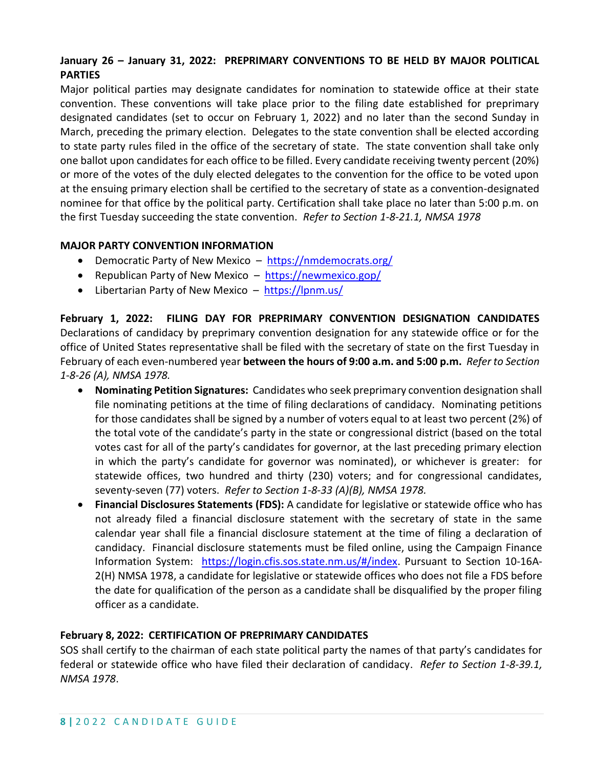**January 26 – January 31, 2022: PREPRIMARY CONVENTIONS TO BE HELD BY MAJOR POLITICAL PARTIES**
Major political parties may designate candidates for nomination to statewide office at their state convention. These conventions will take place prior to the filing date established for preprimary designated candidates (set to occur on February 1, 2022) and no later than the second Sunday in March, preceding the primary election. Delegates to the state convention shall be elected according to state party rules filed in the office of the secretary of state. The state convention shall take only one ballot upon candidates for each office to be filled. Every candidate receiving twenty percent (20%) or more of the votes of the duly elected delegates to the convention for the office to be voted upon at the ensuing primary election shall be certified to the secretary of state as a convention-designated nominee for that office by the political party. Certification shall take place no later than 5:00 p.m. on the first Tuesday succeeding the state convention. *Refer to Section 1-8-21.1, NMSA 1978*

**MAJOR PARTY CONVENTION INFORMATION**

- Democratic Party of New Mexico – https://nmdemocrats.org/
- Republican Party of New Mexico – https://newmexico.gop/
- Libertarian Party of New Mexico – https://lpnm.us/

**February 1, 2022: FILING DAY FOR PREPRIMARY CONVENTION DESIGNATION CANDIDATES**
Declarations of candidacy by preprimary convention designation for any statewide office or for the office of United States representative shall be filed with the secretary of state on the first Tuesday in February of each even-numbered year **between the hours of 9:00 a.m. and 5:00 p.m.** *Refer to Section 1-8-26 (A), NMSA 1978.*

- **Nominating Petition Signatures:** Candidates who seek preprimary convention designation shall file nominating petitions at the time of filing declarations of candidacy. Nominating petitions for those candidates shall be signed by a number of voters equal to at least two percent (2%) of the total vote of the candidate's party in the state or congressional district (based on the total votes cast for all of the party's candidates for governor, at the last preceding primary election in which the party's candidate for governor was nominated), or whichever is greater: for statewide offices, two hundred and thirty (230) voters; and for congressional candidates, seventy-seven (77) voters. *Refer to Section 1-8-33 (A)(B), NMSA 1978.*
- **Financial Disclosures Statements (FDS):** A candidate for legislative or statewide office who has not already filed a financial disclosure statement with the secretary of state in the same calendar year shall file a financial disclosure statement at the time of filing a declaration of candidacy. Financial disclosure statements must be filed online, using the Campaign Finance Information System: https://login.cfis.sos.state.nm.us/#/index. Pursuant to Section 10-16A-2(H) NMSA 1978, a candidate for legislative or statewide offices who does not file a FDS before the date for qualification of the person as a candidate shall be disqualified by the proper filing officer as a candidate.

**February 8, 2022: CERTIFICATION OF PREPRIMARY CANDIDATES**
SOS shall certify to the chairman of each state political party the names of that party's candidates for federal or statewide office who have filed their declaration of candidacy. *Refer to Section 1-8-39.1, NMSA 1978*.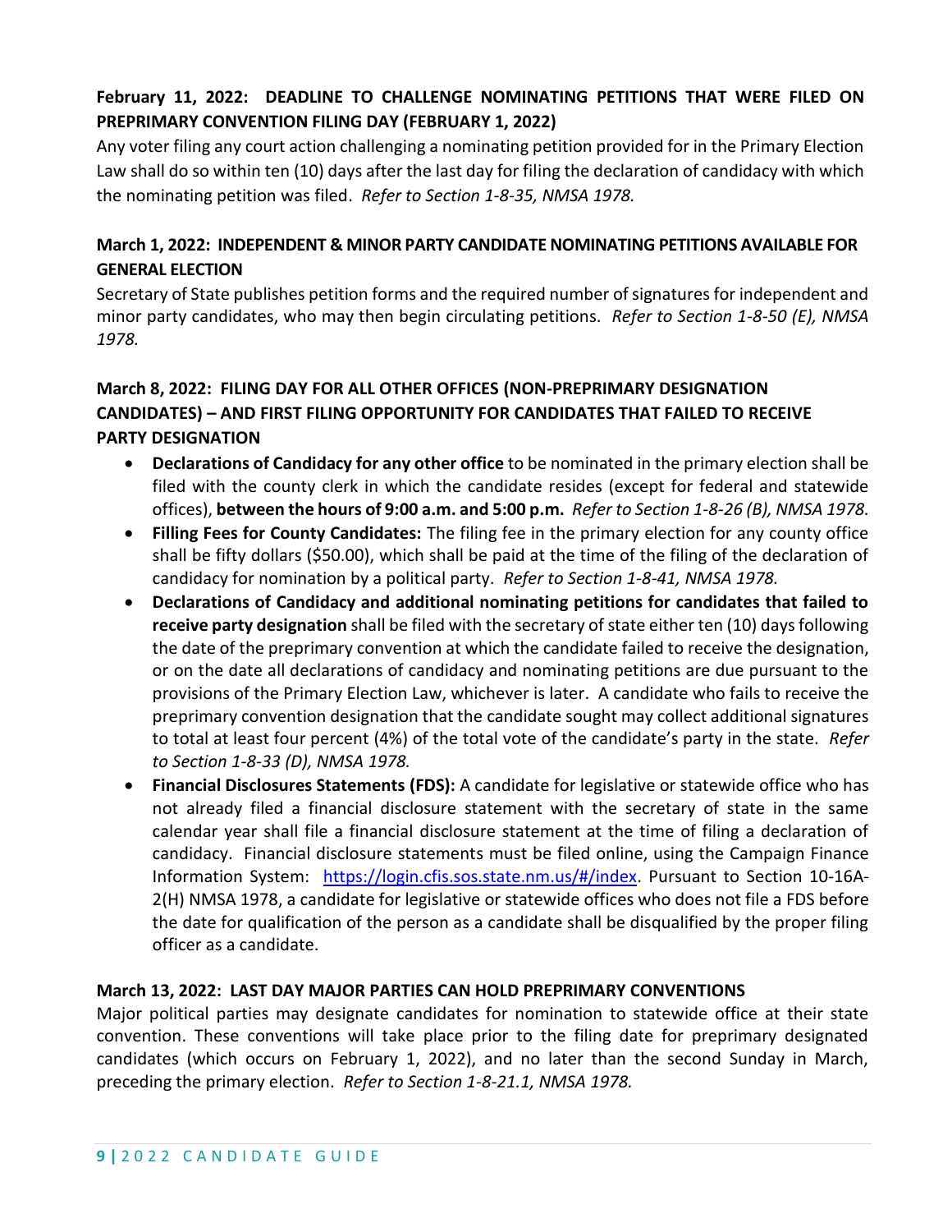**February 11, 2022: DEADLINE TO CHALLENGE NOMINATING PETITIONS THAT WERE FILED ON PREPRIMARY CONVENTION FILING DAY (FEBRUARY 1, 2022)**

Any voter filing any court action challenging a nominating petition provided for in the Primary Election Law shall do so within ten (10) days after the last day for filing the declaration of candidacy with which the nominating petition was filed. *Refer to Section 1-8-35, NMSA 1978.*

**March 1, 2022: INDEPENDENT & MINOR PARTY CANDIDATE NOMINATING PETITIONS AVAILABLE FOR GENERAL ELECTION**

Secretary of State publishes petition forms and the required number of signatures for independent and minor party candidates, who may then begin circulating petitions. *Refer to Section 1-8-50 (E), NMSA 1978.*

**March 8, 2022: FILING DAY FOR ALL OTHER OFFICES (NON-PREPRIMARY DESIGNATION CANDIDATES) – AND FIRST FILING OPPORTUNITY FOR CANDIDATES THAT FAILED TO RECEIVE PARTY DESIGNATION**

- **Declarations of Candidacy for any other office** to be nominated in the primary election shall be filed with the county clerk in which the candidate resides (except for federal and statewide offices), **between the hours of 9:00 a.m. and 5:00 p.m.** *Refer to Section 1-8-26 (B), NMSA 1978.*
- **Filling Fees for County Candidates:** The filing fee in the primary election for any county office shall be fifty dollars ($50.00), which shall be paid at the time of the filing of the declaration of candidacy for nomination by a political party. *Refer to Section 1-8-41, NMSA 1978.*
- **Declarations of Candidacy and additional nominating petitions for candidates that failed to receive party designation** shall be filed with the secretary of state either ten (10) days following the date of the preprimary convention at which the candidate failed to receive the designation, or on the date all declarations of candidacy and nominating petitions are due pursuant to the provisions of the Primary Election Law, whichever is later. A candidate who fails to receive the preprimary convention designation that the candidate sought may collect additional signatures to total at least four percent (4%) of the total vote of the candidate's party in the state. *Refer to Section 1-8-33 (D), NMSA 1978.*
- **Financial Disclosures Statements (FDS):** A candidate for legislative or statewide office who has not already filed a financial disclosure statement with the secretary of state in the same calendar year shall file a financial disclosure statement at the time of filing a declaration of candidacy. Financial disclosure statements must be filed online, using the Campaign Finance Information System: https://login.cfis.sos.state.nm.us/#/index. Pursuant to Section 10-16A-2(H) NMSA 1978, a candidate for legislative or statewide offices who does not file a FDS before the date for qualification of the person as a candidate shall be disqualified by the proper filing officer as a candidate.

**March 13, 2022: LAST DAY MAJOR PARTIES CAN HOLD PREPRIMARY CONVENTIONS**

Major political parties may designate candidates for nomination to statewide office at their state convention. These conventions will take place prior to the filing date for preprimary designated candidates (which occurs on February 1, 2022), and no later than the second Sunday in March, preceding the primary election. *Refer to Section 1-8-21.1, NMSA 1978.*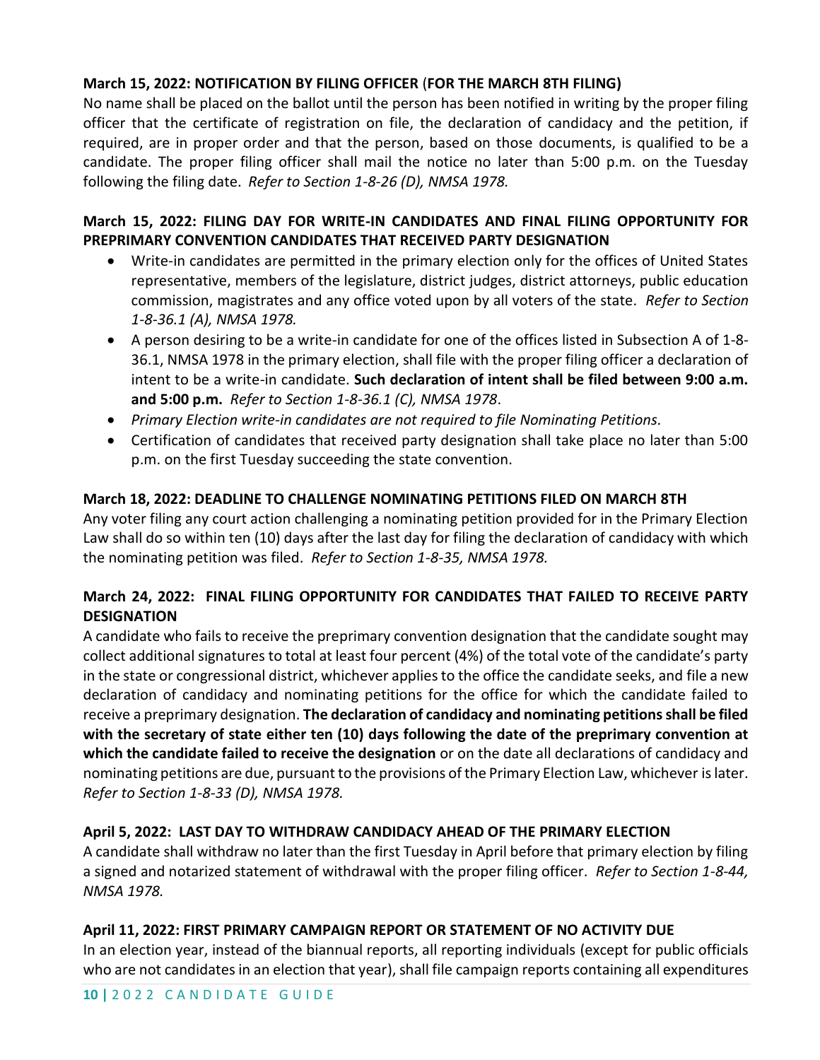**March 15, 2022: NOTIFICATION BY FILING OFFICER (FOR THE MARCH 8TH FILING)**

No name shall be placed on the ballot until the person has been notified in writing by the proper filing officer that the certificate of registration on file, the declaration of candidacy and the petition, if required, are in proper order and that the person, based on those documents, is qualified to be a candidate. The proper filing officer shall mail the notice no later than 5:00 p.m. on the Tuesday following the filing date. *Refer to Section 1-8-26 (D), NMSA 1978.*

**March 15, 2022: FILING DAY FOR WRITE-IN CANDIDATES AND FINAL FILING OPPORTUNITY FOR PREPRIMARY CONVENTION CANDIDATES THAT RECEIVED PARTY DESIGNATION**

- Write-in candidates are permitted in the primary election only for the offices of United States representative, members of the legislature, district judges, district attorneys, public education commission, magistrates and any office voted upon by all voters of the state. *Refer to Section 1-8-36.1 (A), NMSA 1978.*
- A person desiring to be a write-in candidate for one of the offices listed in Subsection A of 1-8-36.1, NMSA 1978 in the primary election, shall file with the proper filing officer a declaration of intent to be a write-in candidate. **Such declaration of intent shall be filed between 9:00 a.m. and 5:00 p.m.** *Refer to Section 1-8-36.1 (C), NMSA 1978*.
- *Primary Election write-in candidates are not required to file Nominating Petitions.*
- Certification of candidates that received party designation shall take place no later than 5:00 p.m. on the first Tuesday succeeding the state convention.

**March 18, 2022: DEADLINE TO CHALLENGE NOMINATING PETITIONS FILED ON MARCH 8TH**

Any voter filing any court action challenging a nominating petition provided for in the Primary Election Law shall do so within ten (10) days after the last day for filing the declaration of candidacy with which the nominating petition was filed. *Refer to Section 1-8-35, NMSA 1978.*

**March 24, 2022: FINAL FILING OPPORTUNITY FOR CANDIDATES THAT FAILED TO RECEIVE PARTY DESIGNATION**

A candidate who fails to receive the preprimary convention designation that the candidate sought may collect additional signatures to total at least four percent (4%) of the total vote of the candidate's party in the state or congressional district, whichever applies to the office the candidate seeks, and file a new declaration of candidacy and nominating petitions for the office for which the candidate failed to receive a preprimary designation. **The declaration of candidacy and nominating petitions shall be filed with the secretary of state either ten (10) days following the date of the preprimary convention at which the candidate failed to receive the designation** or on the date all declarations of candidacy and nominating petitions are due, pursuant to the provisions of the Primary Election Law, whichever is later. *Refer to Section 1-8-33 (D), NMSA 1978.*

**April 5, 2022: LAST DAY TO WITHDRAW CANDIDACY AHEAD OF THE PRIMARY ELECTION**

A candidate shall withdraw no later than the first Tuesday in April before that primary election by filing a signed and notarized statement of withdrawal with the proper filing officer. *Refer to Section 1-8-44, NMSA 1978.*

**April 11, 2022: FIRST PRIMARY CAMPAIGN REPORT OR STATEMENT OF NO ACTIVITY DUE**

In an election year, instead of the biannual reports, all reporting individuals (except for public officials who are not candidates in an election that year), shall file campaign reports containing all expenditures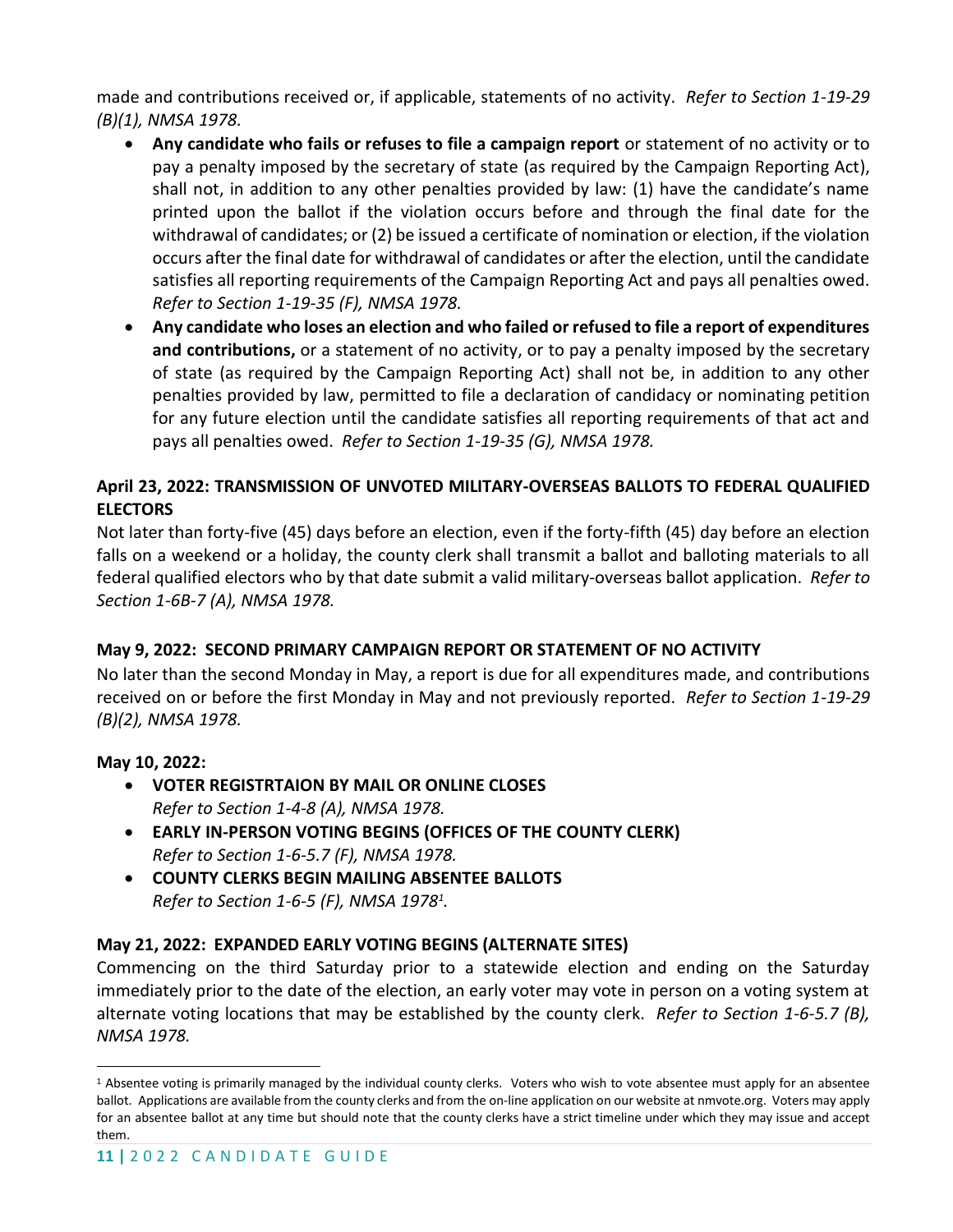made and contributions received or, if applicable, statements of no activity. *Refer to Section 1-19-29 (B)(1), NMSA 1978.*

- **Any candidate who fails or refuses to file a campaign report** or statement of no activity or to pay a penalty imposed by the secretary of state (as required by the Campaign Reporting Act), shall not, in addition to any other penalties provided by law: (1) have the candidate's name printed upon the ballot if the violation occurs before and through the final date for the withdrawal of candidates; or (2) be issued a certificate of nomination or election, if the violation occurs after the final date for withdrawal of candidates or after the election, until the candidate satisfies all reporting requirements of the Campaign Reporting Act and pays all penalties owed. *Refer to Section 1-19-35 (F), NMSA 1978.*
- **Any candidate who loses an election and who failed or refused to file a report of expenditures and contributions,** or a statement of no activity, or to pay a penalty imposed by the secretary of state (as required by the Campaign Reporting Act) shall not be, in addition to any other penalties provided by law, permitted to file a declaration of candidacy or nominating petition for any future election until the candidate satisfies all reporting requirements of that act and pays all penalties owed. *Refer to Section 1-19-35 (G), NMSA 1978.*

### April 23, 2022: TRANSMISSION OF UNVOTED MILITARY-OVERSEAS BALLOTS TO FEDERAL QUALIFIED ELECTORS

Not later than forty-five (45) days before an election, even if the forty-fifth (45) day before an election falls on a weekend or a holiday, the county clerk shall transmit a ballot and balloting materials to all federal qualified electors who by that date submit a valid military-overseas ballot application. *Refer to Section 1-6B-7 (A), NMSA 1978.*

### May 9, 2022: SECOND PRIMARY CAMPAIGN REPORT OR STATEMENT OF NO ACTIVITY

No later than the second Monday in May, a report is due for all expenditures made, and contributions received on or before the first Monday in May and not previously reported. *Refer to Section 1-19-29 (B)(2), NMSA 1978.*

### May 10, 2022:

- **VOTER REGISTRTAION BY MAIL OR ONLINE CLOSES**
  *Refer to Section 1-4-8 (A), NMSA 1978.*
- **EARLY IN-PERSON VOTING BEGINS (OFFICES OF THE COUNTY CLERK)**
  *Refer to Section 1-6-5.7 (F), NMSA 1978.*
- **COUNTY CLERKS BEGIN MAILING ABSENTEE BALLOTS**
  *Refer to Section 1-6-5 (F), NMSA 1978[1].*

### May 21, 2022: EXPANDED EARLY VOTING BEGINS (ALTERNATE SITES)

Commencing on the third Saturday prior to a statewide election and ending on the Saturday immediately prior to the date of the election, an early voter may vote in person on a voting system at alternate voting locations that may be established by the county clerk. *Refer to Section 1-6-5.7 (B), NMSA 1978.*

---

[1] Absentee voting is primarily managed by the individual county clerks. Voters who wish to vote absentee must apply for an absentee ballot. Applications are available from the county clerks and from the on-line application on our website at nmvote.org. Voters may apply for an absentee ballot at any time but should note that the county clerks have a strict timeline under which they may issue and accept them.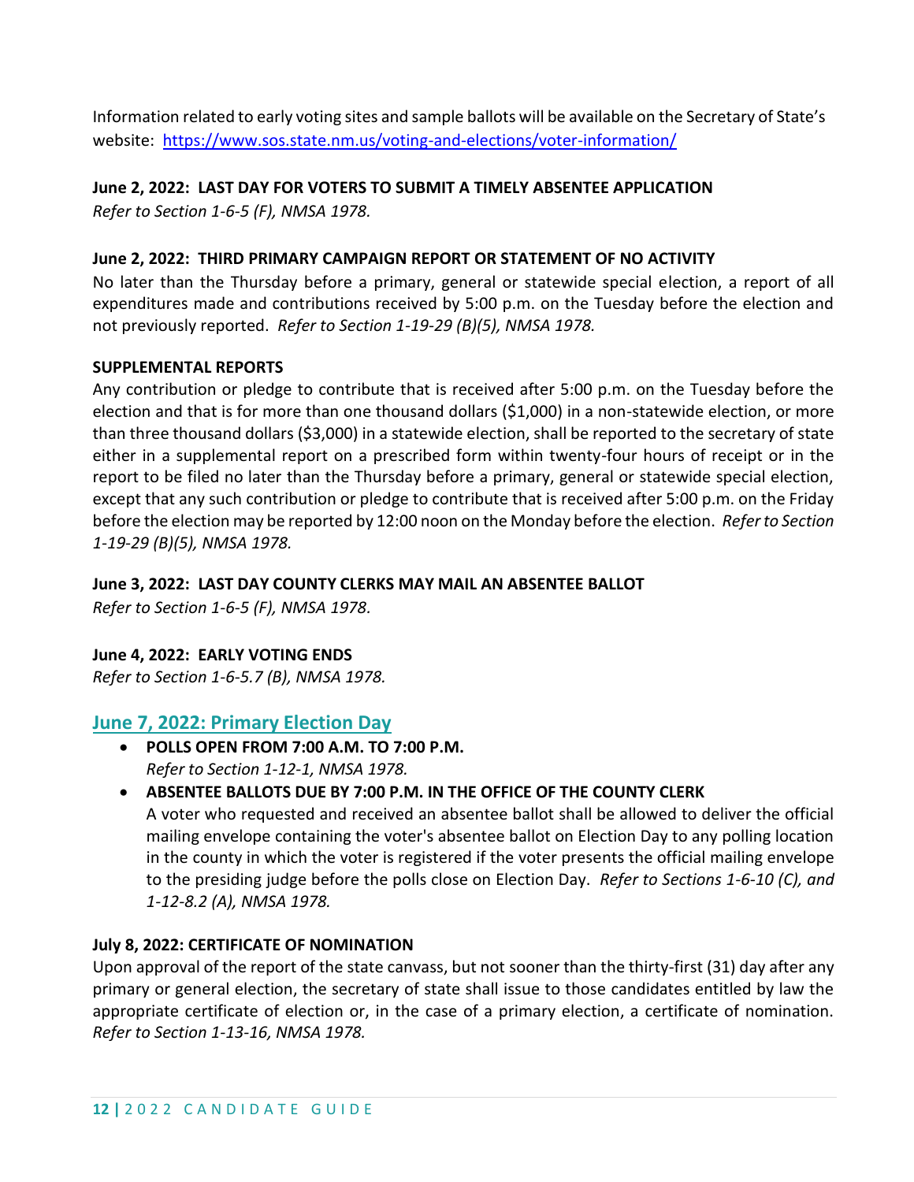Information related to early voting sites and sample ballots will be available on the Secretary of State's website: [https://www.sos.state.nm.us/voting-and-elections/voter-information/](https://www.sos.state.nm.us/voting-and-elections/voter-information/)

**June 2, 2022: LAST DAY FOR VOTERS TO SUBMIT A TIMELY ABSENTEE APPLICATION**
*Refer to Section 1-6-5 (F), NMSA 1978.*

**June 2, 2022: THIRD PRIMARY CAMPAIGN REPORT OR STATEMENT OF NO ACTIVITY**
No later than the Thursday before a primary, general or statewide special election, a report of all expenditures made and contributions received by 5:00 p.m. on the Tuesday before the election and not previously reported. *Refer to Section 1-19-29 (B)(5), NMSA 1978.*

**SUPPLEMENTAL REPORTS**
Any contribution or pledge to contribute that is received after 5:00 p.m. on the Tuesday before the election and that is for more than one thousand dollars ($1,000) in a non-statewide election, or more than three thousand dollars ($3,000) in a statewide election, shall be reported to the secretary of state either in a supplemental report on a prescribed form within twenty-four hours of receipt or in the report to be filed no later than the Thursday before a primary, general or statewide special election, except that any such contribution or pledge to contribute that is received after 5:00 p.m. on the Friday before the election may be reported by 12:00 noon on the Monday before the election. *Refer to Section 1-19-29 (B)(5), NMSA 1978.*

**June 3, 2022: LAST DAY COUNTY CLERKS MAY MAIL AN ABSENTEE BALLOT**
*Refer to Section 1-6-5 (F), NMSA 1978.*

**June 4, 2022: EARLY VOTING ENDS**
*Refer to Section 1-6-5.7 (B), NMSA 1978.*

## June 7, 2022: Primary Election Day

- **POLLS OPEN FROM 7:00 A.M. TO 7:00 P.M.**
  *Refer to Section 1-12-1, NMSA 1978.*
- **ABSENTEE BALLOTS DUE BY 7:00 P.M. IN THE OFFICE OF THE COUNTY CLERK**
  A voter who requested and received an absentee ballot shall be allowed to deliver the official mailing envelope containing the voter's absentee ballot on Election Day to any polling location in the county in which the voter is registered if the voter presents the official mailing envelope to the presiding judge before the polls close on Election Day. *Refer to Sections 1-6-10 (C), and 1-12-8.2 (A), NMSA 1978.*

**July 8, 2022: CERTIFICATE OF NOMINATION**
Upon approval of the report of the state canvass, but not sooner than the thirty-first (31) day after any primary or general election, the secretary of state shall issue to those candidates entitled by law the appropriate certificate of election or, in the case of a primary election, a certificate of nomination. *Refer to Section 1-13-16, NMSA 1978.*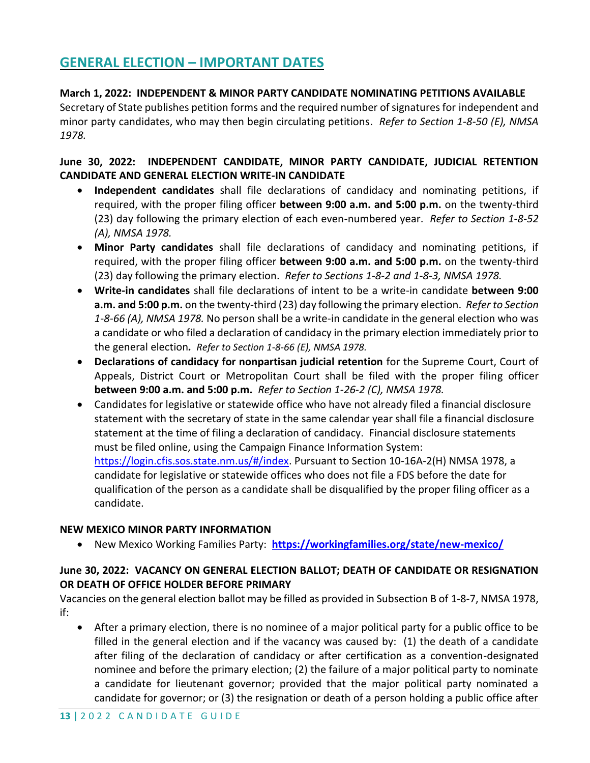## GENERAL ELECTION – IMPORTANT DATES

**March 1, 2022: INDEPENDENT & MINOR PARTY CANDIDATE NOMINATING PETITIONS AVAILABLE**

Secretary of State publishes petition forms and the required number of signatures for independent and minor party candidates, who may then begin circulating petitions. *Refer to Section 1-8-50 (E), NMSA 1978.*

**June 30, 2022: INDEPENDENT CANDIDATE, MINOR PARTY CANDIDATE, JUDICIAL RETENTION CANDIDATE AND GENERAL ELECTION WRITE-IN CANDIDATE**

- **Independent candidates** shall file declarations of candidacy and nominating petitions, if required, with the proper filing officer **between 9:00 a.m. and 5:00 p.m.** on the twenty-third (23) day following the primary election of each even-numbered year. *Refer to Section 1-8-52 (A), NMSA 1978.*
- **Minor Party candidates** shall file declarations of candidacy and nominating petitions, if required, with the proper filing officer **between 9:00 a.m. and 5:00 p.m.** on the twenty-third (23) day following the primary election. *Refer to Sections 1-8-2 and 1-8-3, NMSA 1978.*
- **Write-in candidates** shall file declarations of intent to be a write-in candidate **between 9:00 a.m. and 5:00 p.m.** on the twenty-third (23) day following the primary election. *Refer to Section 1-8-66 (A), NMSA 1978.* No person shall be a write-in candidate in the general election who was a candidate or who filed a declaration of candidacy in the primary election immediately prior to the general election*. Refer to Section 1-8-66 (E), NMSA 1978.*
- **Declarations of candidacy for nonpartisan judicial retention** for the Supreme Court, Court of Appeals, District Court or Metropolitan Court shall be filed with the proper filing officer **between 9:00 a.m. and 5:00 p.m.** *Refer to Section 1-26-2 (C), NMSA 1978.*
- Candidates for legislative or statewide office who have not already filed a financial disclosure statement with the secretary of state in the same calendar year shall file a financial disclosure statement at the time of filing a declaration of candidacy. Financial disclosure statements must be filed online, using the Campaign Finance Information System: https://login.cfis.sos.state.nm.us/#/index. Pursuant to Section 10-16A-2(H) NMSA 1978, a candidate for legislative or statewide offices who does not file a FDS before the date for qualification of the person as a candidate shall be disqualified by the proper filing officer as a candidate.

**NEW MEXICO MINOR PARTY INFORMATION**

- New Mexico Working Families Party: **https://workingfamilies.org/state/new-mexico/**

**June 30, 2022: VACANCY ON GENERAL ELECTION BALLOT; DEATH OF CANDIDATE OR RESIGNATION OR DEATH OF OFFICE HOLDER BEFORE PRIMARY**

Vacancies on the general election ballot may be filled as provided in Subsection B of 1-8-7, NMSA 1978, if:

- After a primary election, there is no nominee of a major political party for a public office to be filled in the general election and if the vacancy was caused by: (1) the death of a candidate after filing of the declaration of candidacy or after certification as a convention-designated nominee and before the primary election; (2) the failure of a major political party to nominate a candidate for lieutenant governor; provided that the major political party nominated a candidate for governor; or (3) the resignation or death of a person holding a public office after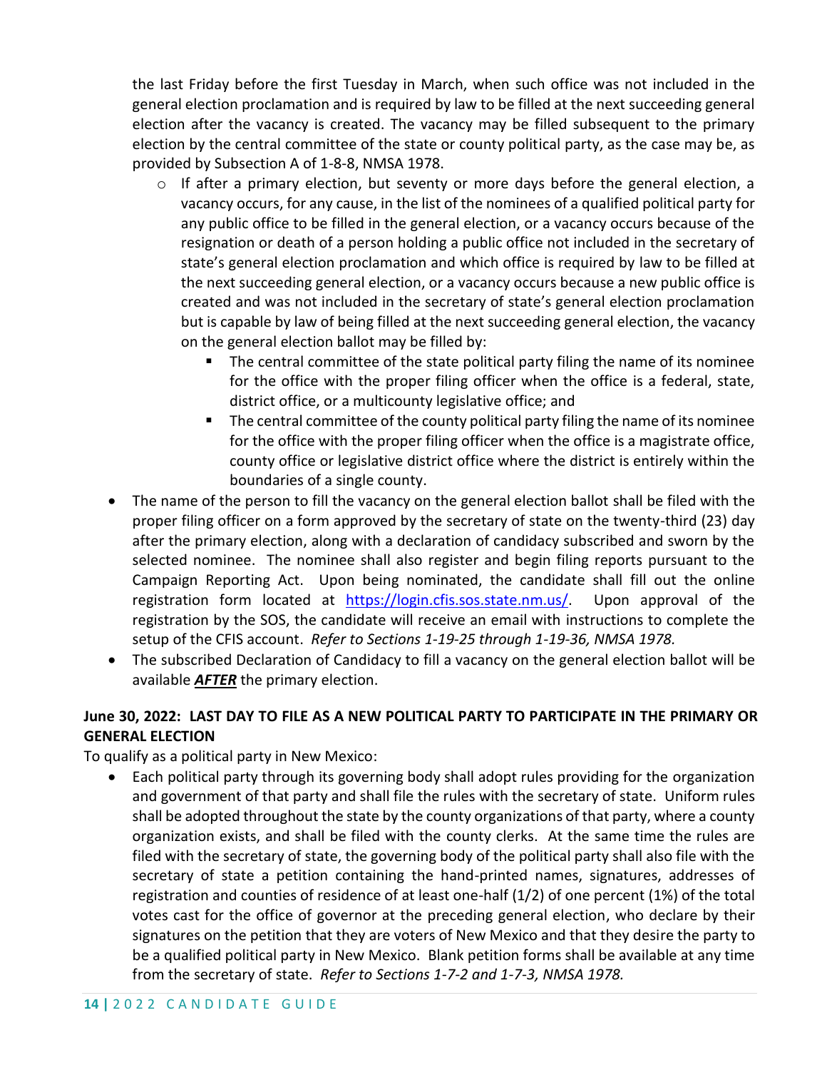the last Friday before the first Tuesday in March, when such office was not included in the general election proclamation and is required by law to be filled at the next succeeding general election after the vacancy is created. The vacancy may be filled subsequent to the primary election by the central committee of the state or county political party, as the case may be, as provided by Subsection A of 1-8-8, NMSA 1978.

  - If after a primary election, but seventy or more days before the general election, a vacancy occurs, for any cause, in the list of the nominees of a qualified political party for any public office to be filled in the general election, or a vacancy occurs because of the resignation or death of a person holding a public office not included in the secretary of state's general election proclamation and which office is required by law to be filled at the next succeeding general election, or a vacancy occurs because a new public office is created and was not included in the secretary of state's general election proclamation but is capable by law of being filled at the next succeeding general election, the vacancy on the general election ballot may be filled by:
    - The central committee of the state political party filing the name of its nominee for the office with the proper filing officer when the office is a federal, state, district office, or a multicounty legislative office; and
    - The central committee of the county political party filing the name of its nominee for the office with the proper filing officer when the office is a magistrate office, county office or legislative district office where the district is entirely within the boundaries of a single county.

- The name of the person to fill the vacancy on the general election ballot shall be filed with the proper filing officer on a form approved by the secretary of state on the twenty-third (23) day after the primary election, along with a declaration of candidacy subscribed and sworn by the selected nominee. The nominee shall also register and begin filing reports pursuant to the Campaign Reporting Act. Upon being nominated, the candidate shall fill out the online registration form located at https://login.cfis.sos.state.nm.us/. Upon approval of the registration by the SOS, the candidate will receive an email with instructions to complete the setup of the CFIS account. *Refer to Sections 1-19-25 through 1-19-36, NMSA 1978.*
- The subscribed Declaration of Candidacy to fill a vacancy on the general election ballot will be available ***AFTER*** the primary election.

### June 30, 2022: LAST DAY TO FILE AS A NEW POLITICAL PARTY TO PARTICIPATE IN THE PRIMARY OR GENERAL ELECTION

To qualify as a political party in New Mexico:

- Each political party through its governing body shall adopt rules providing for the organization and government of that party and shall file the rules with the secretary of state. Uniform rules shall be adopted throughout the state by the county organizations of that party, where a county organization exists, and shall be filed with the county clerks. At the same time the rules are filed with the secretary of state, the governing body of the political party shall also file with the secretary of state a petition containing the hand-printed names, signatures, addresses of registration and counties of residence of at least one-half (1/2) of one percent (1%) of the total votes cast for the office of governor at the preceding general election, who declare by their signatures on the petition that they are voters of New Mexico and that they desire the party to be a qualified political party in New Mexico. Blank petition forms shall be available at any time from the secretary of state. *Refer to Sections 1-7-2 and 1-7-3, NMSA 1978.*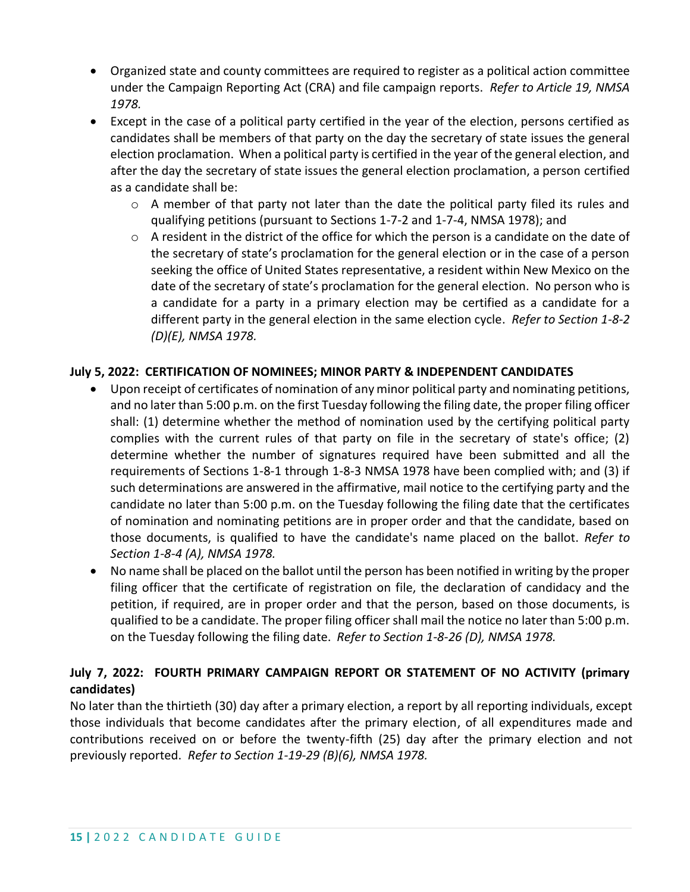- Organized state and county committees are required to register as a political action committee under the Campaign Reporting Act (CRA) and file campaign reports. *Refer to Article 19, NMSA 1978.*
- Except in the case of a political party certified in the year of the election, persons certified as candidates shall be members of that party on the day the secretary of state issues the general election proclamation. When a political party is certified in the year of the general election, and after the day the secretary of state issues the general election proclamation, a person certified as a candidate shall be:
  - A member of that party not later than the date the political party filed its rules and qualifying petitions (pursuant to Sections 1-7-2 and 1-7-4, NMSA 1978); and
  - A resident in the district of the office for which the person is a candidate on the date of the secretary of state's proclamation for the general election or in the case of a person seeking the office of United States representative, a resident within New Mexico on the date of the secretary of state's proclamation for the general election. No person who is a candidate for a party in a primary election may be certified as a candidate for a different party in the general election in the same election cycle. *Refer to Section 1-8-2 (D)(E), NMSA 1978.*

**July 5, 2022: CERTIFICATION OF NOMINEES; MINOR PARTY & INDEPENDENT CANDIDATES**

- Upon receipt of certificates of nomination of any minor political party and nominating petitions, and no later than 5:00 p.m. on the first Tuesday following the filing date, the proper filing officer shall: (1) determine whether the method of nomination used by the certifying political party complies with the current rules of that party on file in the secretary of state's office; (2) determine whether the number of signatures required have been submitted and all the requirements of Sections 1-8-1 through 1-8-3 NMSA 1978 have been complied with; and (3) if such determinations are answered in the affirmative, mail notice to the certifying party and the candidate no later than 5:00 p.m. on the Tuesday following the filing date that the certificates of nomination and nominating petitions are in proper order and that the candidate, based on those documents, is qualified to have the candidate's name placed on the ballot. *Refer to Section 1-8-4 (A), NMSA 1978.*
- No name shall be placed on the ballot until the person has been notified in writing by the proper filing officer that the certificate of registration on file, the declaration of candidacy and the petition, if required, are in proper order and that the person, based on those documents, is qualified to be a candidate. The proper filing officer shall mail the notice no later than 5:00 p.m. on the Tuesday following the filing date. *Refer to Section 1-8-26 (D), NMSA 1978.*

**July 7, 2022: FOURTH PRIMARY CAMPAIGN REPORT OR STATEMENT OF NO ACTIVITY (primary candidates)**

No later than the thirtieth (30) day after a primary election, a report by all reporting individuals, except those individuals that become candidates after the primary election, of all expenditures made and contributions received on or before the twenty-fifth (25) day after the primary election and not previously reported. *Refer to Section 1-19-29 (B)(6), NMSA 1978.*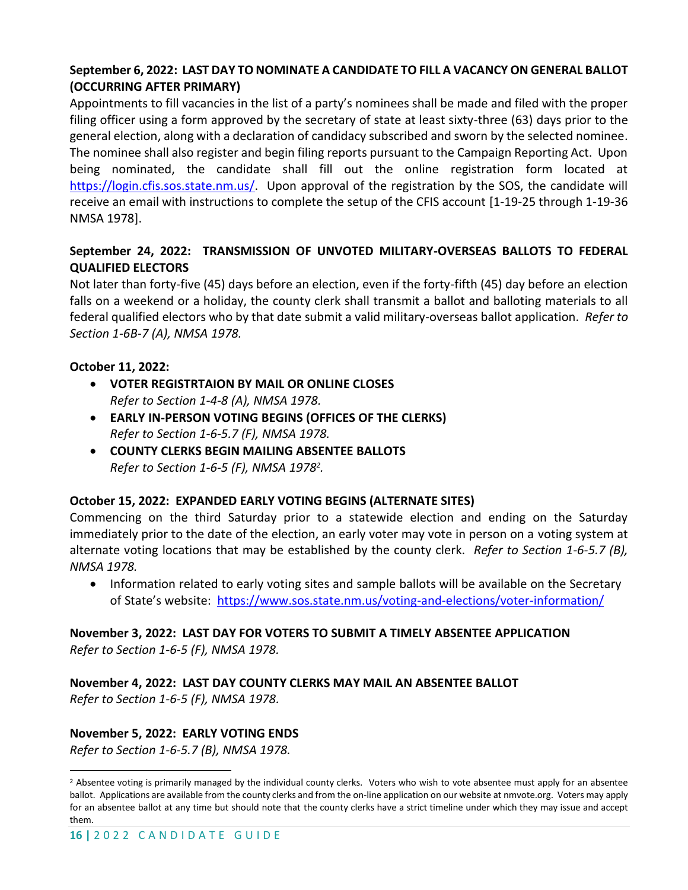**September 6, 2022: LAST DAY TO NOMINATE A CANDIDATE TO FILL A VACANCY ON GENERAL BALLOT (OCCURRING AFTER PRIMARY)**

Appointments to fill vacancies in the list of a party's nominees shall be made and filed with the proper filing officer using a form approved by the secretary of state at least sixty-three (63) days prior to the general election, along with a declaration of candidacy subscribed and sworn by the selected nominee. The nominee shall also register and begin filing reports pursuant to the Campaign Reporting Act. Upon being nominated, the candidate shall fill out the online registration form located at https://login.cfis.sos.state.nm.us/. Upon approval of the registration by the SOS, the candidate will receive an email with instructions to complete the setup of the CFIS account [1-19-25 through 1-19-36 NMSA 1978].

**September 24, 2022: TRANSMISSION OF UNVOTED MILITARY-OVERSEAS BALLOTS TO FEDERAL QUALIFIED ELECTORS**

Not later than forty-five (45) days before an election, even if the forty-fifth (45) day before an election falls on a weekend or a holiday, the county clerk shall transmit a ballot and balloting materials to all federal qualified electors who by that date submit a valid military-overseas ballot application. *Refer to Section 1-6B-7 (A), NMSA 1978.*

**October 11, 2022:**

- **VOTER REGISTRTAION BY MAIL OR ONLINE CLOSES**
  *Refer to Section 1-4-8 (A), NMSA 1978.*
- **EARLY IN-PERSON VOTING BEGINS (OFFICES OF THE CLERKS)**
  *Refer to Section 1-6-5.7 (F), NMSA 1978.*
- **COUNTY CLERKS BEGIN MAILING ABSENTEE BALLOTS**
  *Refer to Section 1-6-5 (F), NMSA 1978*[2]*.*

**October 15, 2022: EXPANDED EARLY VOTING BEGINS (ALTERNATE SITES)**

Commencing on the third Saturday prior to a statewide election and ending on the Saturday immediately prior to the date of the election, an early voter may vote in person on a voting system at alternate voting locations that may be established by the county clerk. *Refer to Section 1-6-5.7 (B), NMSA 1978.*

- Information related to early voting sites and sample ballots will be available on the Secretary of State's website: https://www.sos.state.nm.us/voting-and-elections/voter-information/

**November 3, 2022: LAST DAY FOR VOTERS TO SUBMIT A TIMELY ABSENTEE APPLICATION**
*Refer to Section 1-6-5 (F), NMSA 1978.*

**November 4, 2022: LAST DAY COUNTY CLERKS MAY MAIL AN ABSENTEE BALLOT**
*Refer to Section 1-6-5 (F), NMSA 1978.*

**November 5, 2022: EARLY VOTING ENDS**
*Refer to Section 1-6-5.7 (B), NMSA 1978.*

---

[2] Absentee voting is primarily managed by the individual county clerks. Voters who wish to vote absentee must apply for an absentee ballot. Applications are available from the county clerks and from the on-line application on our website at nmvote.org. Voters may apply for an absentee ballot at any time but should note that the county clerks have a strict timeline under which they may issue and accept them.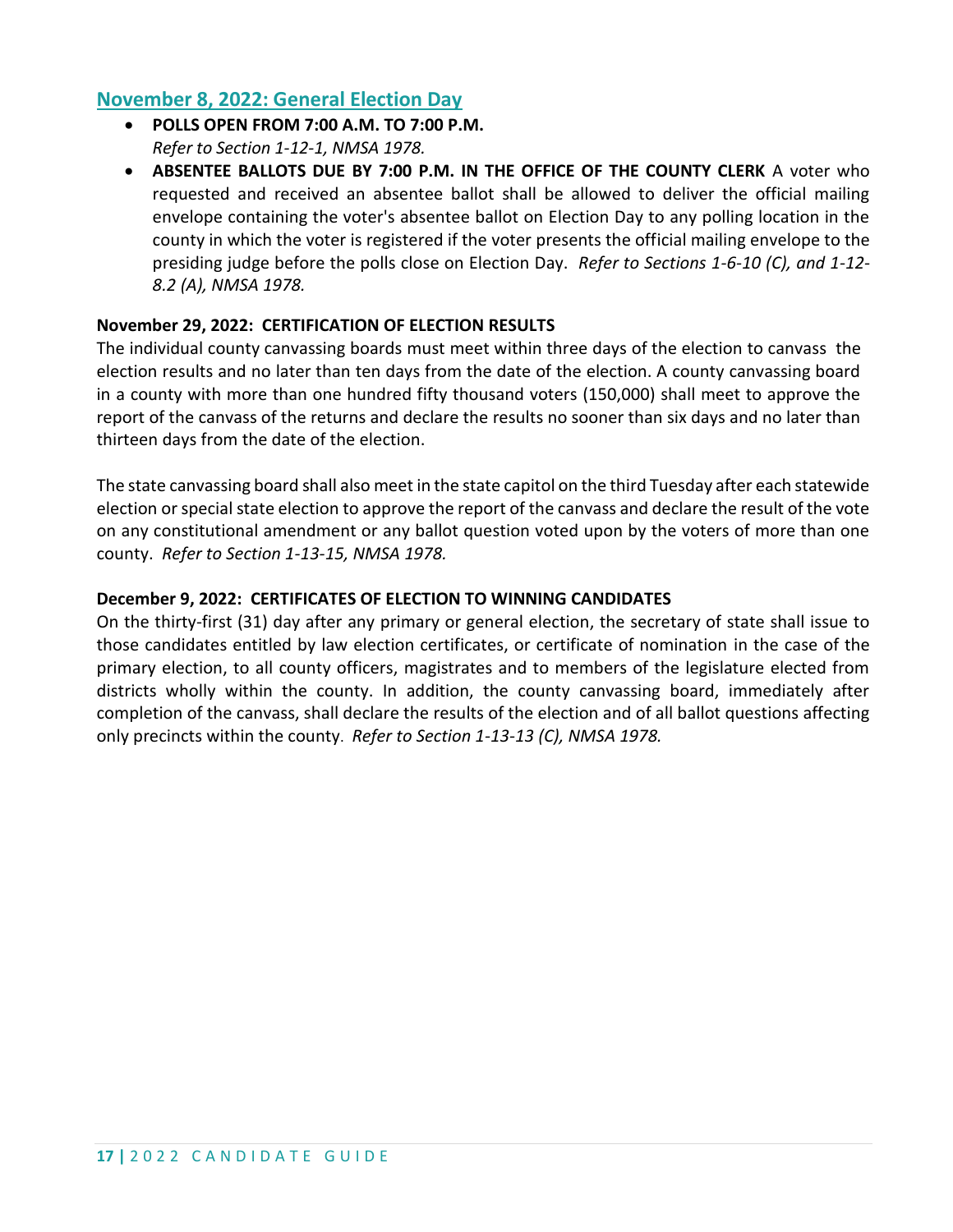## November 8, 2022: General Election Day

- **POLLS OPEN FROM 7:00 A.M. TO 7:00 P.M.**
  *Refer to Section 1-12-1, NMSA 1978.*
- **ABSENTEE BALLOTS DUE BY 7:00 P.M. IN THE OFFICE OF THE COUNTY CLERK** A voter who requested and received an absentee ballot shall be allowed to deliver the official mailing envelope containing the voter's absentee ballot on Election Day to any polling location in the county in which the voter is registered if the voter presents the official mailing envelope to the presiding judge before the polls close on Election Day. *Refer to Sections 1-6-10 (C), and 1-12-8.2 (A), NMSA 1978.*

**November 29, 2022: CERTIFICATION OF ELECTION RESULTS**

The individual county canvassing boards must meet within three days of the election to canvass the election results and no later than ten days from the date of the election. A county canvassing board in a county with more than one hundred fifty thousand voters (150,000) shall meet to approve the report of the canvass of the returns and declare the results no sooner than six days and no later than thirteen days from the date of the election.

The state canvassing board shall also meet in the state capitol on the third Tuesday after each statewide election or special state election to approve the report of the canvass and declare the result of the vote on any constitutional amendment or any ballot question voted upon by the voters of more than one county. *Refer to Section 1-13-15, NMSA 1978.*

**December 9, 2022: CERTIFICATES OF ELECTION TO WINNING CANDIDATES**

On the thirty-first (31) day after any primary or general election, the secretary of state shall issue to those candidates entitled by law election certificates, or certificate of nomination in the case of the primary election, to all county officers, magistrates and to members of the legislature elected from districts wholly within the county. In addition, the county canvassing board, immediately after completion of the canvass, shall declare the results of the election and of all ballot questions affecting only precincts within the county. *Refer to Section 1-13-13 (C), NMSA 1978.*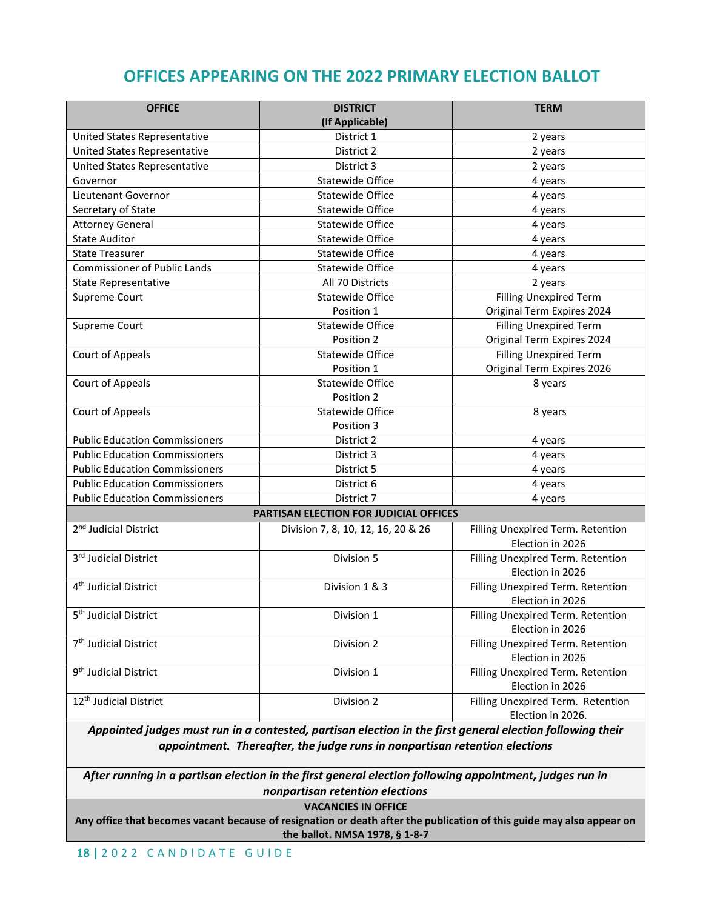# OFFICES APPEARING ON THE 2022 PRIMARY ELECTION BALLOT

| OFFICE | DISTRICT (If Applicable) | TERM |
|---|---|---|
| United States Representative | District 1 | 2 years |
| United States Representative | District 2 | 2 years |
| United States Representative | District 3 | 2 years |
| Governor | Statewide Office | 4 years |
| Lieutenant Governor | Statewide Office | 4 years |
| Secretary of State | Statewide Office | 4 years |
| Attorney General | Statewide Office | 4 years |
| State Auditor | Statewide Office | 4 years |
| State Treasurer | Statewide Office | 4 years |
| Commissioner of Public Lands | Statewide Office | 4 years |
| State Representative | All 70 Districts | 2 years |
| Supreme Court | Statewide Office Position 1 | Filling Unexpired Term Original Term Expires 2024 |
| Supreme Court | Statewide Office Position 2 | Filling Unexpired Term Original Term Expires 2024 |
| Court of Appeals | Statewide Office Position 1 | Filling Unexpired Term Original Term Expires 2026 |
| Court of Appeals | Statewide Office Position 2 | 8 years |
| Court of Appeals | Statewide Office Position 3 | 8 years |
| Public Education Commissioners | District 2 | 4 years |
| Public Education Commissioners | District 3 | 4 years |
| Public Education Commissioners | District 5 | 4 years |
| Public Education Commissioners | District 6 | 4 years |
| Public Education Commissioners | District 7 | 4 years |
| | **PARTISAN ELECTION FOR JUDICIAL OFFICES** | |
| 2nd Judicial District | Division 7, 8, 10, 12, 16, 20 & 26 | Filling Unexpired Term. Retention Election in 2026 |
| 3rd Judicial District | Division 5 | Filling Unexpired Term. Retention Election in 2026 |
| 4th Judicial District | Division 1 & 3 | Filling Unexpired Term. Retention Election in 2026 |
| 5th Judicial District | Division 1 | Filling Unexpired Term. Retention Election in 2026 |
| 7th Judicial District | Division 2 | Filling Unexpired Term. Retention Election in 2026 |
| 9th Judicial District | Division 1 | Filling Unexpired Term. Retention Election in 2026 |
| 12th Judicial District | Division 2 | Filling Unexpired Term. Retention Election in 2026. |

***Appointed judges must run in a contested, partisan election in the first general election following their appointment. Thereafter, the judge runs in nonpartisan retention elections***

***After running in a partisan election in the first general election following appointment, judges run in nonpartisan retention elections***

**VACANCIES IN OFFICE**

**Any office that becomes vacant because of resignation or death after the publication of this guide may also appear on the ballot. NMSA 1978, § 1-8-7**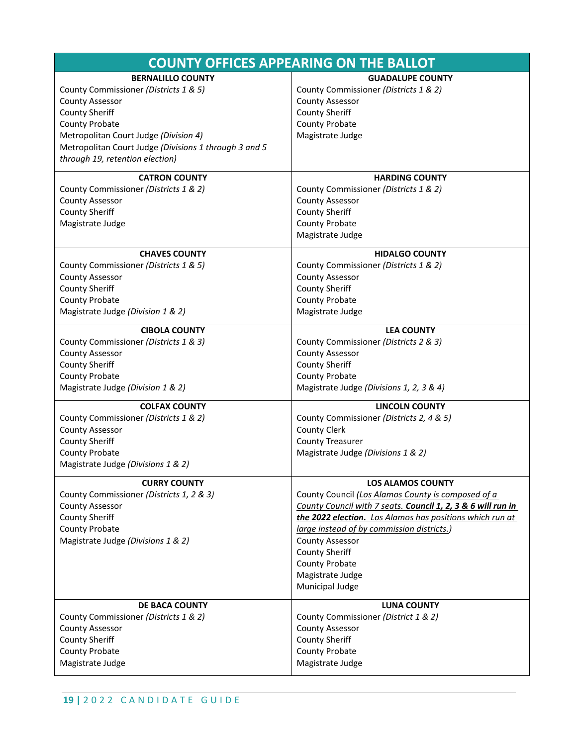## COUNTY OFFICES APPEARING ON THE BALLOT

**BERNALILLO COUNTY**

County Commissioner *(Districts 1 & 5)*
County Assessor
County Sheriff
County Probate
Metropolitan Court Judge *(Division 4)*
Metropolitan Court Judge *(Divisions 1 through 3 and 5 through 19, retention election)*

**CATRON COUNTY**

County Commissioner *(Districts 1 & 2)*
County Assessor
County Sheriff
Magistrate Judge

**CHAVES COUNTY**

County Commissioner *(Districts 1 & 5)*
County Assessor
County Sheriff
County Probate
Magistrate Judge *(Division 1 & 2)*

**CIBOLA COUNTY**

County Commissioner *(Districts 1 & 3)*
County Assessor
County Sheriff
County Probate
Magistrate Judge *(Division 1 & 2)*

**COLFAX COUNTY**

County Commissioner *(Districts 1 & 2)*
County Assessor
County Sheriff
County Probate
Magistrate Judge *(Divisions 1 & 2)*

**CURRY COUNTY**

County Commissioner *(Districts 1, 2 & 3)*
County Assessor
County Sheriff
County Probate
Magistrate Judge *(Divisions 1 & 2)*

**DE BACA COUNTY**

County Commissioner *(Districts 1 & 2)*
County Assessor
County Sheriff
County Probate
Magistrate Judge

**GUADALUPE COUNTY**

County Commissioner *(Districts 1 & 2)*
County Assessor
County Sheriff
County Probate
Magistrate Judge

**HARDING COUNTY**

County Commissioner *(Districts 1 & 2)*
County Assessor
County Sheriff
County Probate
Magistrate Judge

**HIDALGO COUNTY**

County Commissioner *(Districts 1 & 2)*
County Assessor
County Sheriff
County Probate
Magistrate Judge

**LEA COUNTY**

County Commissioner *(Districts 2 & 3)*
County Assessor
County Sheriff
County Probate
Magistrate Judge *(Divisions 1, 2, 3 & 4)*

**LINCOLN COUNTY**

County Commissioner *(Districts 2, 4 & 5)*
County Clerk
County Treasurer
Magistrate Judge *(Divisions 1 & 2)*

**LOS ALAMOS COUNTY**

County Council *(Los Alamos County is composed of a County Council with 7 seats. **Council 1, 2, 3 & 6 will run in the 2022 election.** Los Alamos has positions which run at large instead of by commission districts.)*
County Assessor
County Sheriff
County Probate
Magistrate Judge
Municipal Judge

**LUNA COUNTY**

County Commissioner *(District 1 & 2)*
County Assessor
County Sheriff
County Probate
Magistrate Judge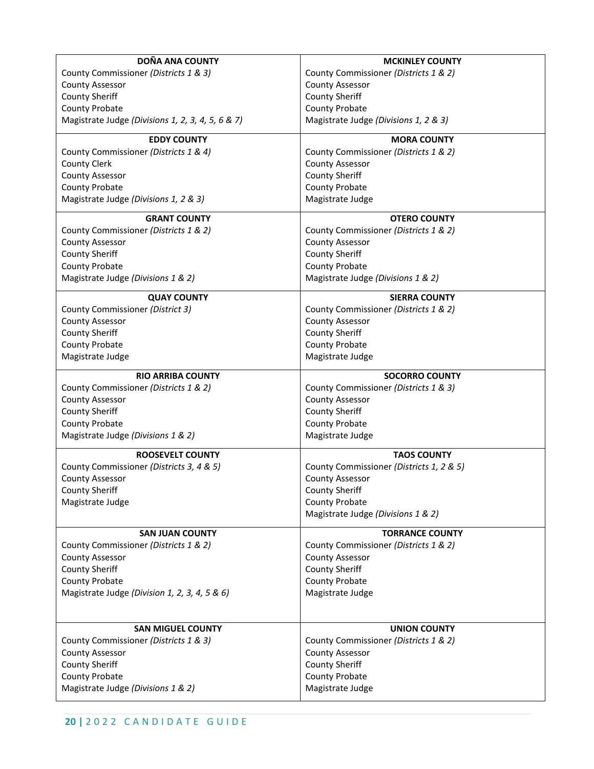| | |
|---|---|
| **DOÑA ANA COUNTY**<br>County Commissioner *(Districts 1 & 3)*<br>County Assessor<br>County Sheriff<br>County Probate<br>Magistrate Judge *(Divisions 1, 2, 3, 4, 5, 6 & 7)* | **MCKINLEY COUNTY**<br>County Commissioner *(Districts 1 & 2)*<br>County Assessor<br>County Sheriff<br>County Probate<br>Magistrate Judge *(Divisions 1, 2 & 3)* |
| **EDDY COUNTY**<br>County Commissioner *(Districts 1 & 4)*<br>County Clerk<br>County Assessor<br>County Probate<br>Magistrate Judge *(Divisions 1, 2 & 3)* | **MORA COUNTY**<br>County Commissioner *(Districts 1 & 2)*<br>County Assessor<br>County Sheriff<br>County Probate<br>Magistrate Judge |
| **GRANT COUNTY**<br>County Commissioner *(Districts 1 & 2)*<br>County Assessor<br>County Sheriff<br>County Probate<br>Magistrate Judge *(Divisions 1 & 2)* | **OTERO COUNTY**<br>County Commissioner *(Districts 1 & 2)*<br>County Assessor<br>County Sheriff<br>County Probate<br>Magistrate Judge *(Divisions 1 & 2)* |
| **QUAY COUNTY**<br>County Commissioner *(District 3)*<br>County Assessor<br>County Sheriff<br>County Probate<br>Magistrate Judge | **SIERRA COUNTY**<br>County Commissioner *(Districts 1 & 2)*<br>County Assessor<br>County Sheriff<br>County Probate<br>Magistrate Judge |
| **RIO ARRIBA COUNTY**<br>County Commissioner *(Districts 1 & 2)*<br>County Assessor<br>County Sheriff<br>County Probate<br>Magistrate Judge *(Divisions 1 & 2)* | **SOCORRO COUNTY**<br>County Commissioner *(Districts 1 & 3)*<br>County Assessor<br>County Sheriff<br>County Probate<br>Magistrate Judge |
| **ROOSEVELT COUNTY**<br>County Commissioner *(Districts 3, 4 & 5)*<br>County Assessor<br>County Sheriff<br>Magistrate Judge | **TAOS COUNTY**<br>County Commissioner *(Districts 1, 2 & 5)*<br>County Assessor<br>County Sheriff<br>County Probate<br>Magistrate Judge *(Divisions 1 & 2)* |
| **SAN JUAN COUNTY**<br>County Commissioner *(Districts 1 & 2)*<br>County Assessor<br>County Sheriff<br>County Probate<br>Magistrate Judge *(Division 1, 2, 3, 4, 5 & 6)* | **TORRANCE COUNTY**<br>County Commissioner *(Districts 1 & 2)*<br>County Assessor<br>County Sheriff<br>County Probate<br>Magistrate Judge |
| **SAN MIGUEL COUNTY**<br>County Commissioner *(Districts 1 & 3)*<br>County Assessor<br>County Sheriff<br>County Probate<br>Magistrate Judge *(Divisions 1 & 2)* | **UNION COUNTY**<br>County Commissioner *(Districts 1 & 2)*<br>County Assessor<br>County Sheriff<br>County Probate<br>Magistrate Judge |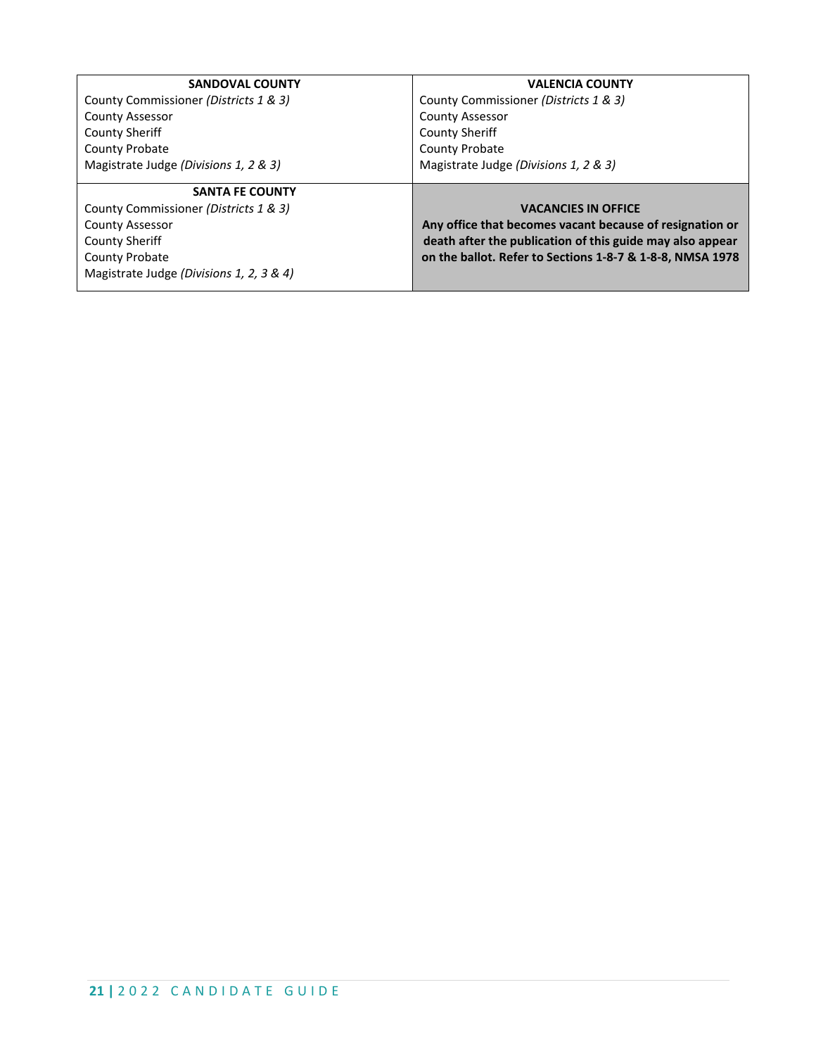| SANDOVAL COUNTY | VALENCIA COUNTY |
|---|---|
| County Commissioner *(Districts 1 & 3)*<br>County Assessor<br>County Sheriff<br>County Probate<br>Magistrate Judge *(Divisions 1, 2 & 3)* | County Commissioner *(Districts 1 & 3)*<br>County Assessor<br>County Sheriff<br>County Probate<br>Magistrate Judge *(Divisions 1, 2 & 3)* |
| **SANTA FE COUNTY**<br>County Commissioner *(Districts 1 & 3)*<br>County Assessor<br>County Sheriff<br>County Probate<br>Magistrate Judge *(Divisions 1, 2, 3 & 4)* | **VACANCIES IN OFFICE**<br>**Any office that becomes vacant because of resignation or death after the publication of this guide may also appear on the ballot. Refer to Sections 1-8-7 & 1-8-8, NMSA 1978** |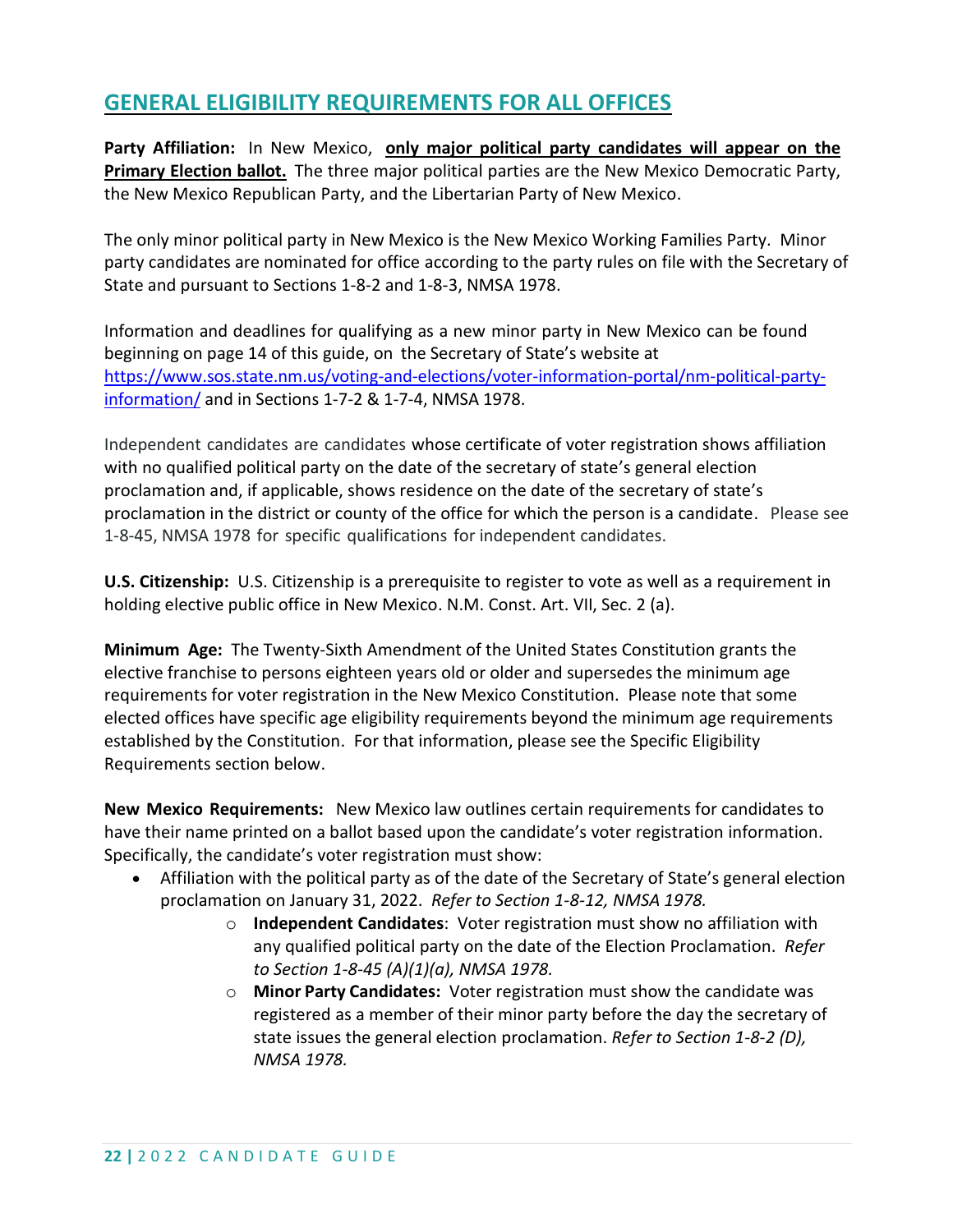## GENERAL ELIGIBILITY REQUIREMENTS FOR ALL OFFICES

**Party Affiliation:** In New Mexico, **only major political party candidates will appear on the Primary Election ballot.** The three major political parties are the New Mexico Democratic Party, the New Mexico Republican Party, and the Libertarian Party of New Mexico.

The only minor political party in New Mexico is the New Mexico Working Families Party. Minor party candidates are nominated for office according to the party rules on file with the Secretary of State and pursuant to Sections 1-8-2 and 1-8-3, NMSA 1978.

Information and deadlines for qualifying as a new minor party in New Mexico can be found beginning on page 14 of this guide, on the Secretary of State's website at [https://www.sos.state.nm.us/voting-and-elections/voter-information-portal/nm-political-party-information/](https://www.sos.state.nm.us/voting-and-elections/voter-information-portal/nm-political-party-information/) and in Sections 1-7-2 & 1-7-4, NMSA 1978.

Independent candidates are candidates whose certificate of voter registration shows affiliation with no qualified political party on the date of the secretary of state's general election proclamation and, if applicable, shows residence on the date of the secretary of state's proclamation in the district or county of the office for which the person is a candidate. Please see 1-8-45, NMSA 1978 for specific qualifications for independent candidates.

**U.S. Citizenship:** U.S. Citizenship is a prerequisite to register to vote as well as a requirement in holding elective public office in New Mexico. N.M. Const. Art. VII, Sec. 2 (a).

**Minimum Age:** The Twenty-Sixth Amendment of the United States Constitution grants the elective franchise to persons eighteen years old or older and supersedes the minimum age requirements for voter registration in the New Mexico Constitution. Please note that some elected offices have specific age eligibility requirements beyond the minimum age requirements established by the Constitution. For that information, please see the Specific Eligibility Requirements section below.

**New Mexico Requirements:** New Mexico law outlines certain requirements for candidates to have their name printed on a ballot based upon the candidate's voter registration information. Specifically, the candidate's voter registration must show:

- Affiliation with the political party as of the date of the Secretary of State's general election proclamation on January 31, 2022. *Refer to Section 1-8-12, NMSA 1978.*
  - **Independent Candidates**: Voter registration must show no affiliation with any qualified political party on the date of the Election Proclamation. *Refer to Section 1-8-45 (A)(1)(a), NMSA 1978.*
  - **Minor Party Candidates:** Voter registration must show the candidate was registered as a member of their minor party before the day the secretary of state issues the general election proclamation. *Refer to Section 1-8-2 (D), NMSA 1978.*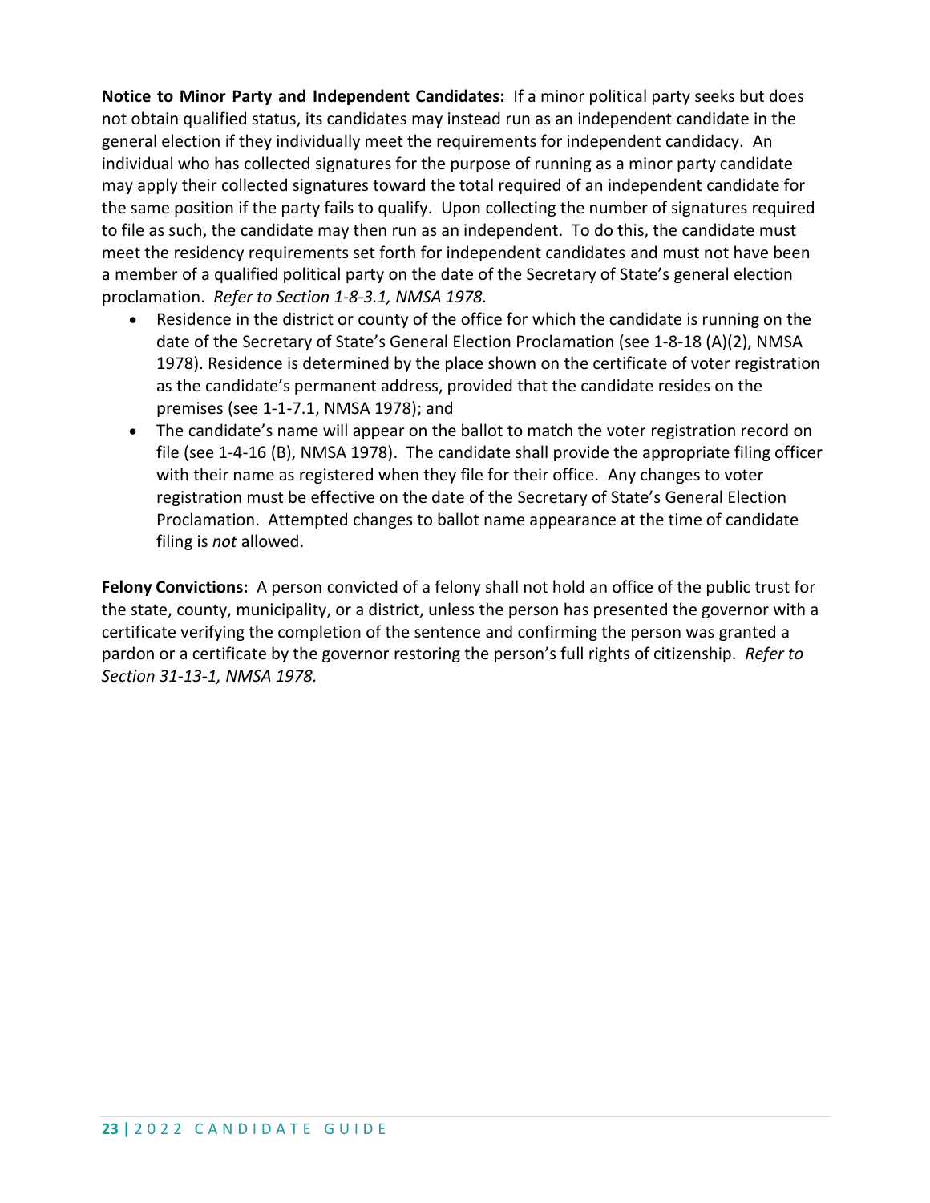**Notice to Minor Party and Independent Candidates:** If a minor political party seeks but does not obtain qualified status, its candidates may instead run as an independent candidate in the general election if they individually meet the requirements for independent candidacy. An individual who has collected signatures for the purpose of running as a minor party candidate may apply their collected signatures toward the total required of an independent candidate for the same position if the party fails to qualify. Upon collecting the number of signatures required to file as such, the candidate may then run as an independent. To do this, the candidate must meet the residency requirements set forth for independent candidates and must not have been a member of a qualified political party on the date of the Secretary of State's general election proclamation. *Refer to Section 1-8-3.1, NMSA 1978.*

- Residence in the district or county of the office for which the candidate is running on the date of the Secretary of State's General Election Proclamation (see 1-8-18 (A)(2), NMSA 1978). Residence is determined by the place shown on the certificate of voter registration as the candidate's permanent address, provided that the candidate resides on the premises (see 1-1-7.1, NMSA 1978); and
- The candidate's name will appear on the ballot to match the voter registration record on file (see 1-4-16 (B), NMSA 1978). The candidate shall provide the appropriate filing officer with their name as registered when they file for their office. Any changes to voter registration must be effective on the date of the Secretary of State's General Election Proclamation. Attempted changes to ballot name appearance at the time of candidate filing is *not* allowed.

**Felony Convictions:** A person convicted of a felony shall not hold an office of the public trust for the state, county, municipality, or a district, unless the person has presented the governor with a certificate verifying the completion of the sentence and confirming the person was granted a pardon or a certificate by the governor restoring the person's full rights of citizenship. *Refer to Section 31-13-1, NMSA 1978.*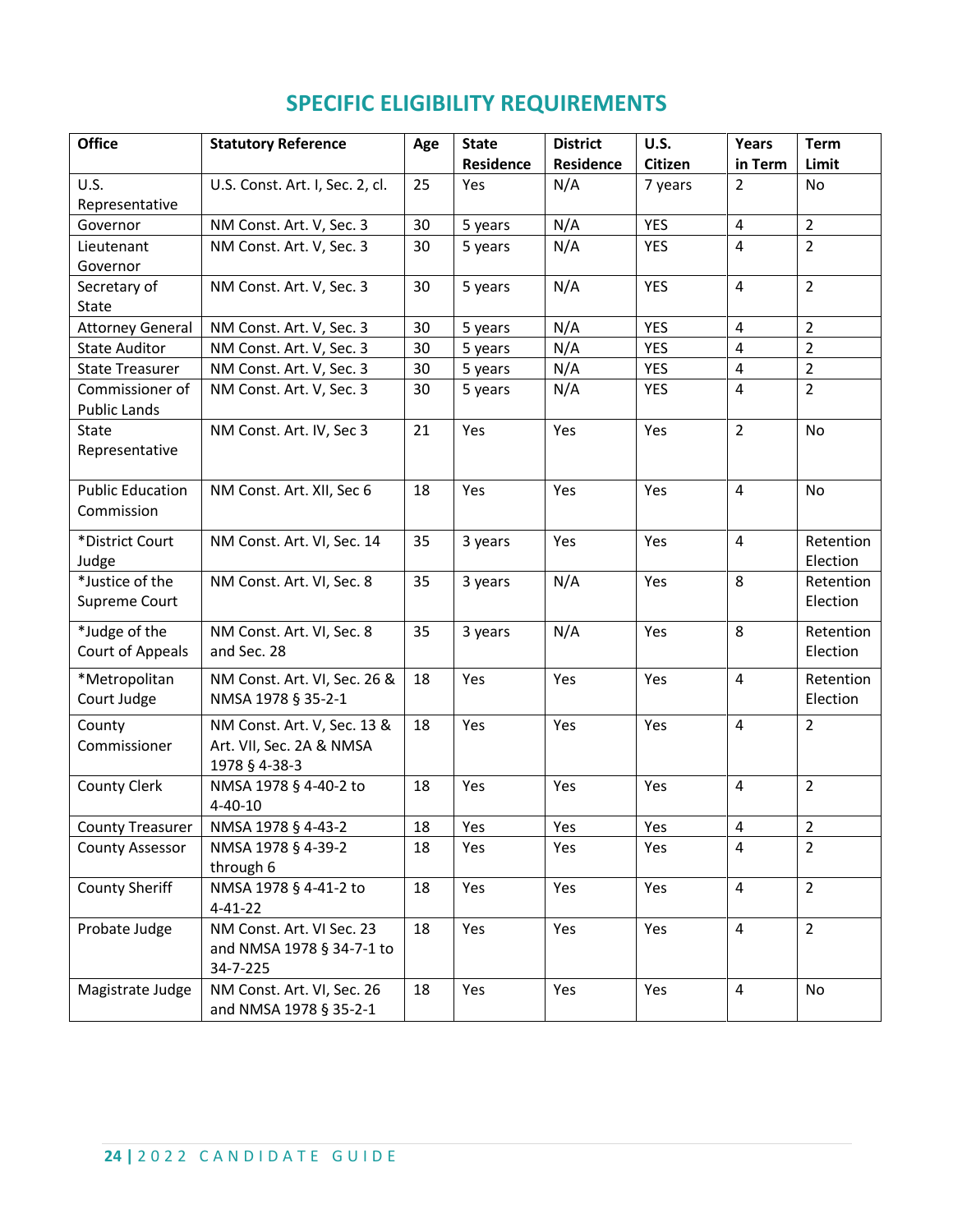# SPECIFIC ELIGIBILITY REQUIREMENTS

| Office | Statutory Reference | Age | State Residence | District Residence | U.S. Citizen | Years in Term | Term Limit |
|---|---|---|---|---|---|---|---|
| U.S. Representative | U.S. Const. Art. I, Sec. 2, cl. | 25 | Yes | N/A | 7 years | 2 | No |
| Governor | NM Const. Art. V, Sec. 3 | 30 | 5 years | N/A | YES | 4 | 2 |
| Lieutenant Governor | NM Const. Art. V, Sec. 3 | 30 | 5 years | N/A | YES | 4 | 2 |
| Secretary of State | NM Const. Art. V, Sec. 3 | 30 | 5 years | N/A | YES | 4 | 2 |
| Attorney General | NM Const. Art. V, Sec. 3 | 30 | 5 years | N/A | YES | 4 | 2 |
| State Auditor | NM Const. Art. V, Sec. 3 | 30 | 5 years | N/A | YES | 4 | 2 |
| State Treasurer | NM Const. Art. V, Sec. 3 | 30 | 5 years | N/A | YES | 4 | 2 |
| Commissioner of Public Lands | NM Const. Art. V, Sec. 3 | 30 | 5 years | N/A | YES | 4 | 2 |
| State Representative | NM Const. Art. IV, Sec 3 | 21 | Yes | Yes | Yes | 2 | No |
| Public Education Commission | NM Const. Art. XII, Sec 6 | 18 | Yes | Yes | Yes | 4 | No |
| *District Court Judge | NM Const. Art. VI, Sec. 14 | 35 | 3 years | Yes | Yes | 4 | Retention Election |
| *Justice of the Supreme Court | NM Const. Art. VI, Sec. 8 | 35 | 3 years | N/A | Yes | 8 | Retention Election |
| *Judge of the Court of Appeals | NM Const. Art. VI, Sec. 8 and Sec. 28 | 35 | 3 years | N/A | Yes | 8 | Retention Election |
| *Metropolitan Court Judge | NM Const. Art. VI, Sec. 26 & NMSA 1978 § 35-2-1 | 18 | Yes | Yes | Yes | 4 | Retention Election |
| County Commissioner | NM Const. Art. V, Sec. 13 & Art. VII, Sec. 2A & NMSA 1978 § 4-38-3 | 18 | Yes | Yes | Yes | 4 | 2 |
| County Clerk | NMSA 1978 § 4-40-2 to 4-40-10 | 18 | Yes | Yes | Yes | 4 | 2 |
| County Treasurer | NMSA 1978 § 4-43-2 | 18 | Yes | Yes | Yes | 4 | 2 |
| County Assessor | NMSA 1978 § 4-39-2 through 6 | 18 | Yes | Yes | Yes | 4 | 2 |
| County Sheriff | NMSA 1978 § 4-41-2 to 4-41-22 | 18 | Yes | Yes | Yes | 4 | 2 |
| Probate Judge | NM Const. Art. VI Sec. 23 and NMSA 1978 § 34-7-1 to 34-7-225 | 18 | Yes | Yes | Yes | 4 | 2 |
| Magistrate Judge | NM Const. Art. VI, Sec. 26 and NMSA 1978 § 35-2-1 | 18 | Yes | Yes | Yes | 4 | No |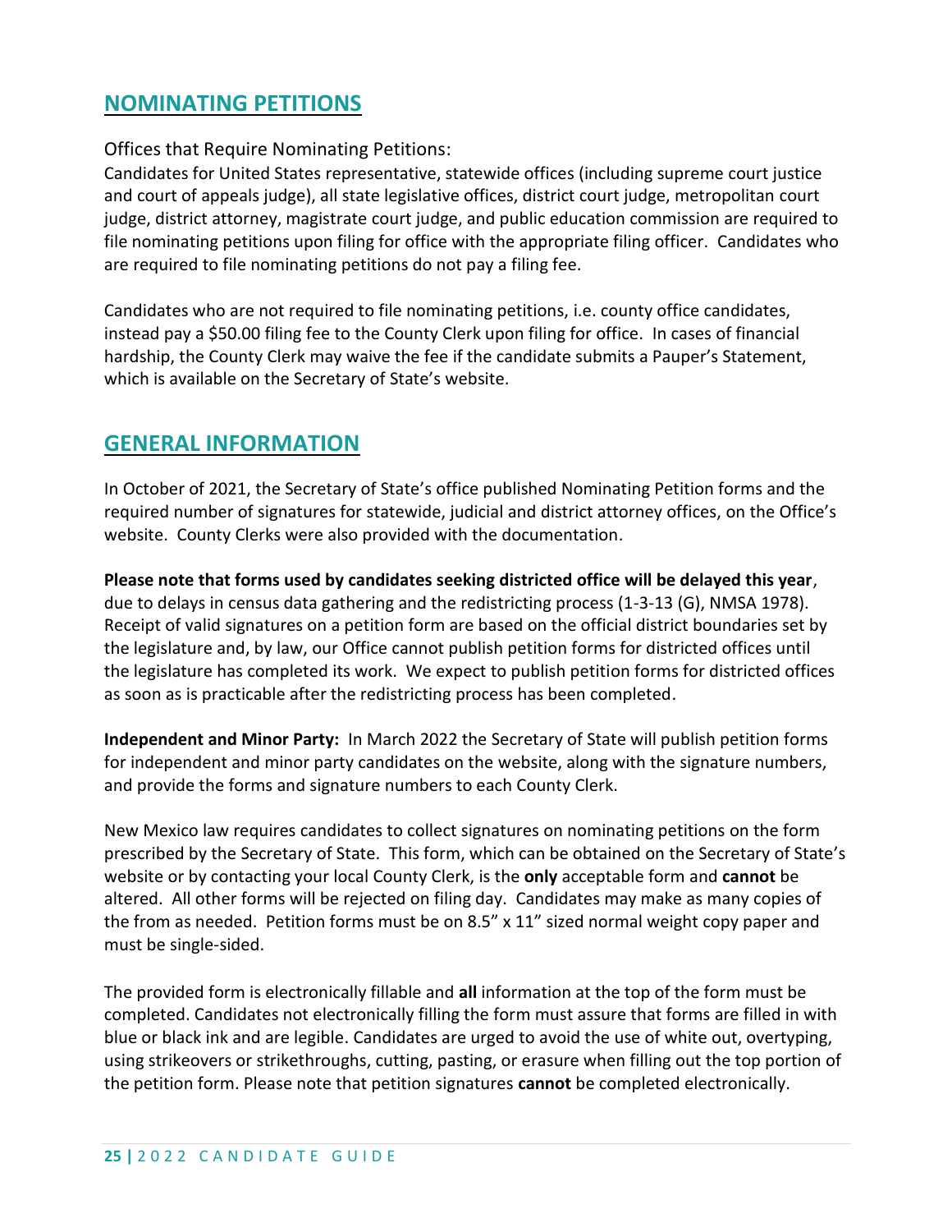## NOMINATING PETITIONS

Offices that Require Nominating Petitions:
Candidates for United States representative, statewide offices (including supreme court justice and court of appeals judge), all state legislative offices, district court judge, metropolitan court judge, district attorney, magistrate court judge, and public education commission are required to file nominating petitions upon filing for office with the appropriate filing officer. Candidates who are required to file nominating petitions do not pay a filing fee.

Candidates who are not required to file nominating petitions, i.e. county office candidates, instead pay a $50.00 filing fee to the County Clerk upon filing for office. In cases of financial hardship, the County Clerk may waive the fee if the candidate submits a Pauper's Statement, which is available on the Secretary of State's website.

## GENERAL INFORMATION

In October of 2021, the Secretary of State's office published Nominating Petition forms and the required number of signatures for statewide, judicial and district attorney offices, on the Office's website. County Clerks were also provided with the documentation.

**Please note that forms used by candidates seeking districted office will be delayed this year**, due to delays in census data gathering and the redistricting process (1-3-13 (G), NMSA 1978). Receipt of valid signatures on a petition form are based on the official district boundaries set by the legislature and, by law, our Office cannot publish petition forms for districted offices until the legislature has completed its work. We expect to publish petition forms for districted offices as soon as is practicable after the redistricting process has been completed.

**Independent and Minor Party:** In March 2022 the Secretary of State will publish petition forms for independent and minor party candidates on the website, along with the signature numbers, and provide the forms and signature numbers to each County Clerk.

New Mexico law requires candidates to collect signatures on nominating petitions on the form prescribed by the Secretary of State. This form, which can be obtained on the Secretary of State's website or by contacting your local County Clerk, is the **only** acceptable form and **cannot** be altered. All other forms will be rejected on filing day. Candidates may make as many copies of the from as needed. Petition forms must be on 8.5" x 11" sized normal weight copy paper and must be single-sided.

The provided form is electronically fillable and **all** information at the top of the form must be completed. Candidates not electronically filling the form must assure that forms are filled in with blue or black ink and are legible. Candidates are urged to avoid the use of white out, overtyping, using strikeovers or strikethroughs, cutting, pasting, or erasure when filling out the top portion of the petition form. Please note that petition signatures **cannot** be completed electronically.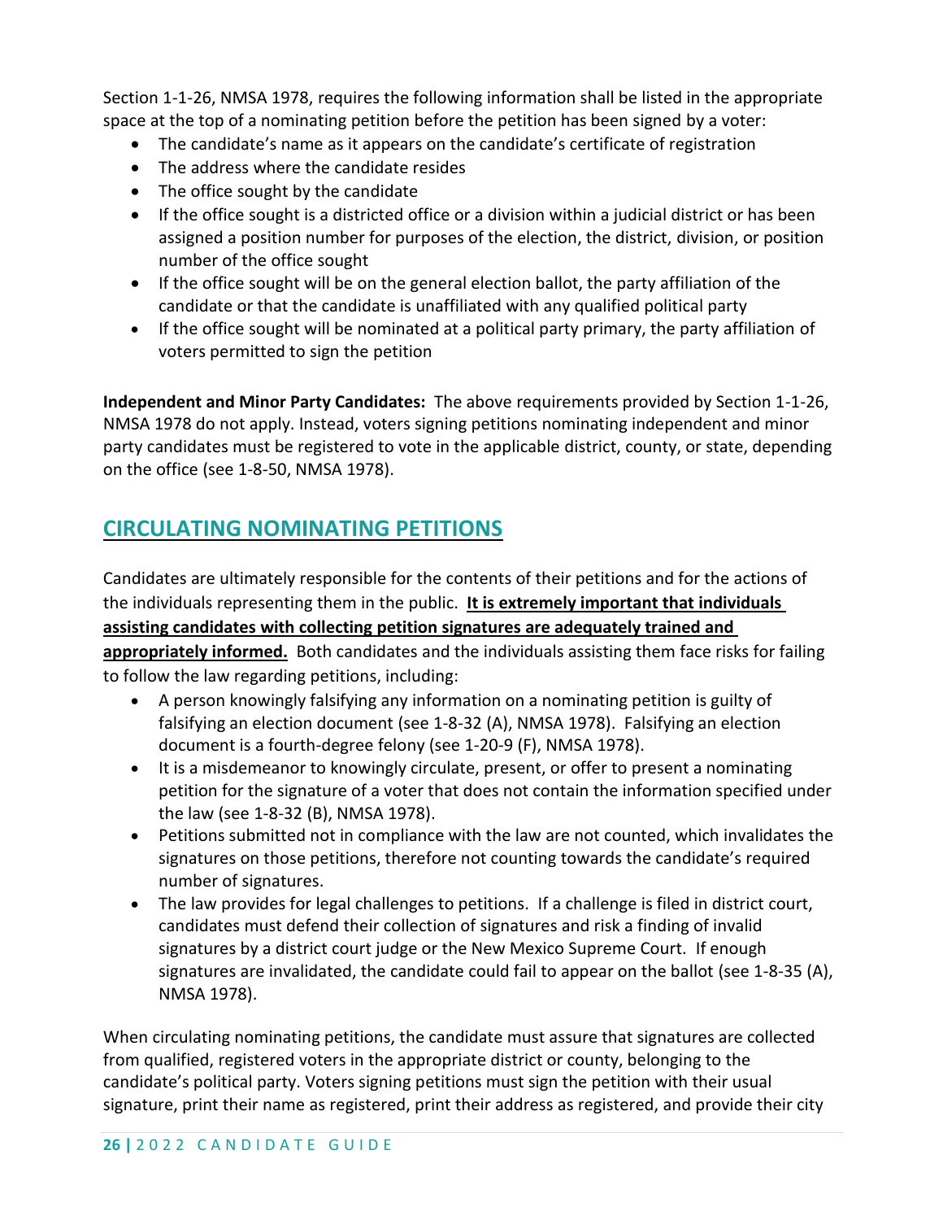Section 1-1-26, NMSA 1978, requires the following information shall be listed in the appropriate space at the top of a nominating petition before the petition has been signed by a voter:

- The candidate's name as it appears on the candidate's certificate of registration
- The address where the candidate resides
- The office sought by the candidate
- If the office sought is a districted office or a division within a judicial district or has been assigned a position number for purposes of the election, the district, division, or position number of the office sought
- If the office sought will be on the general election ballot, the party affiliation of the candidate or that the candidate is unaffiliated with any qualified political party
- If the office sought will be nominated at a political party primary, the party affiliation of voters permitted to sign the petition

**Independent and Minor Party Candidates:** The above requirements provided by Section 1-1-26, NMSA 1978 do not apply. Instead, voters signing petitions nominating independent and minor party candidates must be registered to vote in the applicable district, county, or state, depending on the office (see 1-8-50, NMSA 1978).

## CIRCULATING NOMINATING PETITIONS

Candidates are ultimately responsible for the contents of their petitions and for the actions of the individuals representing them in the public. **It is extremely important that individuals assisting candidates with collecting petition signatures are adequately trained and appropriately informed.** Both candidates and the individuals assisting them face risks for failing to follow the law regarding petitions, including:

- A person knowingly falsifying any information on a nominating petition is guilty of falsifying an election document (see 1-8-32 (A), NMSA 1978). Falsifying an election document is a fourth-degree felony (see 1-20-9 (F), NMSA 1978).
- It is a misdemeanor to knowingly circulate, present, or offer to present a nominating petition for the signature of a voter that does not contain the information specified under the law (see 1-8-32 (B), NMSA 1978).
- Petitions submitted not in compliance with the law are not counted, which invalidates the signatures on those petitions, therefore not counting towards the candidate's required number of signatures.
- The law provides for legal challenges to petitions. If a challenge is filed in district court, candidates must defend their collection of signatures and risk a finding of invalid signatures by a district court judge or the New Mexico Supreme Court. If enough signatures are invalidated, the candidate could fail to appear on the ballot (see 1-8-35 (A), NMSA 1978).

When circulating nominating petitions, the candidate must assure that signatures are collected from qualified, registered voters in the appropriate district or county, belonging to the candidate's political party. Voters signing petitions must sign the petition with their usual signature, print their name as registered, print their address as registered, and provide their city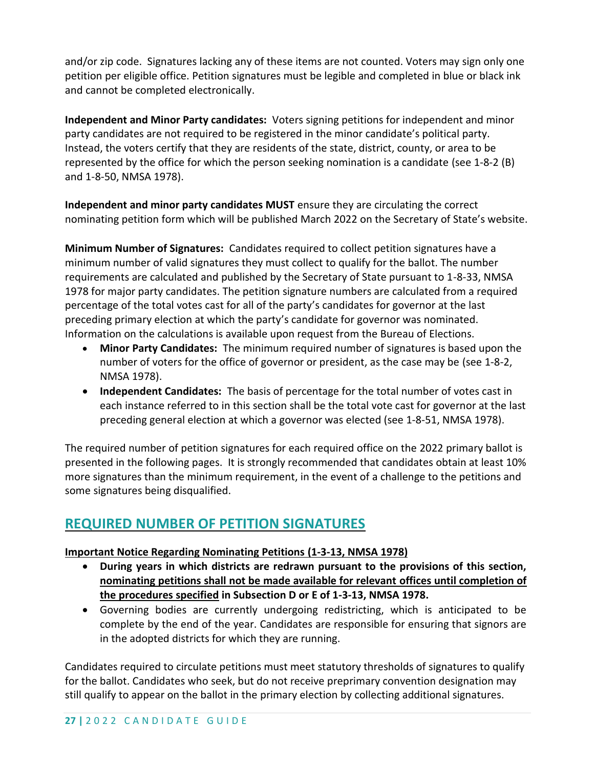and/or zip code. Signatures lacking any of these items are not counted. Voters may sign only one petition per eligible office. Petition signatures must be legible and completed in blue or black ink and cannot be completed electronically.

**Independent and Minor Party candidates:** Voters signing petitions for independent and minor party candidates are not required to be registered in the minor candidate's political party. Instead, the voters certify that they are residents of the state, district, county, or area to be represented by the office for which the person seeking nomination is a candidate (see 1-8-2 (B) and 1-8-50, NMSA 1978).

**Independent and minor party candidates MUST** ensure they are circulating the correct nominating petition form which will be published March 2022 on the Secretary of State's website.

**Minimum Number of Signatures:** Candidates required to collect petition signatures have a minimum number of valid signatures they must collect to qualify for the ballot. The number requirements are calculated and published by the Secretary of State pursuant to 1-8-33, NMSA 1978 for major party candidates. The petition signature numbers are calculated from a required percentage of the total votes cast for all of the party's candidates for governor at the last preceding primary election at which the party's candidate for governor was nominated. Information on the calculations is available upon request from the Bureau of Elections.

- **Minor Party Candidates:** The minimum required number of signatures is based upon the number of voters for the office of governor or president, as the case may be (see 1-8-2, NMSA 1978).
- **Independent Candidates:** The basis of percentage for the total number of votes cast in each instance referred to in this section shall be the total vote cast for governor at the last preceding general election at which a governor was elected (see 1-8-51, NMSA 1978).

The required number of petition signatures for each required office on the 2022 primary ballot is presented in the following pages. It is strongly recommended that candidates obtain at least 10% more signatures than the minimum requirement, in the event of a challenge to the petitions and some signatures being disqualified.

## REQUIRED NUMBER OF PETITION SIGNATURES

**Important Notice Regarding Nominating Petitions (1-3-13, NMSA 1978)**

- **During years in which districts are redrawn pursuant to the provisions of this section, nominating petitions shall not be made available for relevant offices until completion of the procedures specified in Subsection D or E of 1-3-13, NMSA 1978.**
- Governing bodies are currently undergoing redistricting, which is anticipated to be complete by the end of the year. Candidates are responsible for ensuring that signors are in the adopted districts for which they are running.

Candidates required to circulate petitions must meet statutory thresholds of signatures to qualify for the ballot. Candidates who seek, but do not receive preprimary convention designation may still qualify to appear on the ballot in the primary election by collecting additional signatures.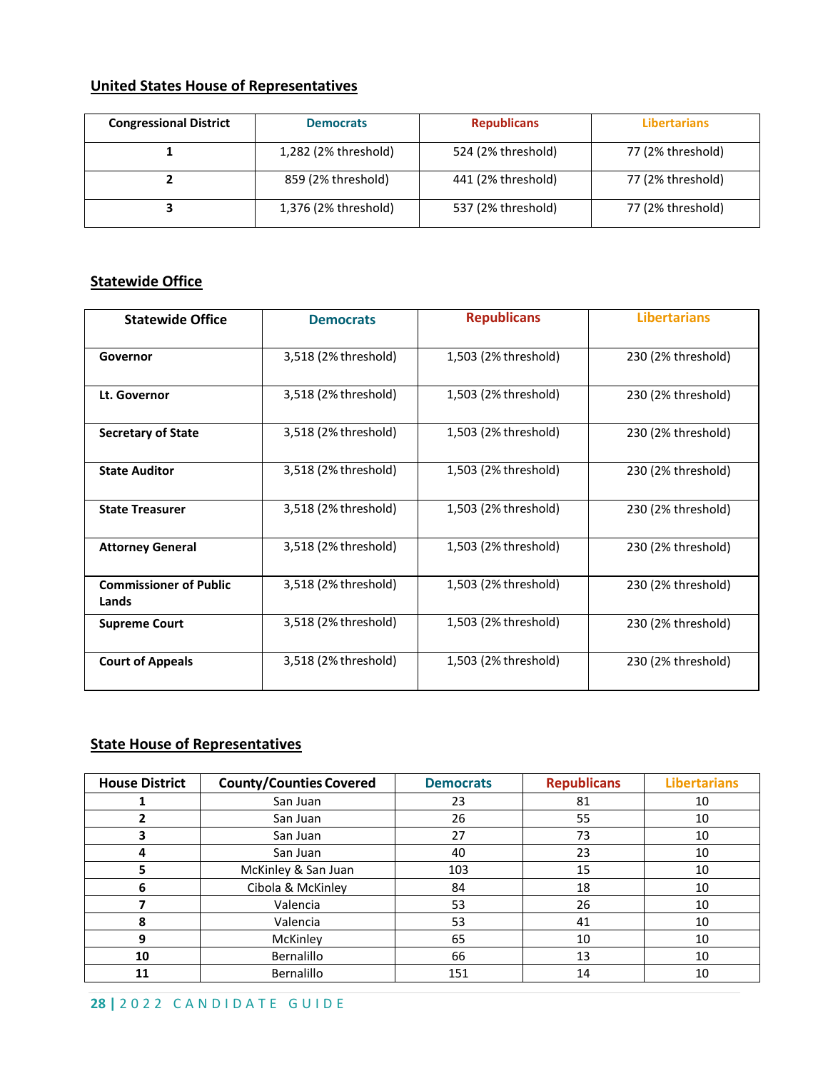## United States House of Representatives

| Congressional District | Democrats | Republicans | Libertarians |
|---|---|---|---|
| 1 | 1,282 (2% threshold) | 524 (2% threshold) | 77 (2% threshold) |
| 2 | 859 (2% threshold) | 441 (2% threshold) | 77 (2% threshold) |
| 3 | 1,376 (2% threshold) | 537 (2% threshold) | 77 (2% threshold) |

## Statewide Office

| Statewide Office | Democrats | Republicans | Libertarians |
|---|---|---|---|
| Governor | 3,518 (2% threshold) | 1,503 (2% threshold) | 230 (2% threshold) |
| Lt. Governor | 3,518 (2% threshold) | 1,503 (2% threshold) | 230 (2% threshold) |
| Secretary of State | 3,518 (2% threshold) | 1,503 (2% threshold) | 230 (2% threshold) |
| State Auditor | 3,518 (2% threshold) | 1,503 (2% threshold) | 230 (2% threshold) |
| State Treasurer | 3,518 (2% threshold) | 1,503 (2% threshold) | 230 (2% threshold) |
| Attorney General | 3,518 (2% threshold) | 1,503 (2% threshold) | 230 (2% threshold) |
| Commissioner of Public Lands | 3,518 (2% threshold) | 1,503 (2% threshold) | 230 (2% threshold) |
| Supreme Court | 3,518 (2% threshold) | 1,503 (2% threshold) | 230 (2% threshold) |
| Court of Appeals | 3,518 (2% threshold) | 1,503 (2% threshold) | 230 (2% threshold) |

## State House of Representatives

| House District | County/Counties Covered | Democrats | Republicans | Libertarians |
|---|---|---|---|---|
| 1 | San Juan | 23 | 81 | 10 |
| 2 | San Juan | 26 | 55 | 10 |
| 3 | San Juan | 27 | 73 | 10 |
| 4 | San Juan | 40 | 23 | 10 |
| 5 | McKinley & San Juan | 103 | 15 | 10 |
| 6 | Cibola & McKinley | 84 | 18 | 10 |
| 7 | Valencia | 53 | 26 | 10 |
| 8 | Valencia | 53 | 41 | 10 |
| 9 | McKinley | 65 | 10 | 10 |
| 10 | Bernalillo | 66 | 13 | 10 |
| 11 | Bernalillo | 151 | 14 | 10 |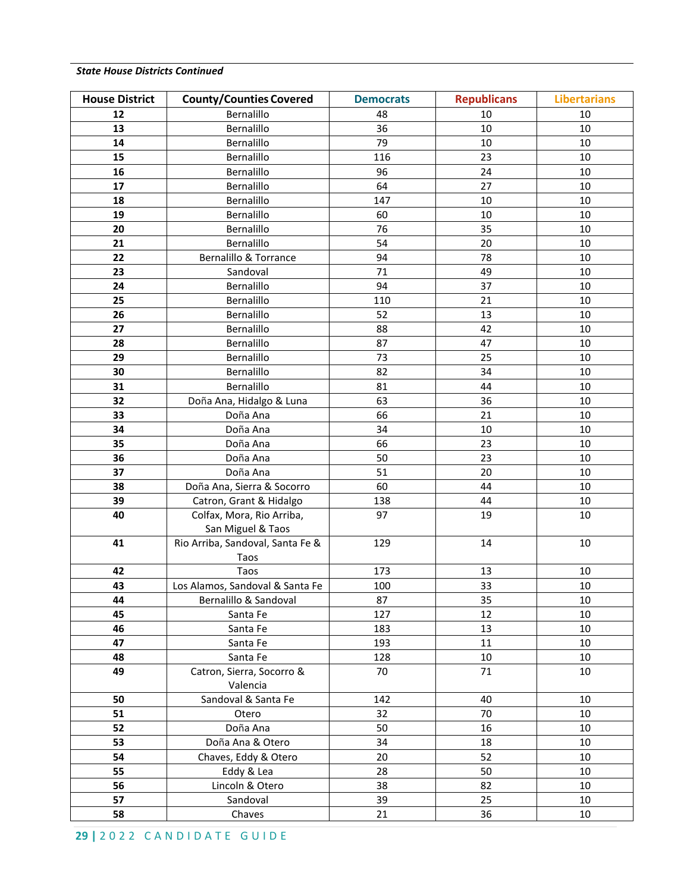*State House Districts Continued*

| House District | County/Counties Covered | Democrats | Republicans | Libertarians |
|---|---|---|---|---|
| 12 | Bernalillo | 48 | 10 | 10 |
| 13 | Bernalillo | 36 | 10 | 10 |
| 14 | Bernalillo | 79 | 10 | 10 |
| 15 | Bernalillo | 116 | 23 | 10 |
| 16 | Bernalillo | 96 | 24 | 10 |
| 17 | Bernalillo | 64 | 27 | 10 |
| 18 | Bernalillo | 147 | 10 | 10 |
| 19 | Bernalillo | 60 | 10 | 10 |
| 20 | Bernalillo | 76 | 35 | 10 |
| 21 | Bernalillo | 54 | 20 | 10 |
| 22 | Bernalillo & Torrance | 94 | 78 | 10 |
| 23 | Sandoval | 71 | 49 | 10 |
| 24 | Bernalillo | 94 | 37 | 10 |
| 25 | Bernalillo | 110 | 21 | 10 |
| 26 | Bernalillo | 52 | 13 | 10 |
| 27 | Bernalillo | 88 | 42 | 10 |
| 28 | Bernalillo | 87 | 47 | 10 |
| 29 | Bernalillo | 73 | 25 | 10 |
| 30 | Bernalillo | 82 | 34 | 10 |
| 31 | Bernalillo | 81 | 44 | 10 |
| 32 | Doña Ana, Hidalgo & Luna | 63 | 36 | 10 |
| 33 | Doña Ana | 66 | 21 | 10 |
| 34 | Doña Ana | 34 | 10 | 10 |
| 35 | Doña Ana | 66 | 23 | 10 |
| 36 | Doña Ana | 50 | 23 | 10 |
| 37 | Doña Ana | 51 | 20 | 10 |
| 38 | Doña Ana, Sierra & Socorro | 60 | 44 | 10 |
| 39 | Catron, Grant & Hidalgo | 138 | 44 | 10 |
| 40 | Colfax, Mora, Rio Arriba, San Miguel & Taos | 97 | 19 | 10 |
| 41 | Rio Arriba, Sandoval, Santa Fe & Taos | 129 | 14 | 10 |
| 42 | Taos | 173 | 13 | 10 |
| 43 | Los Alamos, Sandoval & Santa Fe | 100 | 33 | 10 |
| 44 | Bernalillo & Sandoval | 87 | 35 | 10 |
| 45 | Santa Fe | 127 | 12 | 10 |
| 46 | Santa Fe | 183 | 13 | 10 |
| 47 | Santa Fe | 193 | 11 | 10 |
| 48 | Santa Fe | 128 | 10 | 10 |
| 49 | Catron, Sierra, Socorro & Valencia | 70 | 71 | 10 |
| 50 | Sandoval & Santa Fe | 142 | 40 | 10 |
| 51 | Otero | 32 | 70 | 10 |
| 52 | Doña Ana | 50 | 16 | 10 |
| 53 | Doña Ana & Otero | 34 | 18 | 10 |
| 54 | Chaves, Eddy & Otero | 20 | 52 | 10 |
| 55 | Eddy & Lea | 28 | 50 | 10 |
| 56 | Lincoln & Otero | 38 | 82 | 10 |
| 57 | Sandoval | 39 | 25 | 10 |
| 58 | Chaves | 21 | 36 | 10 |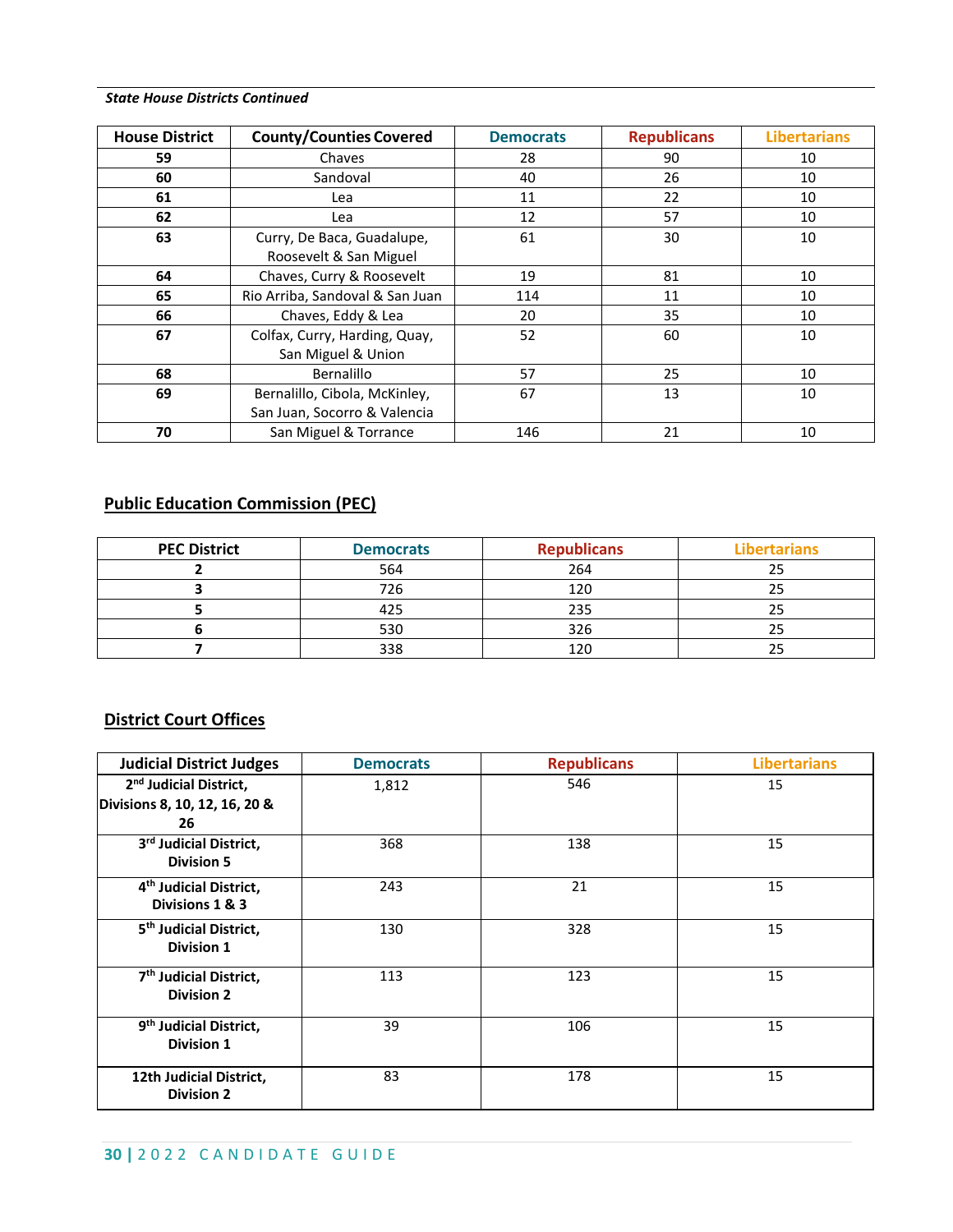*State House Districts Continued*

| House District | County/Counties Covered | Democrats | Republicans | Libertarians |
|---|---|---|---|---|
| 59 | Chaves | 28 | 90 | 10 |
| 60 | Sandoval | 40 | 26 | 10 |
| 61 | Lea | 11 | 22 | 10 |
| 62 | Lea | 12 | 57 | 10 |
| 63 | Curry, De Baca, Guadalupe, Roosevelt & San Miguel | 61 | 30 | 10 |
| 64 | Chaves, Curry & Roosevelt | 19 | 81 | 10 |
| 65 | Rio Arriba, Sandoval & San Juan | 114 | 11 | 10 |
| 66 | Chaves, Eddy & Lea | 20 | 35 | 10 |
| 67 | Colfax, Curry, Harding, Quay, San Miguel & Union | 52 | 60 | 10 |
| 68 | Bernalillo | 57 | 25 | 10 |
| 69 | Bernalillo, Cibola, McKinley, San Juan, Socorro & Valencia | 67 | 13 | 10 |
| 70 | San Miguel & Torrance | 146 | 21 | 10 |

## Public Education Commission (PEC)

| PEC District | Democrats | Republicans | Libertarians |
|---|---|---|---|
| 2 | 564 | 264 | 25 |
| 3 | 726 | 120 | 25 |
| 5 | 425 | 235 | 25 |
| 6 | 530 | 326 | 25 |
| 7 | 338 | 120 | 25 |

## District Court Offices

| Judicial District Judges | Democrats | Republicans | Libertarians |
|---|---|---|---|
| 2nd Judicial District, Divisions 8, 10, 12, 16, 20 & 26 | 1,812 | 546 | 15 |
| 3rd Judicial District, Division 5 | 368 | 138 | 15 |
| 4th Judicial District, Divisions 1 & 3 | 243 | 21 | 15 |
| 5th Judicial District, Division 1 | 130 | 328 | 15 |
| 7th Judicial District, Division 2 | 113 | 123 | 15 |
| 9th Judicial District, Division 1 | 39 | 106 | 15 |
| 12th Judicial District, Division 2 | 83 | 178 | 15 |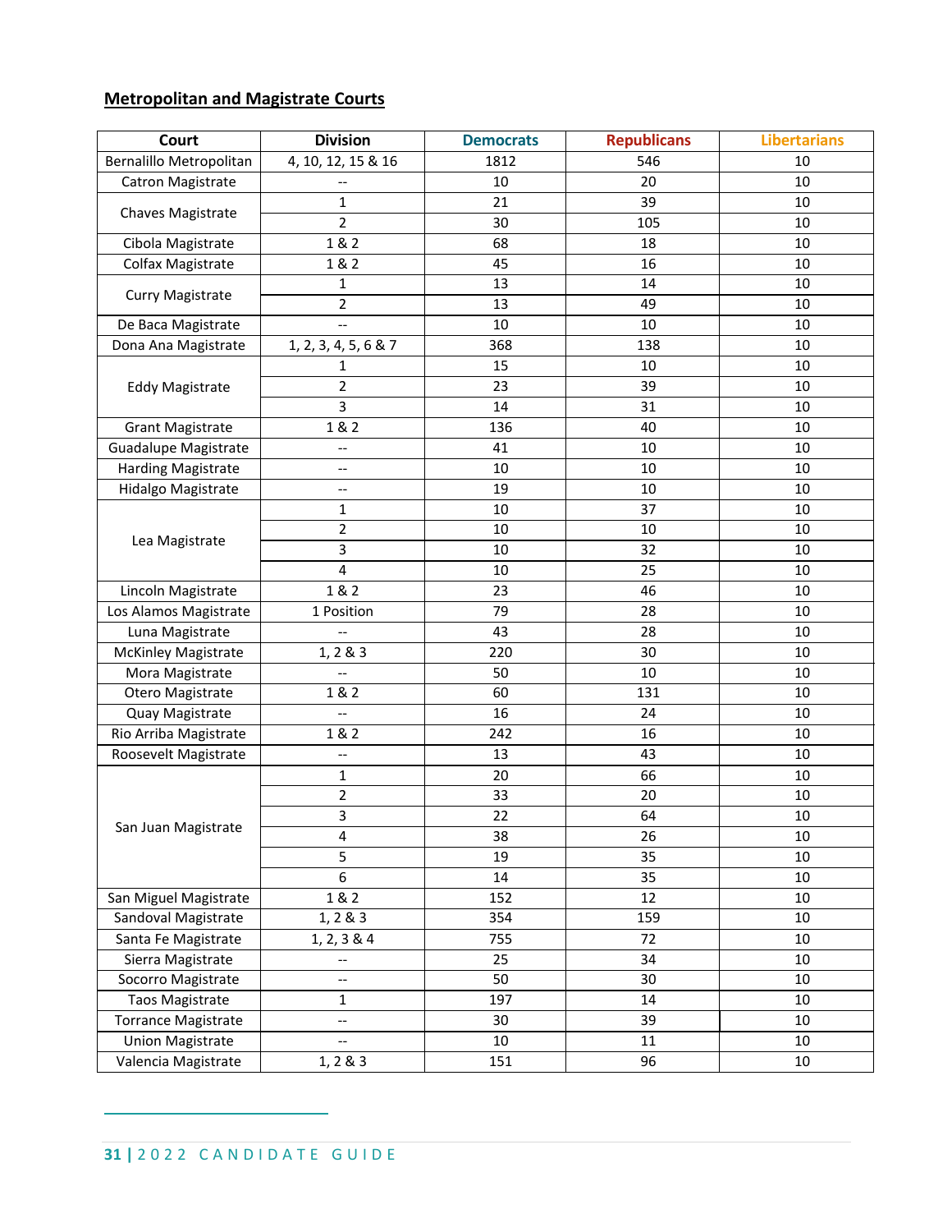## Metropolitan and Magistrate Courts

| Court | Division | Democrats | Republicans | Libertarians |
|---|---|---|---|---|
| Bernalillo Metropolitan | 4, 10, 12, 15 & 16 | 1812 | 546 | 10 |
| Catron Magistrate | -- | 10 | 20 | 10 |
| Chaves Magistrate | 1 | 21 | 39 | 10 |
| | 2 | 30 | 105 | 10 |
| Cibola Magistrate | 1 & 2 | 68 | 18 | 10 |
| Colfax Magistrate | 1 & 2 | 45 | 16 | 10 |
| Curry Magistrate | 1 | 13 | 14 | 10 |
| | 2 | 13 | 49 | 10 |
| De Baca Magistrate | -- | 10 | 10 | 10 |
| Dona Ana Magistrate | 1, 2, 3, 4, 5, 6 & 7 | 368 | 138 | 10 |
| Eddy Magistrate | 1 | 15 | 10 | 10 |
| | 2 | 23 | 39 | 10 |
| | 3 | 14 | 31 | 10 |
| Grant Magistrate | 1 & 2 | 136 | 40 | 10 |
| Guadalupe Magistrate | -- | 41 | 10 | 10 |
| Harding Magistrate | -- | 10 | 10 | 10 |
| Hidalgo Magistrate | -- | 19 | 10 | 10 |
| Lea Magistrate | 1 | 10 | 37 | 10 |
| | 2 | 10 | 10 | 10 |
| | 3 | 10 | 32 | 10 |
| | 4 | 10 | 25 | 10 |
| Lincoln Magistrate | 1 & 2 | 23 | 46 | 10 |
| Los Alamos Magistrate | 1 Position | 79 | 28 | 10 |
| Luna Magistrate | -- | 43 | 28 | 10 |
| McKinley Magistrate | 1, 2 & 3 | 220 | 30 | 10 |
| Mora Magistrate | -- | 50 | 10 | 10 |
| Otero Magistrate | 1 & 2 | 60 | 131 | 10 |
| Quay Magistrate | -- | 16 | 24 | 10 |
| Rio Arriba Magistrate | 1 & 2 | 242 | 16 | 10 |
| Roosevelt Magistrate | -- | 13 | 43 | 10 |
| San Juan Magistrate | 1 | 20 | 66 | 10 |
| | 2 | 33 | 20 | 10 |
| | 3 | 22 | 64 | 10 |
| | 4 | 38 | 26 | 10 |
| | 5 | 19 | 35 | 10 |
| | 6 | 14 | 35 | 10 |
| San Miguel Magistrate | 1 & 2 | 152 | 12 | 10 |
| Sandoval Magistrate | 1, 2 & 3 | 354 | 159 | 10 |
| Santa Fe Magistrate | 1, 2, 3 & 4 | 755 | 72 | 10 |
| Sierra Magistrate | -- | 25 | 34 | 10 |
| Socorro Magistrate | -- | 50 | 30 | 10 |
| Taos Magistrate | 1 | 197 | 14 | 10 |
| Torrance Magistrate | -- | 30 | 39 | 10 |
| Union Magistrate | -- | 10 | 11 | 10 |
| Valencia Magistrate | 1, 2 & 3 | 151 | 96 | 10 |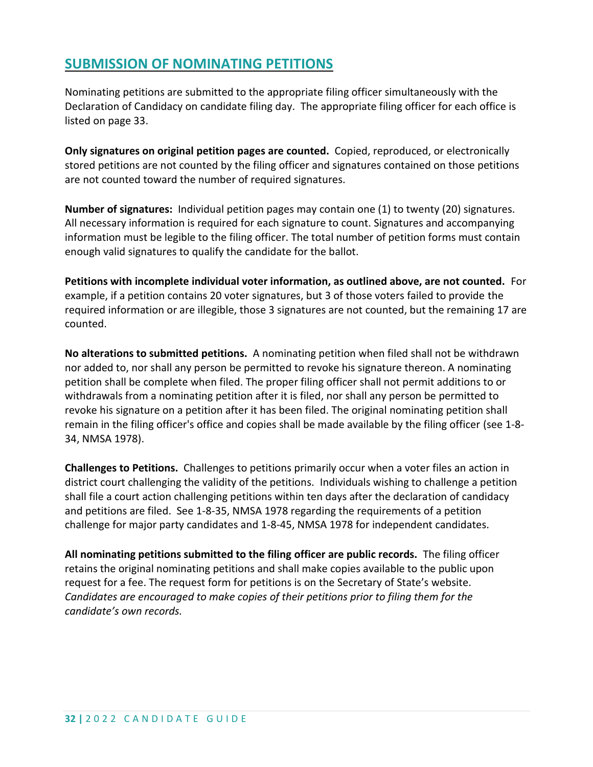## SUBMISSION OF NOMINATING PETITIONS

Nominating petitions are submitted to the appropriate filing officer simultaneously with the Declaration of Candidacy on candidate filing day. The appropriate filing officer for each office is listed on page 33.

**Only signatures on original petition pages are counted.** Copied, reproduced, or electronically stored petitions are not counted by the filing officer and signatures contained on those petitions are not counted toward the number of required signatures.

**Number of signatures:** Individual petition pages may contain one (1) to twenty (20) signatures. All necessary information is required for each signature to count. Signatures and accompanying information must be legible to the filing officer. The total number of petition forms must contain enough valid signatures to qualify the candidate for the ballot.

**Petitions with incomplete individual voter information, as outlined above, are not counted.** For example, if a petition contains 20 voter signatures, but 3 of those voters failed to provide the required information or are illegible, those 3 signatures are not counted, but the remaining 17 are counted.

**No alterations to submitted petitions.** A nominating petition when filed shall not be withdrawn nor added to, nor shall any person be permitted to revoke his signature thereon. A nominating petition shall be complete when filed. The proper filing officer shall not permit additions to or withdrawals from a nominating petition after it is filed, nor shall any person be permitted to revoke his signature on a petition after it has been filed. The original nominating petition shall remain in the filing officer's office and copies shall be made available by the filing officer (see 1-8-34, NMSA 1978).

**Challenges to Petitions.** Challenges to petitions primarily occur when a voter files an action in district court challenging the validity of the petitions. Individuals wishing to challenge a petition shall file a court action challenging petitions within ten days after the declaration of candidacy and petitions are filed. See 1-8-35, NMSA 1978 regarding the requirements of a petition challenge for major party candidates and 1-8-45, NMSA 1978 for independent candidates.

**All nominating petitions submitted to the filing officer are public records.** The filing officer retains the original nominating petitions and shall make copies available to the public upon request for a fee. The request form for petitions is on the Secretary of State's website. *Candidates are encouraged to make copies of their petitions prior to filing them for the candidate's own records.*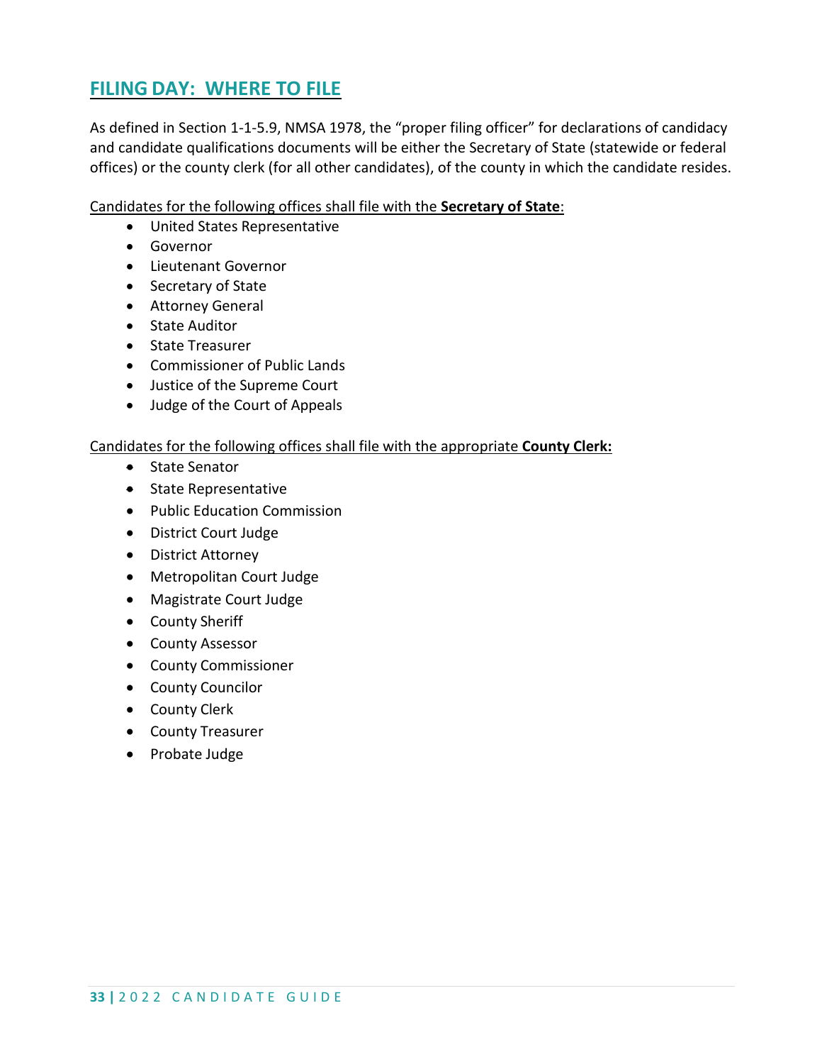## FILING DAY: WHERE TO FILE

As defined in Section 1-1-5.9, NMSA 1978, the "proper filing officer" for declarations of candidacy and candidate qualifications documents will be either the Secretary of State (statewide or federal offices) or the county clerk (for all other candidates), of the county in which the candidate resides.

Candidates for the following offices shall file with the **Secretary of State**:

- United States Representative
- Governor
- Lieutenant Governor
- Secretary of State
- Attorney General
- State Auditor
- State Treasurer
- Commissioner of Public Lands
- Justice of the Supreme Court
- Judge of the Court of Appeals

Candidates for the following offices shall file with the appropriate **County Clerk:**

- State Senator
- State Representative
- Public Education Commission
- District Court Judge
- District Attorney
- Metropolitan Court Judge
- Magistrate Court Judge
- County Sheriff
- County Assessor
- County Commissioner
- County Councilor
- County Clerk
- County Treasurer
- Probate Judge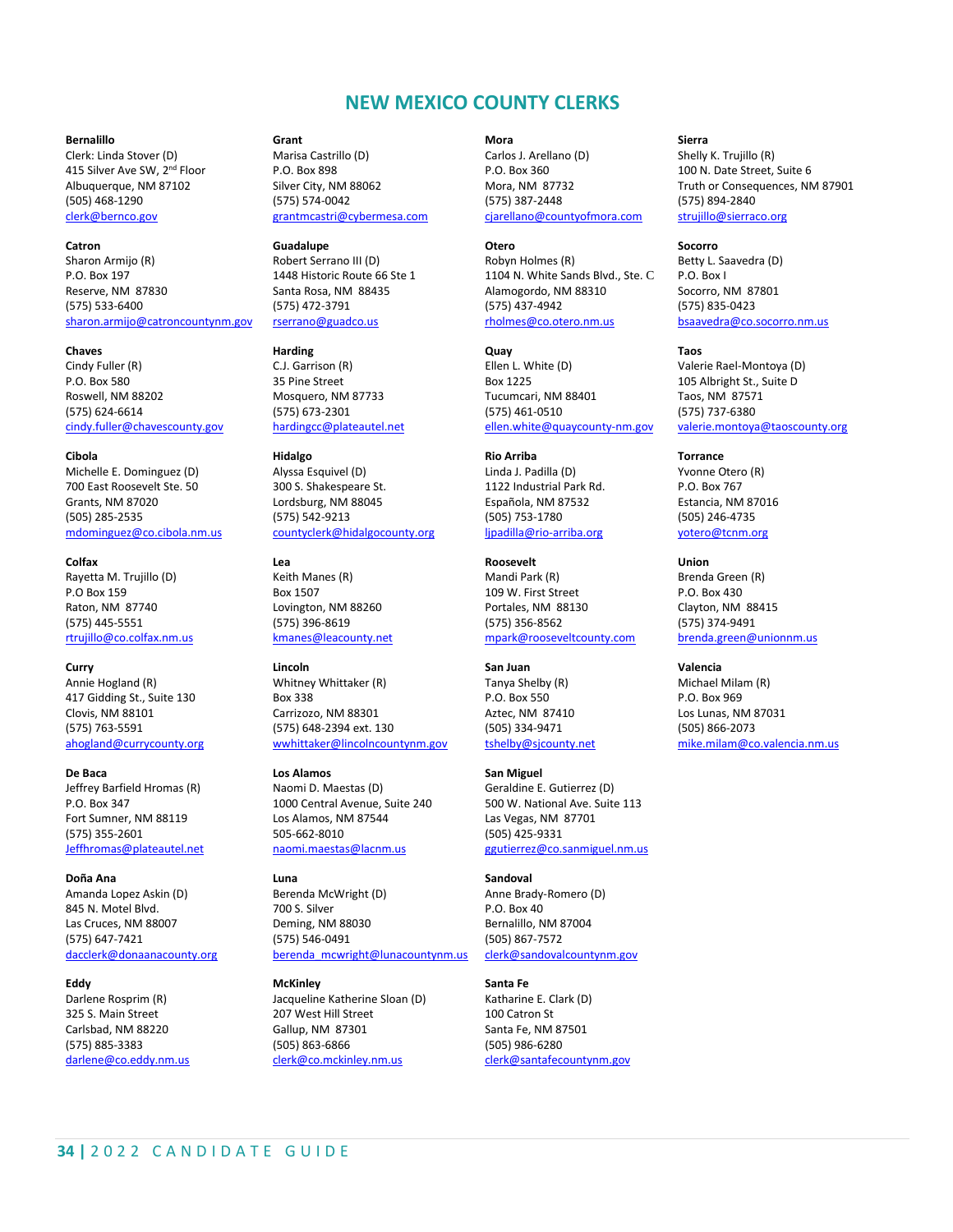# NEW MEXICO COUNTY CLERKS

**Bernalillo**
Clerk: Linda Stover (D)
415 Silver Ave SW, 2nd Floor
Albuquerque, NM 87102
(505) 468-1290
clerk@bernco.gov

**Catron**
Sharon Armijo (R)
P.O. Box 197
Reserve, NM 87830
(575) 533-6400
sharon.armijo@catroncountynm.gov

**Chaves**
Cindy Fuller (R)
P.O. Box 580
Roswell, NM 88202
(575) 624-6614
cindy.fuller@chavescounty.gov

**Cibola**
Michelle E. Dominguez (D)
700 East Roosevelt Ste. 50
Grants, NM 87020
(505) 285-2535
mdominguez@co.cibola.nm.us

**Colfax**
Rayetta M. Trujillo (D)
P.O Box 159
Raton, NM 87740
(575) 445-5551
rtrujillo@co.colfax.nm.us

**Curry**
Annie Hogland (R)
417 Gidding St., Suite 130
Clovis, NM 88101
(575) 763-5591
ahogland@currycounty.org

**De Baca**
Jeffrey Barfield Hromas (R)
P.O. Box 347
Fort Sumner, NM 88119
(575) 355-2601
Jeffhromas@plateautel.net

**Doña Ana**
Amanda Lopez Askin (D)
845 N. Motel Blvd.
Las Cruces, NM 88007
(575) 647-7421
dacclerk@donaanacounty.org

**Eddy**
Darlene Rosprim (R)
325 S. Main Street
Carlsbad, NM 88220
(575) 885-3383
darlene@co.eddy.nm.us

**Grant**
Marisa Castrillo (D)
P.O. Box 898
Silver City, NM 88062
(575) 574-0042
grantmcastri@cybermesa.com

**Guadalupe**
Robert Serrano III (D)
1448 Historic Route 66 Ste 1
Santa Rosa, NM 88435
(575) 472-3791
rserrano@guadco.us

**Harding**
C.J. Garrison (R)
35 Pine Street
Mosquero, NM 87733
(575) 673-2301
hardingcc@plateautel.net

**Hidalgo**
Alyssa Esquivel (D)
300 S. Shakespeare St.
Lordsburg, NM 88045
(575) 542-9213
countyclerk@hidalgocounty.org

**Lea**
Keith Manes (R)
Box 1507
Lovington, NM 88260
(575) 396-8619
kmanes@leacounty.net

**Lincoln**
Whitney Whittaker (R)
Box 338
Carrizozo, NM 88301
(575) 648-2394 ext. 130
wwhittaker@lincolncountynm.gov

**Los Alamos**
Naomi D. Maestas (D)
1000 Central Avenue, Suite 240
Los Alamos, NM 87544
505-662-8010
naomi.maestas@lacnm.us

**Luna**
Berenda McWright (D)
700 S. Silver
Deming, NM 88030
(575) 546-0491
berenda_mcwright@lunacountynm.us

**McKinley**
Jacqueline Katherine Sloan (D)
207 West Hill Street
Gallup, NM 87301
(505) 863-6866
clerk@co.mckinley.nm.us

**Mora**
Carlos J. Arellano (D)
P.O. Box 360
Mora, NM 87732
(575) 387-2448
cjarellano@countyofmora.com

**Otero**
Robyn Holmes (R)
1104 N. White Sands Blvd., Ste. C
Alamogordo, NM 88310
(575) 437-4942
rholmes@co.otero.nm.us

**Quay**
Ellen L. White (D)
Box 1225
Tucumcari, NM 88401
(575) 461-0510
ellen.white@quaycounty-nm.gov

**Rio Arriba**
Linda J. Padilla (D)
1122 Industrial Park Rd.
Española, NM 87532
(505) 753-1780
ljpadilla@rio-arriba.org

**Roosevelt**
Mandi Park (R)
109 W. First Street
Portales, NM 88130
(575) 356-8562
mpark@rooseveltcounty.com

**San Juan**
Tanya Shelby (R)
P.O. Box 550
Aztec, NM 87410
(505) 334-9471
tshelby@sjcounty.net

**San Miguel**
Geraldine E. Gutierrez (D)
500 W. National Ave. Suite 113
Las Vegas, NM 87701
(505) 425-9331
ggutierrez@co.sanmiguel.nm.us

**Sandoval**
Anne Brady-Romero (D)
P.O. Box 40
Bernalillo, NM 87004
(505) 867-7572
clerk@sandovalcountynm.gov

**Santa Fe**
Katharine E. Clark (D)
100 Catron St
Santa Fe, NM 87501
(505) 986-6280
clerk@santafecountynm.gov

**Sierra**
Shelly K. Trujillo (R)
100 N. Date Street, Suite 6
Truth or Consequences, NM 87901
(575) 894-2840
strujillo@sierraco.org

**Socorro**
Betty L. Saavedra (D)
P.O. Box I
Socorro, NM 87801
(575) 835-0423
bsaavedra@co.socorro.nm.us

**Taos**
Valerie Rael-Montoya (D)
105 Albright St., Suite D
Taos, NM 87571
(575) 737-6380
valerie.montoya@taoscounty.org

**Torrance**
Yvonne Otero (R)
P.O. Box 767
Estancia, NM 87016
(505) 246-4735
yotero@tcnm.org

**Union**
Brenda Green (R)
P.O. Box 430
Clayton, NM 88415
(575) 374-9491
brenda.green@unionnm.us

**Valencia**
Michael Milam (R)
P.O. Box 969
Los Lunas, NM 87031
(505) 866-2073
mike.milam@co.valencia.nm.us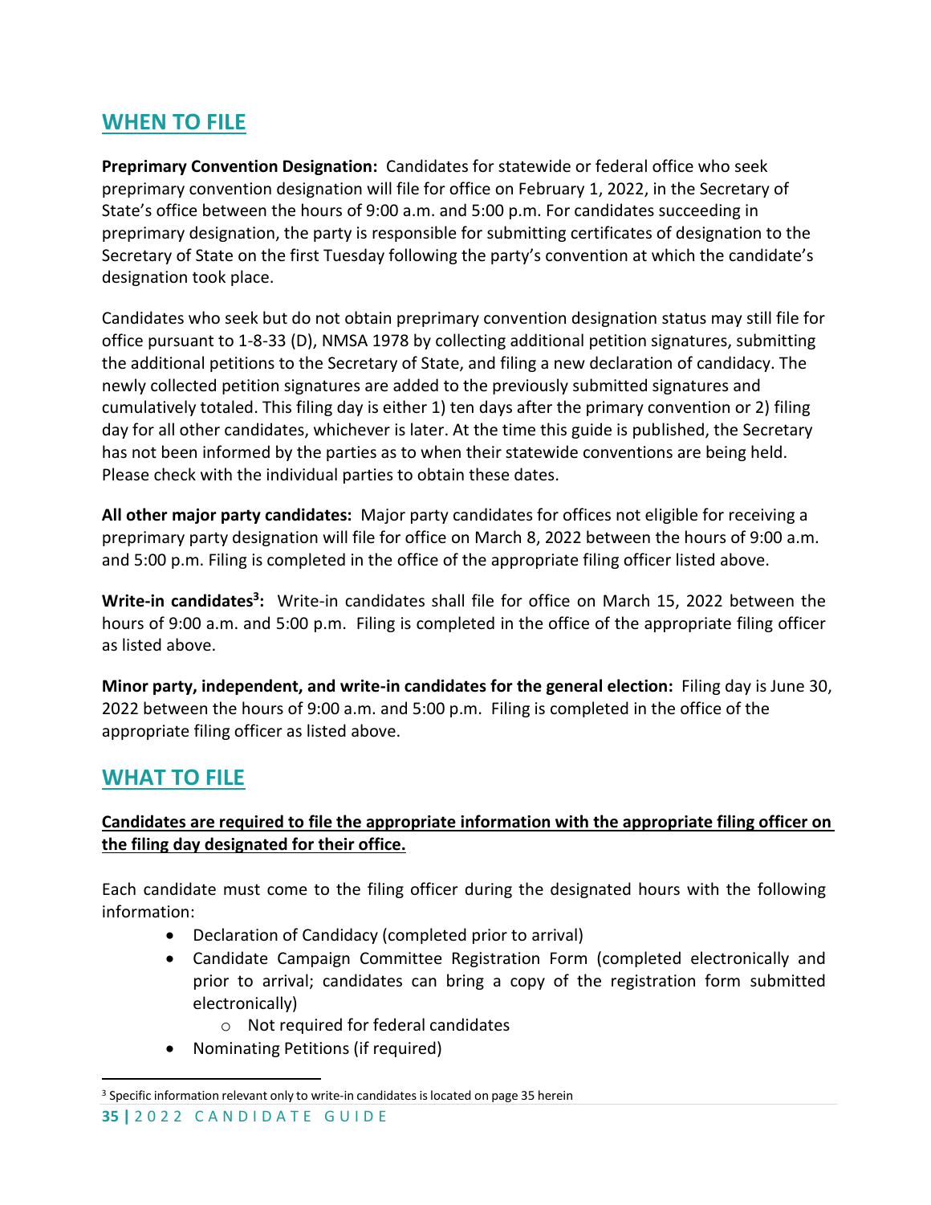## WHEN TO FILE

**Preprimary Convention Designation:** Candidates for statewide or federal office who seek preprimary convention designation will file for office on February 1, 2022, in the Secretary of State's office between the hours of 9:00 a.m. and 5:00 p.m. For candidates succeeding in preprimary designation, the party is responsible for submitting certificates of designation to the Secretary of State on the first Tuesday following the party's convention at which the candidate's designation took place.

Candidates who seek but do not obtain preprimary convention designation status may still file for office pursuant to 1-8-33 (D), NMSA 1978 by collecting additional petition signatures, submitting the additional petitions to the Secretary of State, and filing a new declaration of candidacy. The newly collected petition signatures are added to the previously submitted signatures and cumulatively totaled. This filing day is either 1) ten days after the primary convention or 2) filing day for all other candidates, whichever is later. At the time this guide is published, the Secretary has not been informed by the parties as to when their statewide conventions are being held. Please check with the individual parties to obtain these dates.

**All other major party candidates:** Major party candidates for offices not eligible for receiving a preprimary party designation will file for office on March 8, 2022 between the hours of 9:00 a.m. and 5:00 p.m. Filing is completed in the office of the appropriate filing officer listed above.

**Write-in candidates[3]:** Write-in candidates shall file for office on March 15, 2022 between the hours of 9:00 a.m. and 5:00 p.m. Filing is completed in the office of the appropriate filing officer as listed above.

**Minor party, independent, and write-in candidates for the general election:** Filing day is June 30, 2022 between the hours of 9:00 a.m. and 5:00 p.m. Filing is completed in the office of the appropriate filing officer as listed above.

## WHAT TO FILE

**Candidates are required to file the appropriate information with the appropriate filing officer on the filing day designated for their office.**

Each candidate must come to the filing officer during the designated hours with the following information:

- Declaration of Candidacy (completed prior to arrival)
- Candidate Campaign Committee Registration Form (completed electronically and prior to arrival; candidates can bring a copy of the registration form submitted electronically)
  - Not required for federal candidates
- Nominating Petitions (if required)

[3] Specific information relevant only to write-in candidates is located on page 35 herein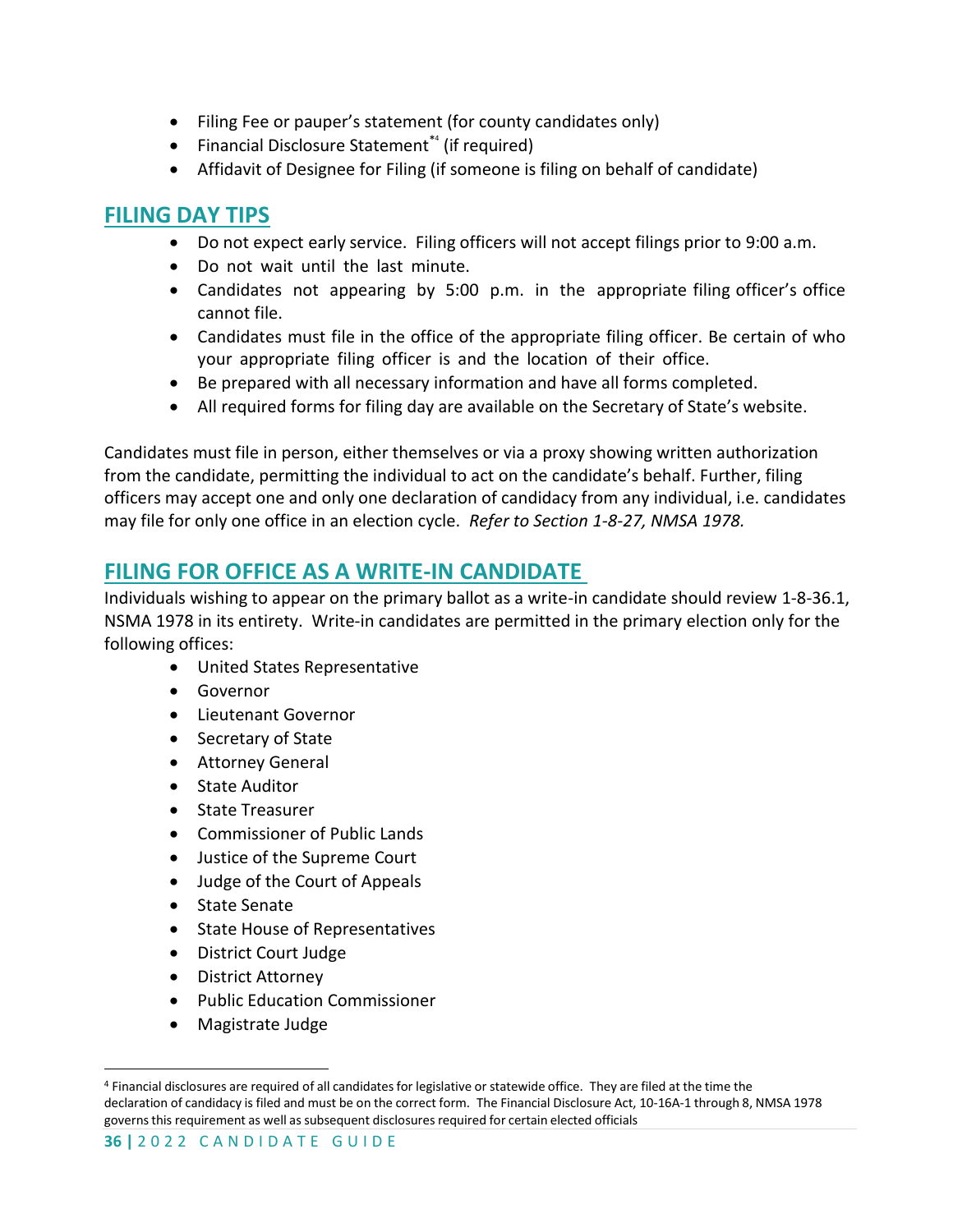- Filing Fee or pauper's statement (for county candidates only)
- Financial Disclosure Statement[4] (if required)
- Affidavit of Designee for Filing (if someone is filing on behalf of candidate)

## FILING DAY TIPS

- Do not expect early service. Filing officers will not accept filings prior to 9:00 a.m.
- Do not wait until the last minute.
- Candidates not appearing by 5:00 p.m. in the appropriate filing officer's office cannot file.
- Candidates must file in the office of the appropriate filing officer. Be certain of who your appropriate filing officer is and the location of their office.
- Be prepared with all necessary information and have all forms completed.
- All required forms for filing day are available on the Secretary of State's website.

Candidates must file in person, either themselves or via a proxy showing written authorization from the candidate, permitting the individual to act on the candidate's behalf. Further, filing officers may accept one and only one declaration of candidacy from any individual, i.e. candidates may file for only one office in an election cycle. *Refer to Section 1-8-27, NMSA 1978.*

## FILING FOR OFFICE AS A WRITE-IN CANDIDATE

Individuals wishing to appear on the primary ballot as a write-in candidate should review 1-8-36.1, NSMA 1978 in its entirety. Write-in candidates are permitted in the primary election only for the following offices:

- United States Representative
- Governor
- Lieutenant Governor
- Secretary of State
- Attorney General
- State Auditor
- State Treasurer
- Commissioner of Public Lands
- Justice of the Supreme Court
- Judge of the Court of Appeals
- State Senate
- State House of Representatives
- District Court Judge
- District Attorney
- Public Education Commissioner
- Magistrate Judge

[4] Financial disclosures are required of all candidates for legislative or statewide office. They are filed at the time the declaration of candidacy is filed and must be on the correct form. The Financial Disclosure Act, 10-16A-1 through 8, NMSA 1978 governs this requirement as well as subsequent disclosures required for certain elected officials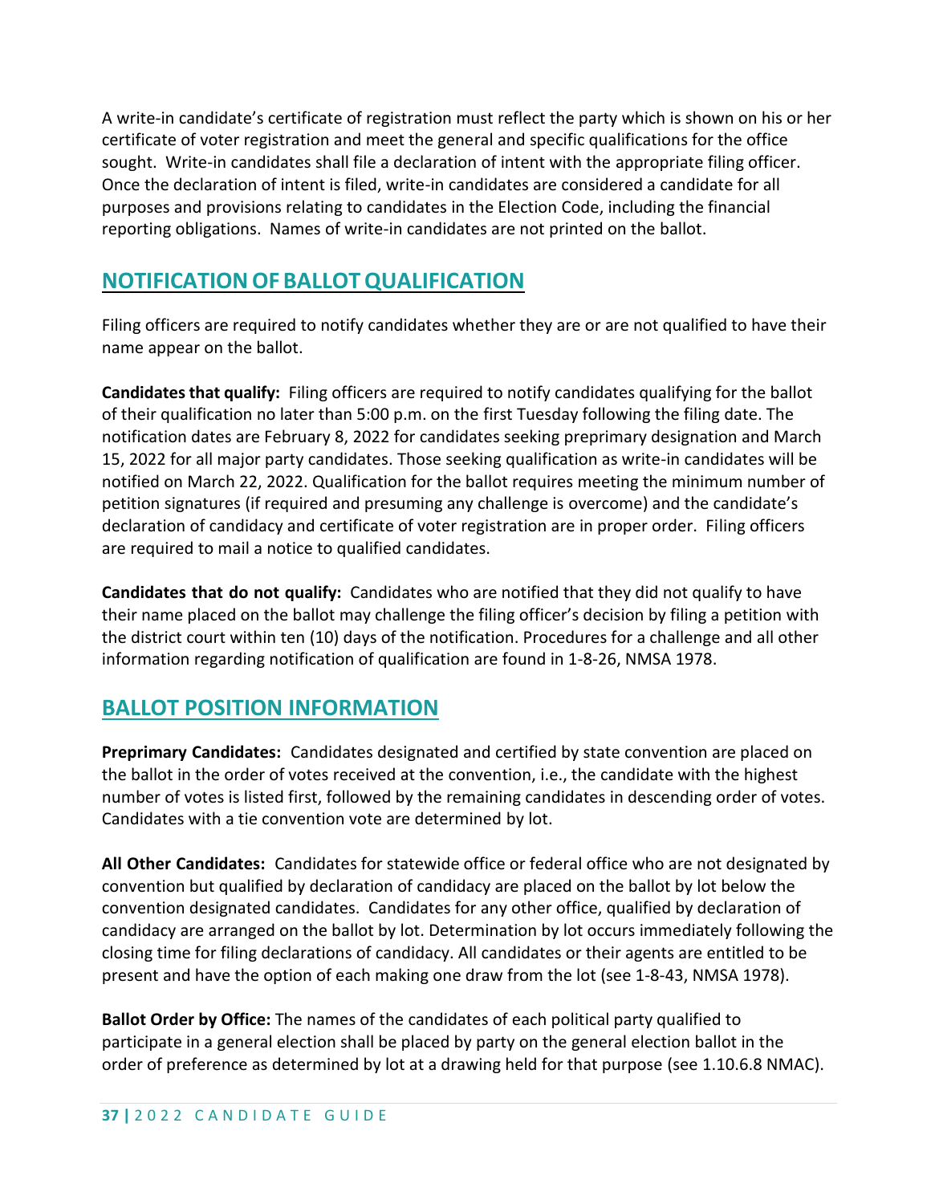A write-in candidate's certificate of registration must reflect the party which is shown on his or her certificate of voter registration and meet the general and specific qualifications for the office sought. Write-in candidates shall file a declaration of intent with the appropriate filing officer. Once the declaration of intent is filed, write-in candidates are considered a candidate for all purposes and provisions relating to candidates in the Election Code, including the financial reporting obligations. Names of write-in candidates are not printed on the ballot.

## NOTIFICATION OF BALLOT QUALIFICATION

Filing officers are required to notify candidates whether they are or are not qualified to have their name appear on the ballot.

**Candidates that qualify:** Filing officers are required to notify candidates qualifying for the ballot of their qualification no later than 5:00 p.m. on the first Tuesday following the filing date. The notification dates are February 8, 2022 for candidates seeking preprimary designation and March 15, 2022 for all major party candidates. Those seeking qualification as write-in candidates will be notified on March 22, 2022. Qualification for the ballot requires meeting the minimum number of petition signatures (if required and presuming any challenge is overcome) and the candidate's declaration of candidacy and certificate of voter registration are in proper order. Filing officers are required to mail a notice to qualified candidates.

**Candidates that do not qualify:** Candidates who are notified that they did not qualify to have their name placed on the ballot may challenge the filing officer's decision by filing a petition with the district court within ten (10) days of the notification. Procedures for a challenge and all other information regarding notification of qualification are found in 1-8-26, NMSA 1978.

## BALLOT POSITION INFORMATION

**Preprimary Candidates:** Candidates designated and certified by state convention are placed on the ballot in the order of votes received at the convention, i.e., the candidate with the highest number of votes is listed first, followed by the remaining candidates in descending order of votes. Candidates with a tie convention vote are determined by lot.

**All Other Candidates:** Candidates for statewide office or federal office who are not designated by convention but qualified by declaration of candidacy are placed on the ballot by lot below the convention designated candidates. Candidates for any other office, qualified by declaration of candidacy are arranged on the ballot by lot. Determination by lot occurs immediately following the closing time for filing declarations of candidacy. All candidates or their agents are entitled to be present and have the option of each making one draw from the lot (see 1-8-43, NMSA 1978).

**Ballot Order by Office:** The names of the candidates of each political party qualified to participate in a general election shall be placed by party on the general election ballot in the order of preference as determined by lot at a drawing held for that purpose (see 1.10.6.8 NMAC).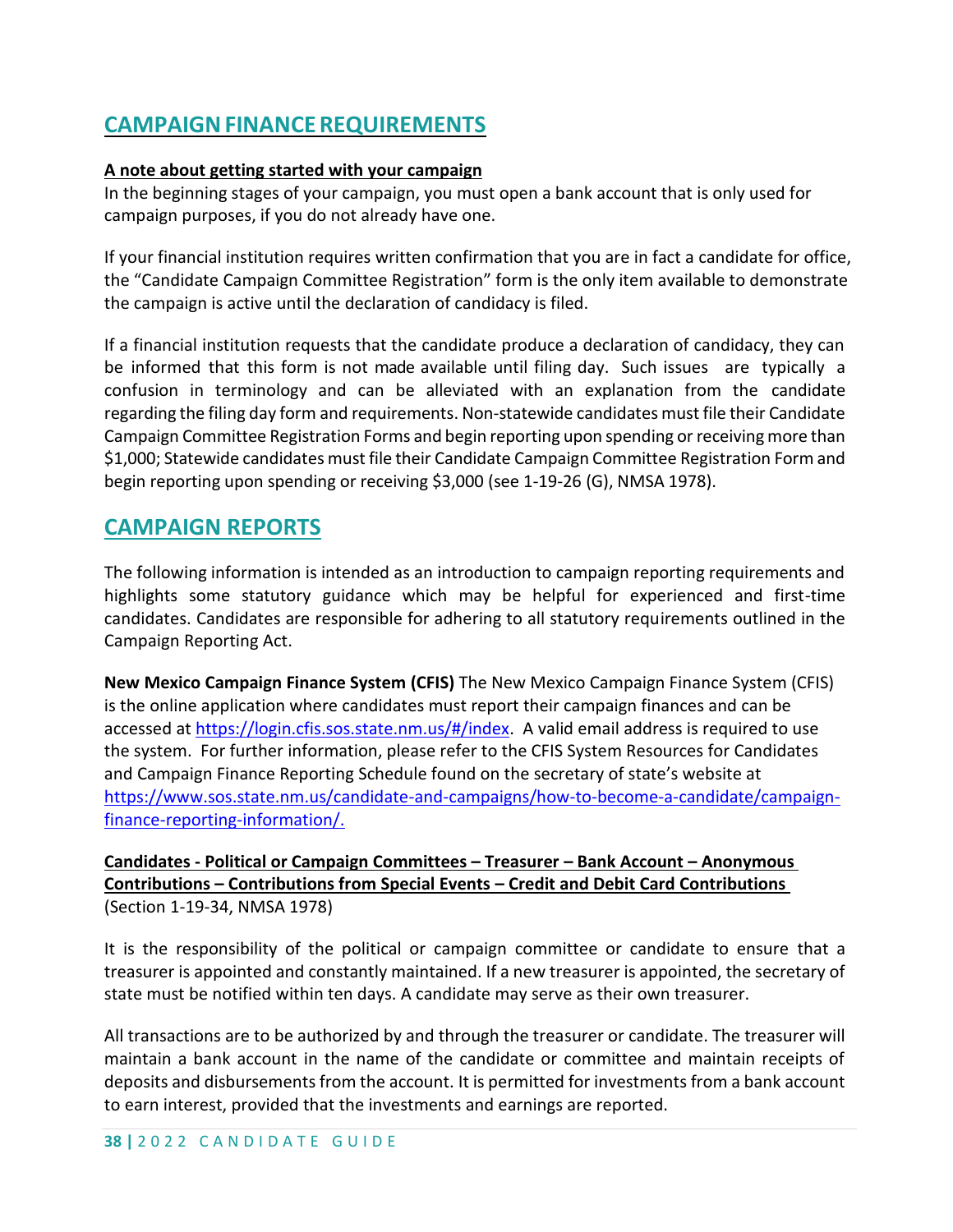## CAMPAIGN FINANCE REQUIREMENTS

**A note about getting started with your campaign**

In the beginning stages of your campaign, you must open a bank account that is only used for campaign purposes, if you do not already have one.

If your financial institution requires written confirmation that you are in fact a candidate for office, the "Candidate Campaign Committee Registration" form is the only item available to demonstrate the campaign is active until the declaration of candidacy is filed.

If a financial institution requests that the candidate produce a declaration of candidacy, they can be informed that this form is not made available until filing day. Such issues are typically a confusion in terminology and can be alleviated with an explanation from the candidate regarding the filing day form and requirements. Non-statewide candidates must file their Candidate Campaign Committee Registration Forms and begin reporting upon spending or receiving more than $1,000; Statewide candidates must file their Candidate Campaign Committee Registration Form and begin reporting upon spending or receiving $3,000 (see 1-19-26 (G), NMSA 1978).

## CAMPAIGN REPORTS

The following information is intended as an introduction to campaign reporting requirements and highlights some statutory guidance which may be helpful for experienced and first-time candidates. Candidates are responsible for adhering to all statutory requirements outlined in the Campaign Reporting Act.

**New Mexico Campaign Finance System (CFIS)** The New Mexico Campaign Finance System (CFIS) is the online application where candidates must report their campaign finances and can be accessed at https://login.cfis.sos.state.nm.us/#/index. A valid email address is required to use the system. For further information, please refer to the CFIS System Resources for Candidates and Campaign Finance Reporting Schedule found on the secretary of state's website at https://www.sos.state.nm.us/candidate-and-campaigns/how-to-become-a-candidate/campaign-finance-reporting-information/.

**Candidates - Political or Campaign Committees – Treasurer – Bank Account – Anonymous Contributions – Contributions from Special Events – Credit and Debit Card Contributions**
(Section 1-19-34, NMSA 1978)

It is the responsibility of the political or campaign committee or candidate to ensure that a treasurer is appointed and constantly maintained. If a new treasurer is appointed, the secretary of state must be notified within ten days. A candidate may serve as their own treasurer.

All transactions are to be authorized by and through the treasurer or candidate. The treasurer will maintain a bank account in the name of the candidate or committee and maintain receipts of deposits and disbursements from the account. It is permitted for investments from a bank account to earn interest, provided that the investments and earnings are reported.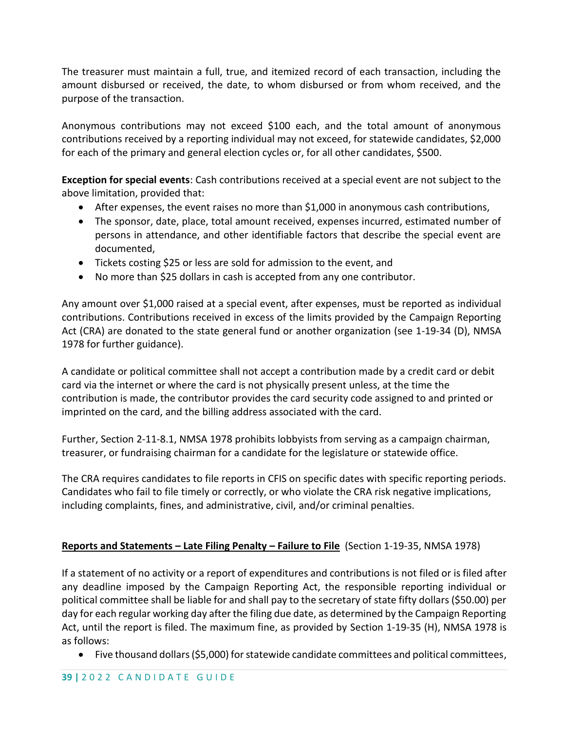The treasurer must maintain a full, true, and itemized record of each transaction, including the amount disbursed or received, the date, to whom disbursed or from whom received, and the purpose of the transaction.

Anonymous contributions may not exceed $100 each, and the total amount of anonymous contributions received by a reporting individual may not exceed, for statewide candidates, $2,000 for each of the primary and general election cycles or, for all other candidates, $500.

**Exception for special events**: Cash contributions received at a special event are not subject to the above limitation, provided that:

- After expenses, the event raises no more than $1,000 in anonymous cash contributions,
- The sponsor, date, place, total amount received, expenses incurred, estimated number of persons in attendance, and other identifiable factors that describe the special event are documented,
- Tickets costing $25 or less are sold for admission to the event, and
- No more than $25 dollars in cash is accepted from any one contributor.

Any amount over $1,000 raised at a special event, after expenses, must be reported as individual contributions. Contributions received in excess of the limits provided by the Campaign Reporting Act (CRA) are donated to the state general fund or another organization (see 1-19-34 (D), NMSA 1978 for further guidance).

A candidate or political committee shall not accept a contribution made by a credit card or debit card via the internet or where the card is not physically present unless, at the time the contribution is made, the contributor provides the card security code assigned to and printed or imprinted on the card, and the billing address associated with the card.

Further, Section 2-11-8.1, NMSA 1978 prohibits lobbyists from serving as a campaign chairman, treasurer, or fundraising chairman for a candidate for the legislature or statewide office.

The CRA requires candidates to file reports in CFIS on specific dates with specific reporting periods. Candidates who fail to file timely or correctly, or who violate the CRA risk negative implications, including complaints, fines, and administrative, civil, and/or criminal penalties.

**<u>Reports and Statements – Late Filing Penalty – Failure to File</u>** (Section 1-19-35, NMSA 1978)

If a statement of no activity or a report of expenditures and contributions is not filed or is filed after any deadline imposed by the Campaign Reporting Act, the responsible reporting individual or political committee shall be liable for and shall pay to the secretary of state fifty dollars ($50.00) per day for each regular working day after the filing due date, as determined by the Campaign Reporting Act, until the report is filed. The maximum fine, as provided by Section 1-19-35 (H), NMSA 1978 is as follows:

- Five thousand dollars ($5,000) for statewide candidate committees and political committees,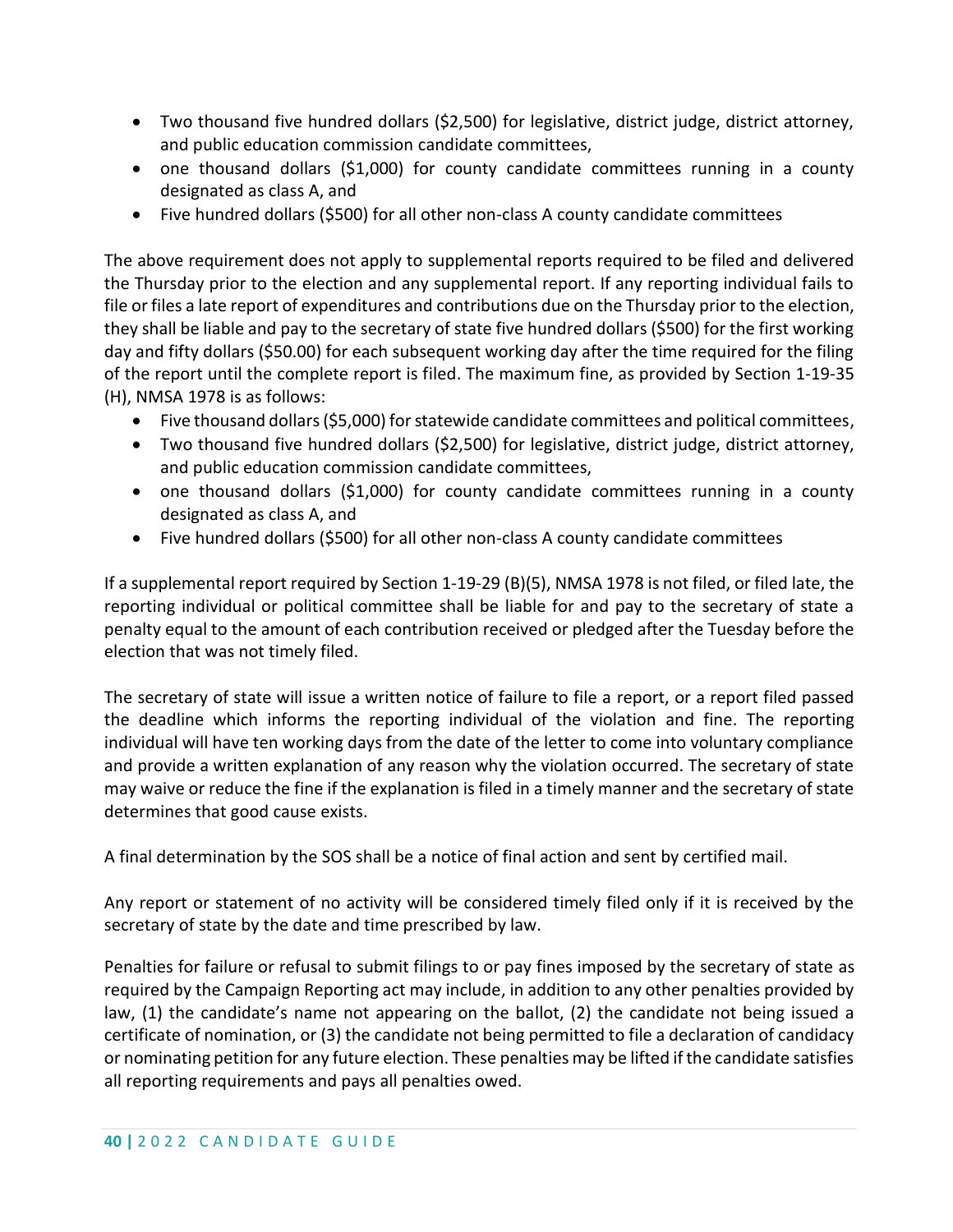- Two thousand five hundred dollars ($2,500) for legislative, district judge, district attorney, and public education commission candidate committees,
- one thousand dollars ($1,000) for county candidate committees running in a county designated as class A, and
- Five hundred dollars ($500) for all other non-class A county candidate committees

The above requirement does not apply to supplemental reports required to be filed and delivered the Thursday prior to the election and any supplemental report. If any reporting individual fails to file or files a late report of expenditures and contributions due on the Thursday prior to the election, they shall be liable and pay to the secretary of state five hundred dollars ($500) for the first working day and fifty dollars ($50.00) for each subsequent working day after the time required for the filing of the report until the complete report is filed. The maximum fine, as provided by Section 1-19-35 (H), NMSA 1978 is as follows:

- Five thousand dollars ($5,000) for statewide candidate committees and political committees,
- Two thousand five hundred dollars ($2,500) for legislative, district judge, district attorney, and public education commission candidate committees,
- one thousand dollars ($1,000) for county candidate committees running in a county designated as class A, and
- Five hundred dollars ($500) for all other non-class A county candidate committees

If a supplemental report required by Section 1-19-29 (B)(5), NMSA 1978 is not filed, or filed late, the reporting individual or political committee shall be liable for and pay to the secretary of state a penalty equal to the amount of each contribution received or pledged after the Tuesday before the election that was not timely filed.

The secretary of state will issue a written notice of failure to file a report, or a report filed passed the deadline which informs the reporting individual of the violation and fine. The reporting individual will have ten working days from the date of the letter to come into voluntary compliance and provide a written explanation of any reason why the violation occurred. The secretary of state may waive or reduce the fine if the explanation is filed in a timely manner and the secretary of state determines that good cause exists.

A final determination by the SOS shall be a notice of final action and sent by certified mail.

Any report or statement of no activity will be considered timely filed only if it is received by the secretary of state by the date and time prescribed by law.

Penalties for failure or refusal to submit filings to or pay fines imposed by the secretary of state as required by the Campaign Reporting act may include, in addition to any other penalties provided by law, (1) the candidate's name not appearing on the ballot, (2) the candidate not being issued a certificate of nomination, or (3) the candidate not being permitted to file a declaration of candidacy or nominating petition for any future election. These penalties may be lifted if the candidate satisfies all reporting requirements and pays all penalties owed.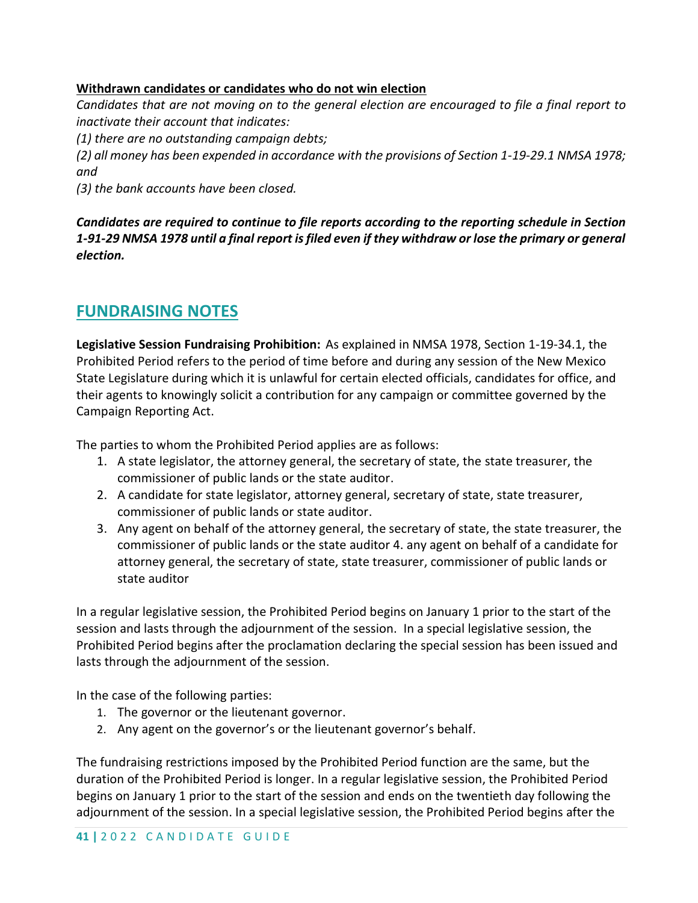**Withdrawn candidates or candidates who do not win election**

*Candidates that are not moving on to the general election are encouraged to file a final report to inactivate their account that indicates:*

*(1) there are no outstanding campaign debts;*

*(2) all money has been expended in accordance with the provisions of Section 1-19-29.1 NMSA 1978; and*

*(3) the bank accounts have been closed.*

***Candidates are required to continue to file reports according to the reporting schedule in Section 1-91-29 NMSA 1978 until a final report is filed even if they withdraw or lose the primary or general election.***

## FUNDRAISING NOTES

**Legislative Session Fundraising Prohibition:** As explained in NMSA 1978, Section 1-19-34.1, the Prohibited Period refers to the period of time before and during any session of the New Mexico State Legislature during which it is unlawful for certain elected officials, candidates for office, and their agents to knowingly solicit a contribution for any campaign or committee governed by the Campaign Reporting Act.

The parties to whom the Prohibited Period applies are as follows:

1. A state legislator, the attorney general, the secretary of state, the state treasurer, the commissioner of public lands or the state auditor.
2. A candidate for state legislator, attorney general, secretary of state, state treasurer, commissioner of public lands or state auditor.
3. Any agent on behalf of the attorney general, the secretary of state, the state treasurer, the commissioner of public lands or the state auditor 4. any agent on behalf of a candidate for attorney general, the secretary of state, state treasurer, commissioner of public lands or state auditor

In a regular legislative session, the Prohibited Period begins on January 1 prior to the start of the session and lasts through the adjournment of the session. In a special legislative session, the Prohibited Period begins after the proclamation declaring the special session has been issued and lasts through the adjournment of the session.

In the case of the following parties:

1. The governor or the lieutenant governor.
2. Any agent on the governor's or the lieutenant governor's behalf.

The fundraising restrictions imposed by the Prohibited Period function are the same, but the duration of the Prohibited Period is longer. In a regular legislative session, the Prohibited Period begins on January 1 prior to the start of the session and ends on the twentieth day following the adjournment of the session. In a special legislative session, the Prohibited Period begins after the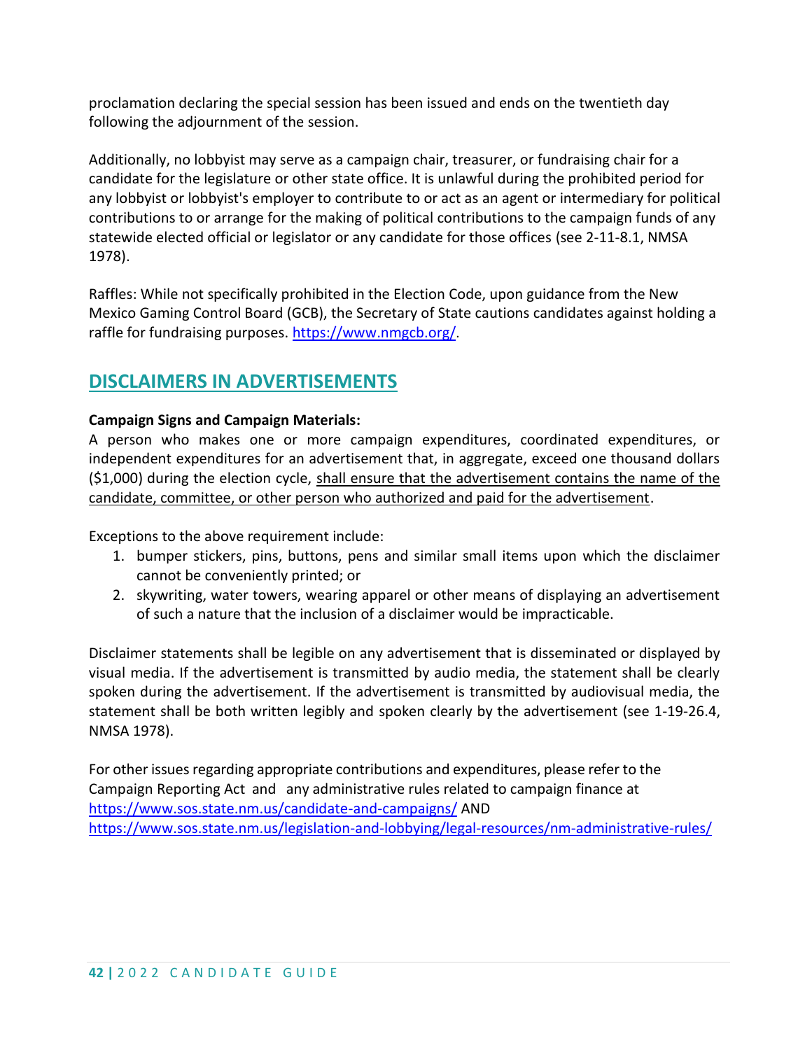proclamation declaring the special session has been issued and ends on the twentieth day following the adjournment of the session.

Additionally, no lobbyist may serve as a campaign chair, treasurer, or fundraising chair for a candidate for the legislature or other state office. It is unlawful during the prohibited period for any lobbyist or lobbyist's employer to contribute to or act as an agent or intermediary for political contributions to or arrange for the making of political contributions to the campaign funds of any statewide elected official or legislator or any candidate for those offices (see 2-11-8.1, NMSA 1978).

Raffles: While not specifically prohibited in the Election Code, upon guidance from the New Mexico Gaming Control Board (GCB), the Secretary of State cautions candidates against holding a raffle for fundraising purposes. https://www.nmgcb.org/.

## DISCLAIMERS IN ADVERTISEMENTS

**Campaign Signs and Campaign Materials:**
A person who makes one or more campaign expenditures, coordinated expenditures, or independent expenditures for an advertisement that, in aggregate, exceed one thousand dollars ($1,000) during the election cycle, shall ensure that the advertisement contains the name of the candidate, committee, or other person who authorized and paid for the advertisement.

Exceptions to the above requirement include:

1. bumper stickers, pins, buttons, pens and similar small items upon which the disclaimer cannot be conveniently printed; or
2. skywriting, water towers, wearing apparel or other means of displaying an advertisement of such a nature that the inclusion of a disclaimer would be impracticable.

Disclaimer statements shall be legible on any advertisement that is disseminated or displayed by visual media. If the advertisement is transmitted by audio media, the statement shall be clearly spoken during the advertisement. If the advertisement is transmitted by audiovisual media, the statement shall be both written legibly and spoken clearly by the advertisement (see 1-19-26.4, NMSA 1978).

For other issues regarding appropriate contributions and expenditures, please refer to the Campaign Reporting Act and any administrative rules related to campaign finance at https://www.sos.state.nm.us/candidate-and-campaigns/ AND https://www.sos.state.nm.us/legislation-and-lobbying/legal-resources/nm-administrative-rules/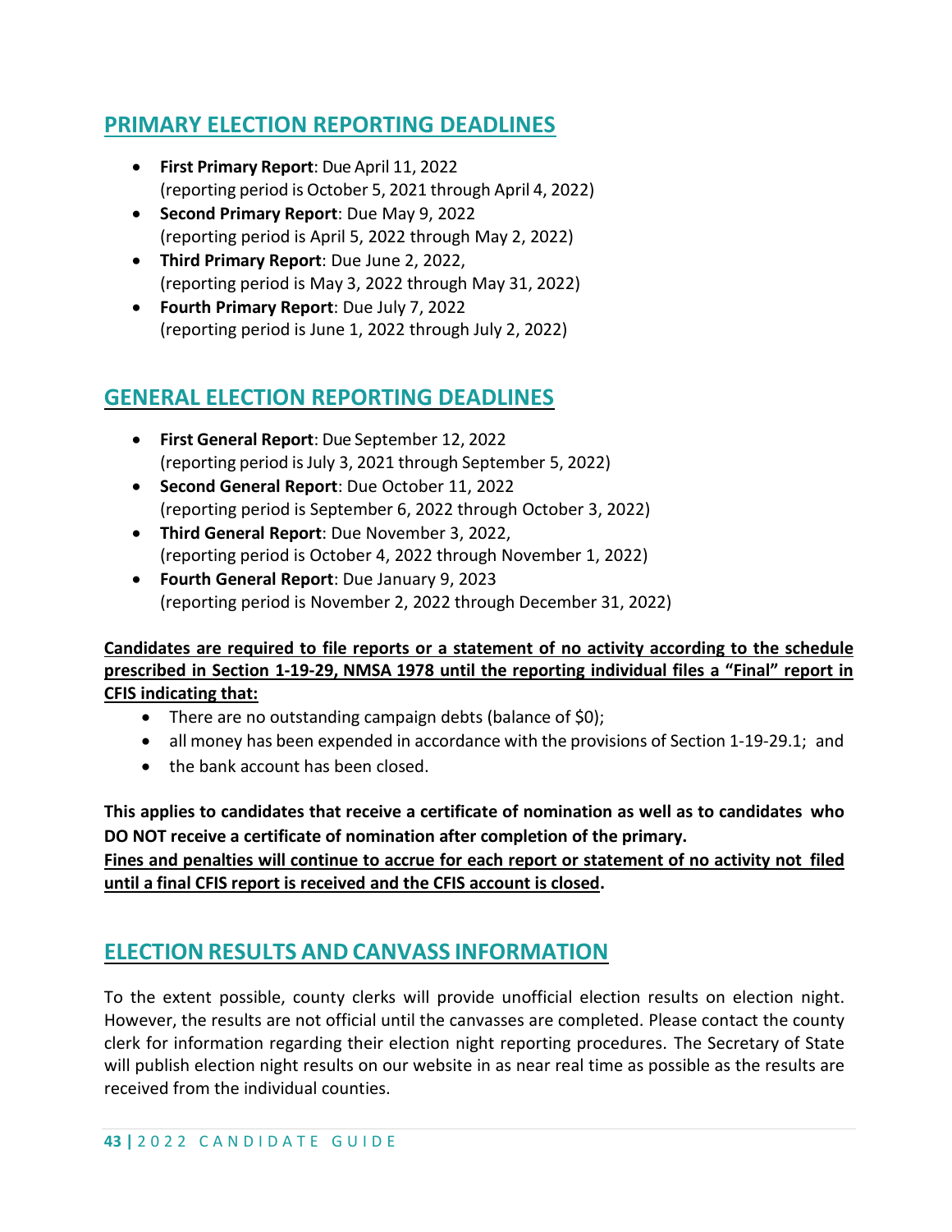## PRIMARY ELECTION REPORTING DEADLINES

- **First Primary Report**: Due April 11, 2022
  (reporting period is October 5, 2021 through April 4, 2022)
- **Second Primary Report**: Due May 9, 2022
  (reporting period is April 5, 2022 through May 2, 2022)
- **Third Primary Report**: Due June 2, 2022,
  (reporting period is May 3, 2022 through May 31, 2022)
- **Fourth Primary Report**: Due July 7, 2022
  (reporting period is June 1, 2022 through July 2, 2022)

## GENERAL ELECTION REPORTING DEADLINES

- **First General Report**: Due September 12, 2022
  (reporting period is July 3, 2021 through September 5, 2022)
- **Second General Report**: Due October 11, 2022
  (reporting period is September 6, 2022 through October 3, 2022)
- **Third General Report**: Due November 3, 2022,
  (reporting period is October 4, 2022 through November 1, 2022)
- **Fourth General Report**: Due January 9, 2023
  (reporting period is November 2, 2022 through December 31, 2022)

**Candidates are required to file reports or a statement of no activity according to the schedule prescribed in Section 1-19-29, NMSA 1978 until the reporting individual files a "Final" report in CFIS indicating that:**

- There are no outstanding campaign debts (balance of $0);
- all money has been expended in accordance with the provisions of Section 1-19-29.1; and
- the bank account has been closed.

**This applies to candidates that receive a certificate of nomination as well as to candidates who DO NOT receive a certificate of nomination after completion of the primary.**
**Fines and penalties will continue to accrue for each report or statement of no activity not filed until a final CFIS report is received and the CFIS account is closed.**

## ELECTION RESULTS AND CANVASS INFORMATION

To the extent possible, county clerks will provide unofficial election results on election night. However, the results are not official until the canvasses are completed. Please contact the county clerk for information regarding their election night reporting procedures. The Secretary of State will publish election night results on our website in as near real time as possible as the results are received from the individual counties.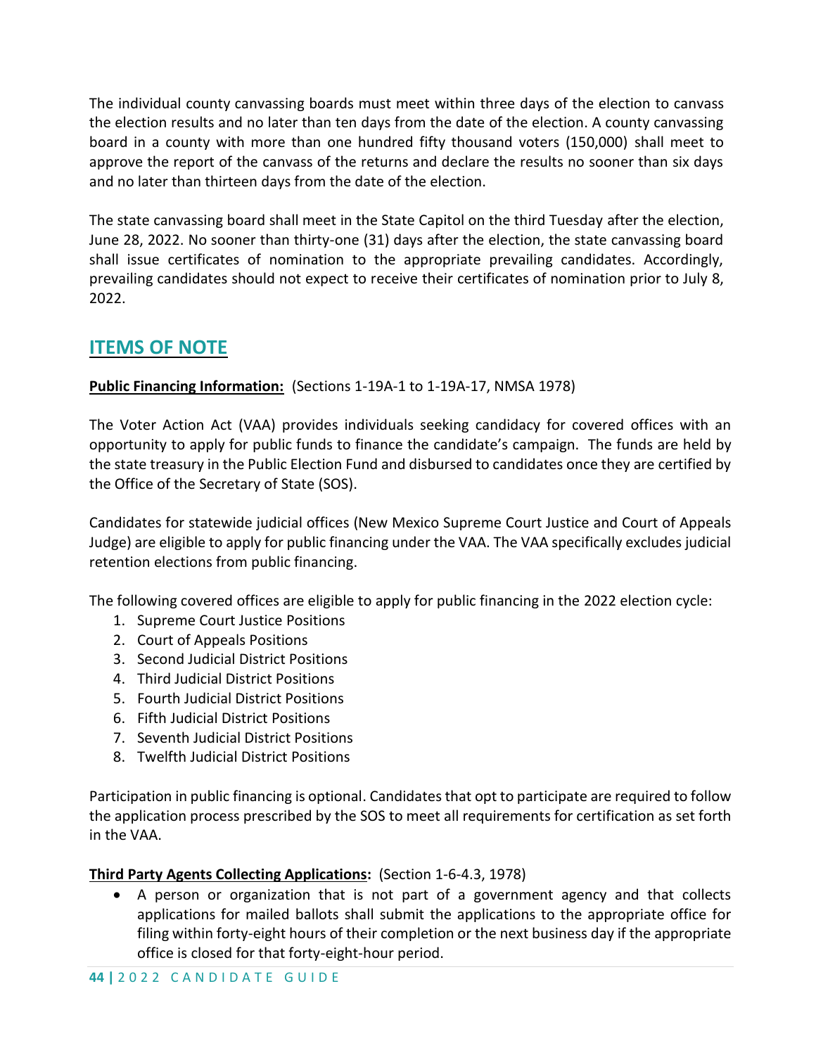The individual county canvassing boards must meet within three days of the election to canvass the election results and no later than ten days from the date of the election. A county canvassing board in a county with more than one hundred fifty thousand voters (150,000) shall meet to approve the report of the canvass of the returns and declare the results no sooner than six days and no later than thirteen days from the date of the election.

The state canvassing board shall meet in the State Capitol on the third Tuesday after the election, June 28, 2022. No sooner than thirty-one (31) days after the election, the state canvassing board shall issue certificates of nomination to the appropriate prevailing candidates. Accordingly, prevailing candidates should not expect to receive their certificates of nomination prior to July 8, 2022.

## ITEMS OF NOTE

**Public Financing Information:** (Sections 1-19A-1 to 1-19A-17, NMSA 1978)

The Voter Action Act (VAA) provides individuals seeking candidacy for covered offices with an opportunity to apply for public funds to finance the candidate's campaign. The funds are held by the state treasury in the Public Election Fund and disbursed to candidates once they are certified by the Office of the Secretary of State (SOS).

Candidates for statewide judicial offices (New Mexico Supreme Court Justice and Court of Appeals Judge) are eligible to apply for public financing under the VAA. The VAA specifically excludes judicial retention elections from public financing.

The following covered offices are eligible to apply for public financing in the 2022 election cycle:

1. Supreme Court Justice Positions
2. Court of Appeals Positions
3. Second Judicial District Positions
4. Third Judicial District Positions
5. Fourth Judicial District Positions
6. Fifth Judicial District Positions
7. Seventh Judicial District Positions
8. Twelfth Judicial District Positions

Participation in public financing is optional. Candidates that opt to participate are required to follow the application process prescribed by the SOS to meet all requirements for certification as set forth in the VAA.

**Third Party Agents Collecting Applications:** (Section 1-6-4.3, 1978)

- A person or organization that is not part of a government agency and that collects applications for mailed ballots shall submit the applications to the appropriate office for filing within forty-eight hours of their completion or the next business day if the appropriate office is closed for that forty-eight-hour period.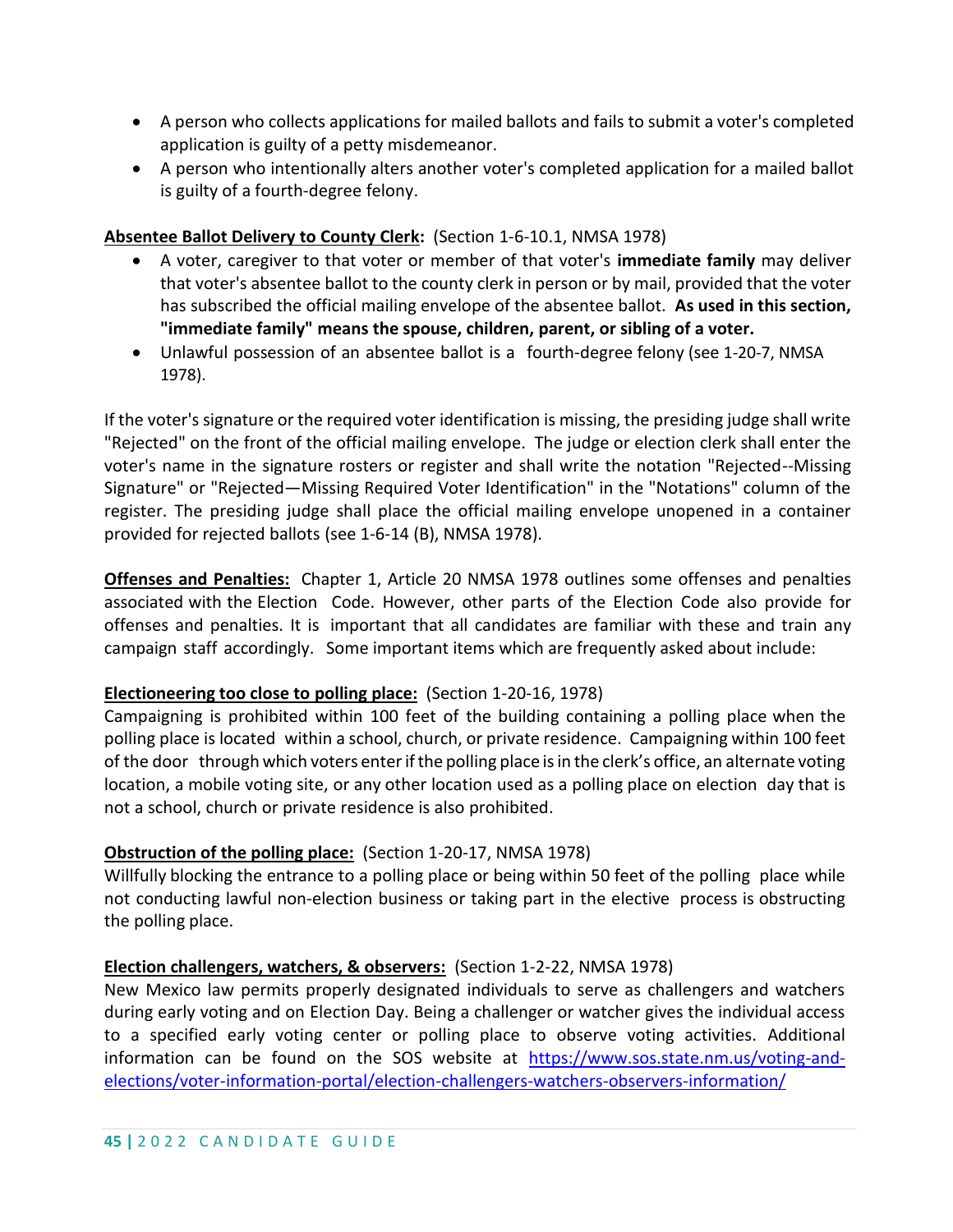- A person who collects applications for mailed ballots and fails to submit a voter's completed application is guilty of a petty misdemeanor.
- A person who intentionally alters another voter's completed application for a mailed ballot is guilty of a fourth-degree felony.

**<u>Absentee Ballot Delivery to County Clerk</u>:** (Section 1-6-10.1, NMSA 1978)

- A voter, caregiver to that voter or member of that voter's **immediate family** may deliver that voter's absentee ballot to the county clerk in person or by mail, provided that the voter has subscribed the official mailing envelope of the absentee ballot. **As used in this section, "immediate family" means the spouse, children, parent, or sibling of a voter.**
- Unlawful possession of an absentee ballot is a fourth-degree felony (see 1-20-7, NMSA 1978).

If the voter's signature or the required voter identification is missing, the presiding judge shall write "Rejected" on the front of the official mailing envelope. The judge or election clerk shall enter the voter's name in the signature rosters or register and shall write the notation "Rejected--Missing Signature" or "Rejected—Missing Required Voter Identification" in the "Notations" column of the register. The presiding judge shall place the official mailing envelope unopened in a container provided for rejected ballots (see 1-6-14 (B), NMSA 1978).

**<u>Offenses and Penalties:</u>** Chapter 1, Article 20 NMSA 1978 outlines some offenses and penalties associated with the Election Code. However, other parts of the Election Code also provide for offenses and penalties. It is important that all candidates are familiar with these and train any campaign staff accordingly. Some important items which are frequently asked about include:

**<u>Electioneering too close to polling place:</u>** (Section 1-20-16, 1978)

Campaigning is prohibited within 100 feet of the building containing a polling place when the polling place is located within a school, church, or private residence. Campaigning within 100 feet of the door through which voters enter if the polling place is in the clerk's office, an alternate voting location, a mobile voting site, or any other location used as a polling place on election day that is not a school, church or private residence is also prohibited.

**<u>Obstruction of the polling place:</u>** (Section 1-20-17, NMSA 1978)

Willfully blocking the entrance to a polling place or being within 50 feet of the polling place while not conducting lawful non-election business or taking part in the elective process is obstructing the polling place.

**<u>Election challengers, watchers, & observers:</u>** (Section 1-2-22, NMSA 1978)

New Mexico law permits properly designated individuals to serve as challengers and watchers during early voting and on Election Day. Being a challenger or watcher gives the individual access to a specified early voting center or polling place to observe voting activities. Additional information can be found on the SOS website at https://www.sos.state.nm.us/voting-and-elections/voter-information-portal/election-challengers-watchers-observers-information/